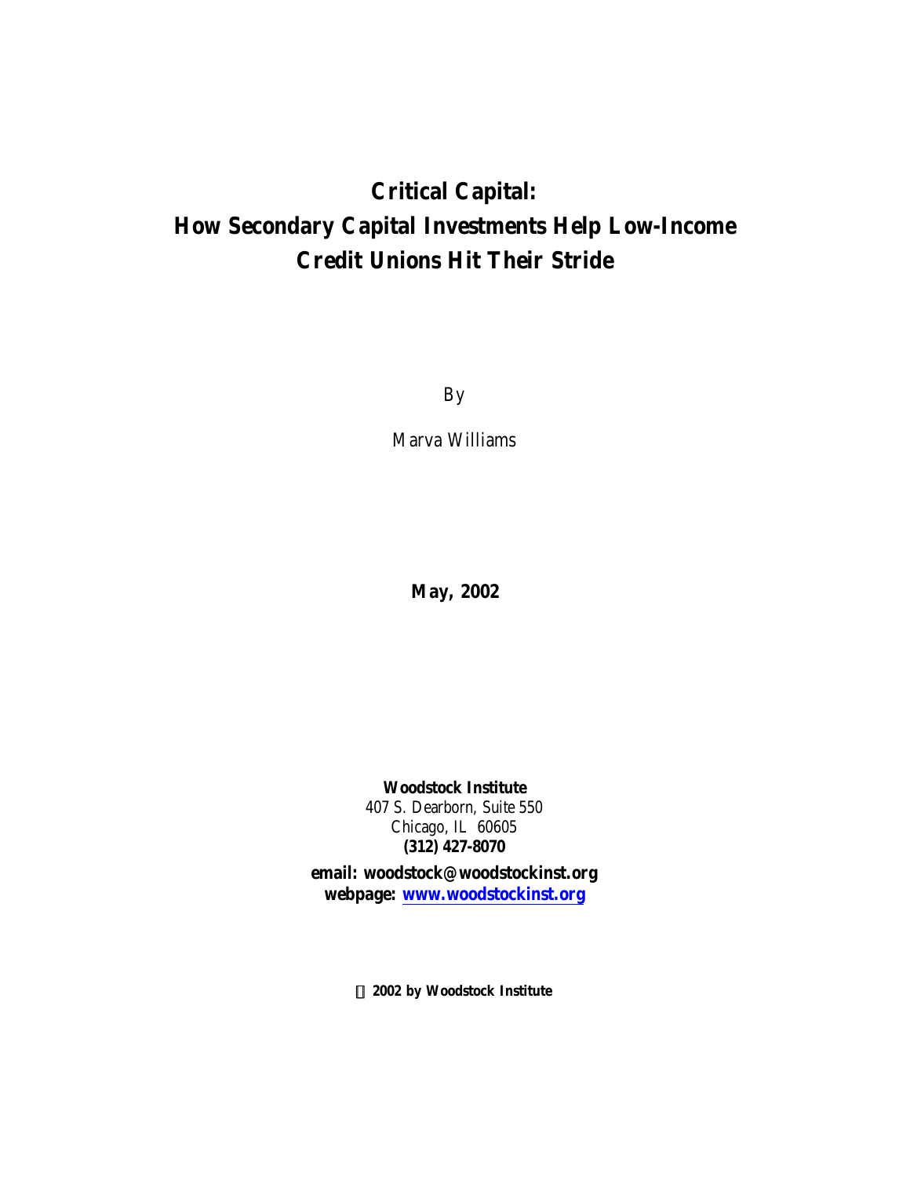# Critical Capital:
# How Secondary Capital Investments Help Low-Income Credit Unions Hit Their Stride

By

Marva Williams

**May, 2002**

**Woodstock Institute**
407 S. Dearborn, Suite 550
Chicago, IL 60605
**(312) 427-8070**

**email: woodstock@woodstockinst.org**
**webpage: www.woodstockinst.org**

**© 2002 by Woodstock Institute**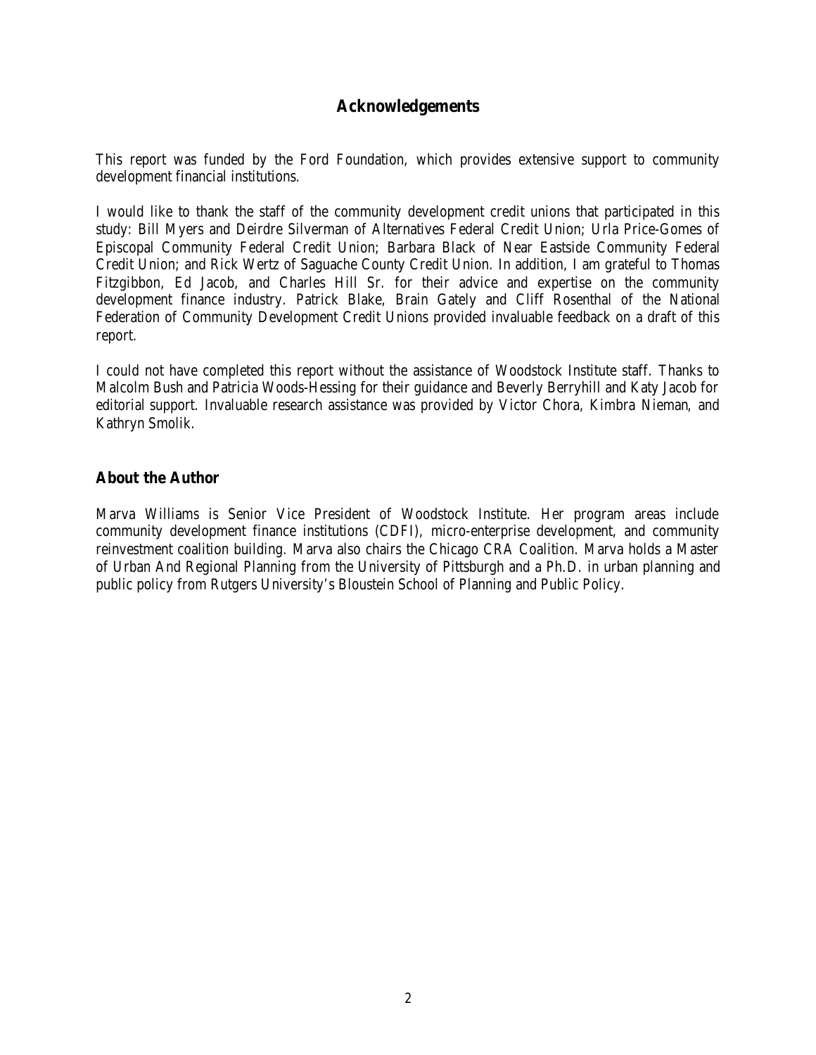## Acknowledgements

This report was funded by the Ford Foundation, which provides extensive support to community development financial institutions.

I would like to thank the staff of the community development credit unions that participated in this study: Bill Myers and Deirdre Silverman of Alternatives Federal Credit Union; Urla Price-Gomes of Episcopal Community Federal Credit Union; Barbara Black of Near Eastside Community Federal Credit Union; and Rick Wertz of Saguache County Credit Union. In addition, I am grateful to Thomas Fitzgibbon, Ed Jacob, and Charles Hill Sr. for their advice and expertise on the community development finance industry. Patrick Blake, Brain Gately and Cliff Rosenthal of the National Federation of Community Development Credit Unions provided invaluable feedback on a draft of this report.

I could not have completed this report without the assistance of Woodstock Institute staff. Thanks to Malcolm Bush and Patricia Woods-Hessing for their guidance and Beverly Berryhill and Katy Jacob for editorial support. Invaluable research assistance was provided by Victor Chora, Kimbra Nieman, and Kathryn Smolik.

### About the Author

Marva Williams is Senior Vice President of Woodstock Institute. Her program areas include community development finance institutions (CDFI), micro-enterprise development, and community reinvestment coalition building. Marva also chairs the Chicago CRA Coalition. Marva holds a Master of Urban And Regional Planning from the University of Pittsburgh and a Ph.D. in urban planning and public policy from Rutgers University's Bloustein School of Planning and Public Policy.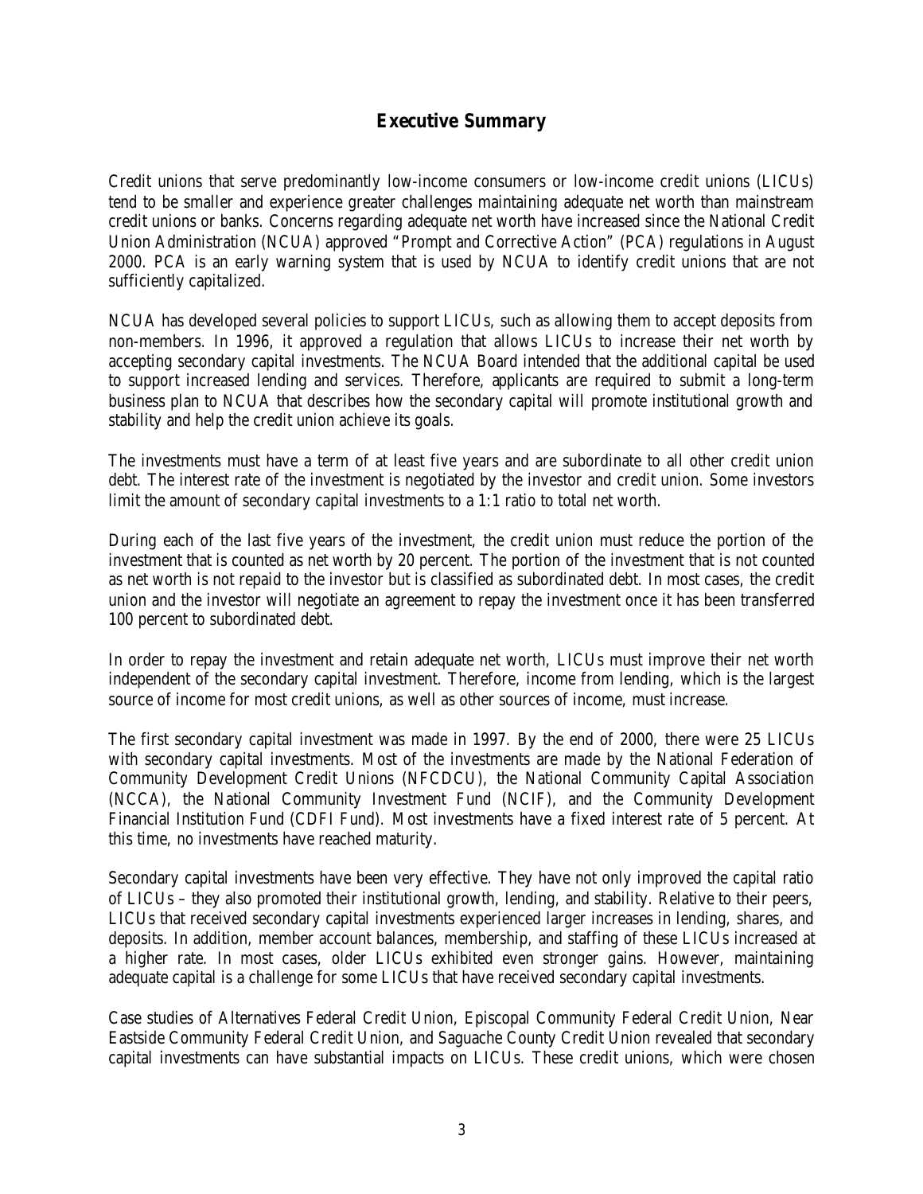## Executive Summary

Credit unions that serve predominantly low-income consumers or low-income credit unions (LICUs) tend to be smaller and experience greater challenges maintaining adequate net worth than mainstream credit unions or banks. Concerns regarding adequate net worth have increased since the National Credit Union Administration (NCUA) approved "Prompt and Corrective Action" (PCA) regulations in August 2000. PCA is an early warning system that is used by NCUA to identify credit unions that are not sufficiently capitalized.

NCUA has developed several policies to support LICUs, such as allowing them to accept deposits from non-members. In 1996, it approved a regulation that allows LICUs to increase their net worth by accepting secondary capital investments. The NCUA Board intended that the additional capital be used to support increased lending and services. Therefore, applicants are required to submit a long-term business plan to NCUA that describes how the secondary capital will promote institutional growth and stability and help the credit union achieve its goals.

The investments must have a term of at least five years and are subordinate to all other credit union debt. The interest rate of the investment is negotiated by the investor and credit union. Some investors limit the amount of secondary capital investments to a 1:1 ratio to total net worth.

During each of the last five years of the investment, the credit union must reduce the portion of the investment that is counted as net worth by 20 percent. The portion of the investment that is not counted as net worth is not repaid to the investor but is classified as subordinated debt. In most cases, the credit union and the investor will negotiate an agreement to repay the investment once it has been transferred 100 percent to subordinated debt.

In order to repay the investment and retain adequate net worth, LICUs must improve their net worth independent of the secondary capital investment. Therefore, income from lending, which is the largest source of income for most credit unions, as well as other sources of income, must increase.

The first secondary capital investment was made in 1997. By the end of 2000, there were 25 LICUs with secondary capital investments. Most of the investments are made by the National Federation of Community Development Credit Unions (NFCDCU), the National Community Capital Association (NCCA), the National Community Investment Fund (NCIF), and the Community Development Financial Institution Fund (CDFI Fund). Most investments have a fixed interest rate of 5 percent. At this time, no investments have reached maturity.

Secondary capital investments have been very effective. They have not only improved the capital ratio of LICUs – they also promoted their institutional growth, lending, and stability. Relative to their peers, LICUs that received secondary capital investments experienced larger increases in lending, shares, and deposits. In addition, member account balances, membership, and staffing of these LICUs increased at a higher rate. In most cases, older LICUs exhibited even stronger gains. However, maintaining adequate capital is a challenge for some LICUs that have received secondary capital investments.

Case studies of Alternatives Federal Credit Union, Episcopal Community Federal Credit Union, Near Eastside Community Federal Credit Union, and Saguache County Credit Union revealed that secondary capital investments can have substantial impacts on LICUs. These credit unions, which were chosen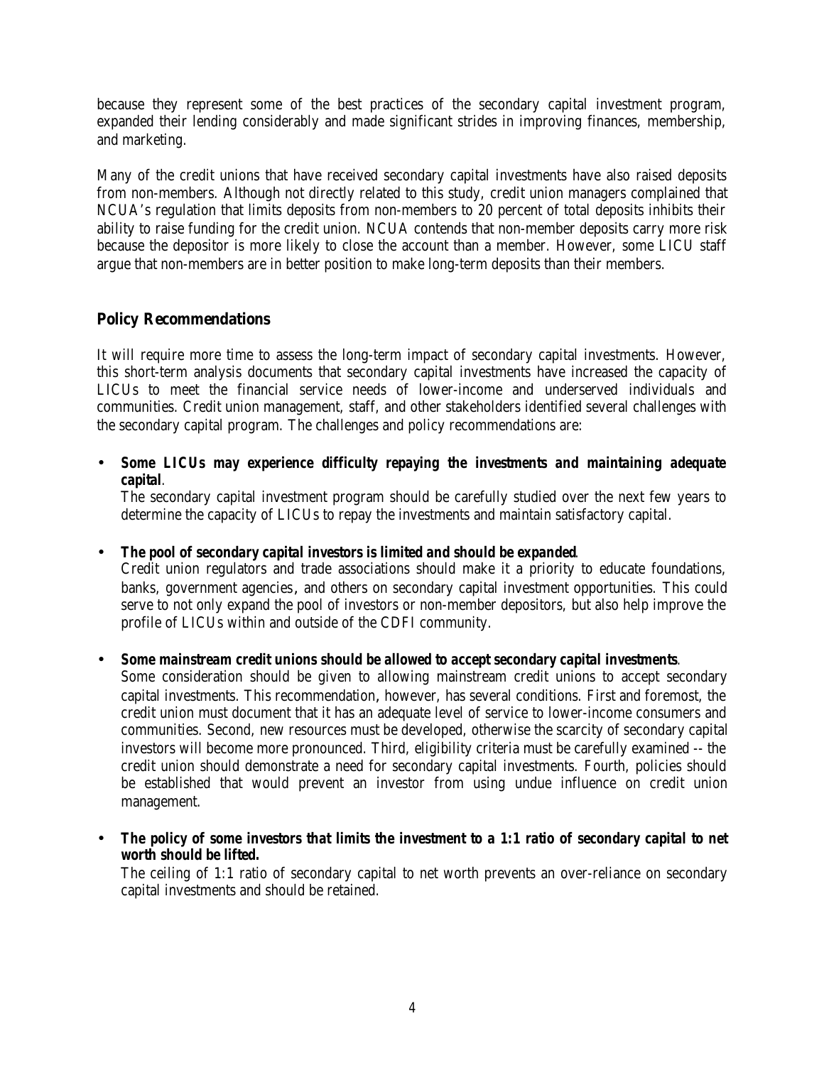because they represent some of the best practices of the secondary capital investment program, expanded their lending considerably and made significant strides in improving finances, membership, and marketing.

Many of the credit unions that have received secondary capital investments have also raised deposits from non-members. Although not directly related to this study, credit union managers complained that NCUA's regulation that limits deposits from non-members to 20 percent of total deposits inhibits their ability to raise funding for the credit union. NCUA contends that non-member deposits carry more risk because the depositor is more likely to close the account than a member. However, some LICU staff argue that non-members are in better position to make long-term deposits than their members.

## Policy Recommendations

It will require more time to assess the long-term impact of secondary capital investments. However, this short-term analysis documents that secondary capital investments have increased the capacity of LICUs to meet the financial service needs of lower-income and underserved individuals and communities. Credit union management, staff, and other stakeholders identified several challenges with the secondary capital program. The challenges and policy recommendations are:

- ***Some LICUs may experience difficulty repaying the investments and maintaining adequate capital***.
  The secondary capital investment program should be carefully studied over the next few years to determine the capacity of LICUs to repay the investments and maintain satisfactory capital.

- ***The pool of secondary capital investors is limited and should be expanded***.
  Credit union regulators and trade associations should make it a priority to educate foundations, banks, government agencies, and others on secondary capital investment opportunities. This could serve to not only expand the pool of investors or non-member depositors, but also help improve the profile of LICUs within and outside of the CDFI community.

- ***Some mainstream credit unions should be allowed to accept secondary capital investments***.
  Some consideration should be given to allowing mainstream credit unions to accept secondary capital investments. This recommendation, however, has several conditions. First and foremost, the credit union must document that it has an adequate level of service to lower-income consumers and communities. Second, new resources must be developed, otherwise the scarcity of secondary capital investors will become more pronounced. Third, eligibility criteria must be carefully examined -- the credit union should demonstrate a need for secondary capital investments. Fourth, policies should be established that would prevent an investor from using undue influence on credit union management.

- ***The policy of some investors that limits the investment to a 1:1 ratio of secondary capital to net worth should be lifted.***
  The ceiling of 1:1 ratio of secondary capital to net worth prevents an over-reliance on secondary capital investments and should be retained.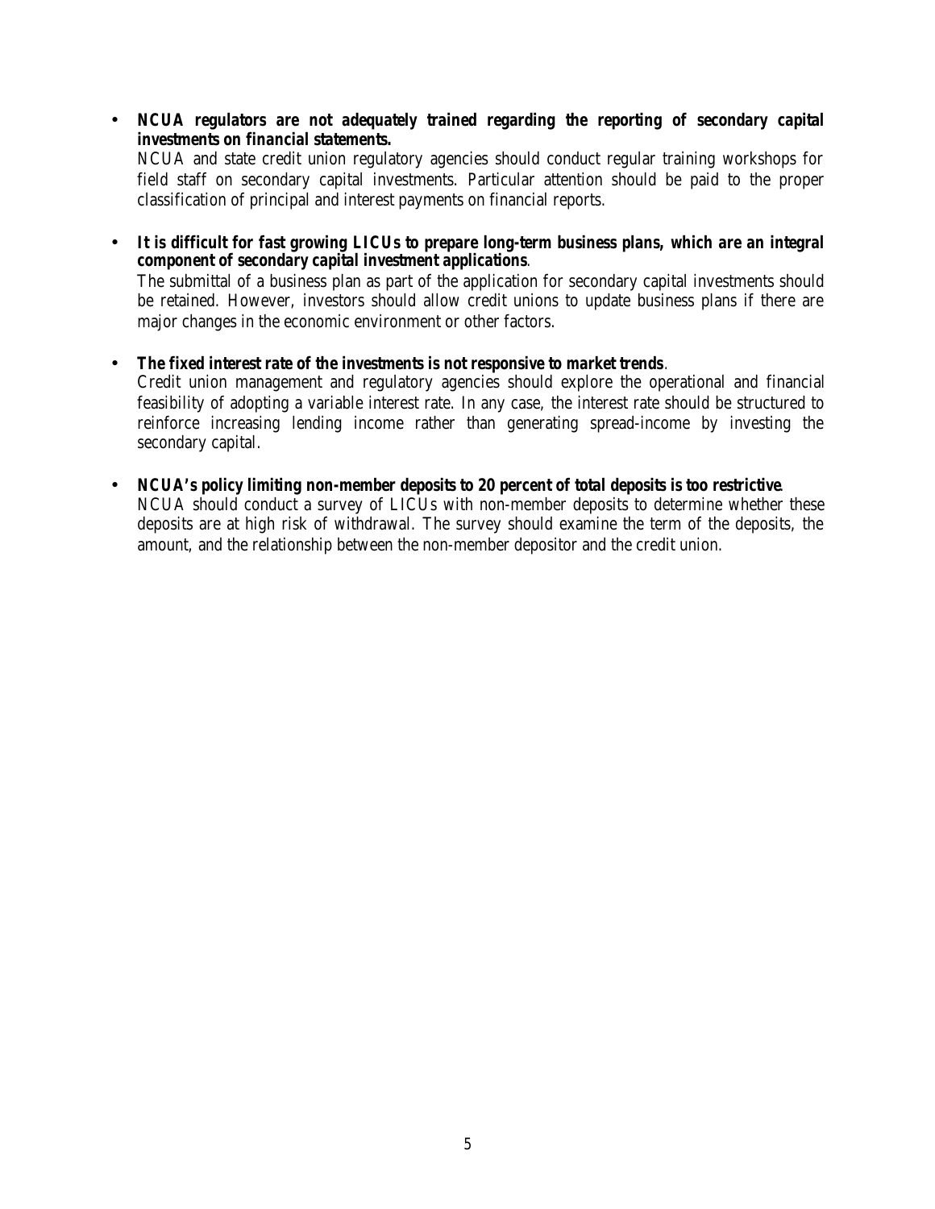- ***NCUA regulators are not adequately trained regarding the reporting of secondary capital investments on financial statements.***
  NCUA and state credit union regulatory agencies should conduct regular training workshops for field staff on secondary capital investments. Particular attention should be paid to the proper classification of principal and interest payments on financial reports.

- ***It is difficult for fast growing LICUs to prepare long-term business plans, which are an integral component of secondary capital investment applications***.
  The submittal of a business plan as part of the application for secondary capital investments should be retained. However, investors should allow credit unions to update business plans if there are major changes in the economic environment or other factors.

- ***The fixed interest rate of the investments is not responsive to market trends***.
  Credit union management and regulatory agencies should explore the operational and financial feasibility of adopting a variable interest rate. In any case, the interest rate should be structured to reinforce increasing lending income rather than generating spread-income by investing the secondary capital.

- ***NCUA's policy limiting non-member deposits to 20 percent of total deposits is too restrictive***.
  NCUA should conduct a survey of LICUs with non-member deposits to determine whether these deposits are at high risk of withdrawal. The survey should examine the term of the deposits, the amount, and the relationship between the non-member depositor and the credit union.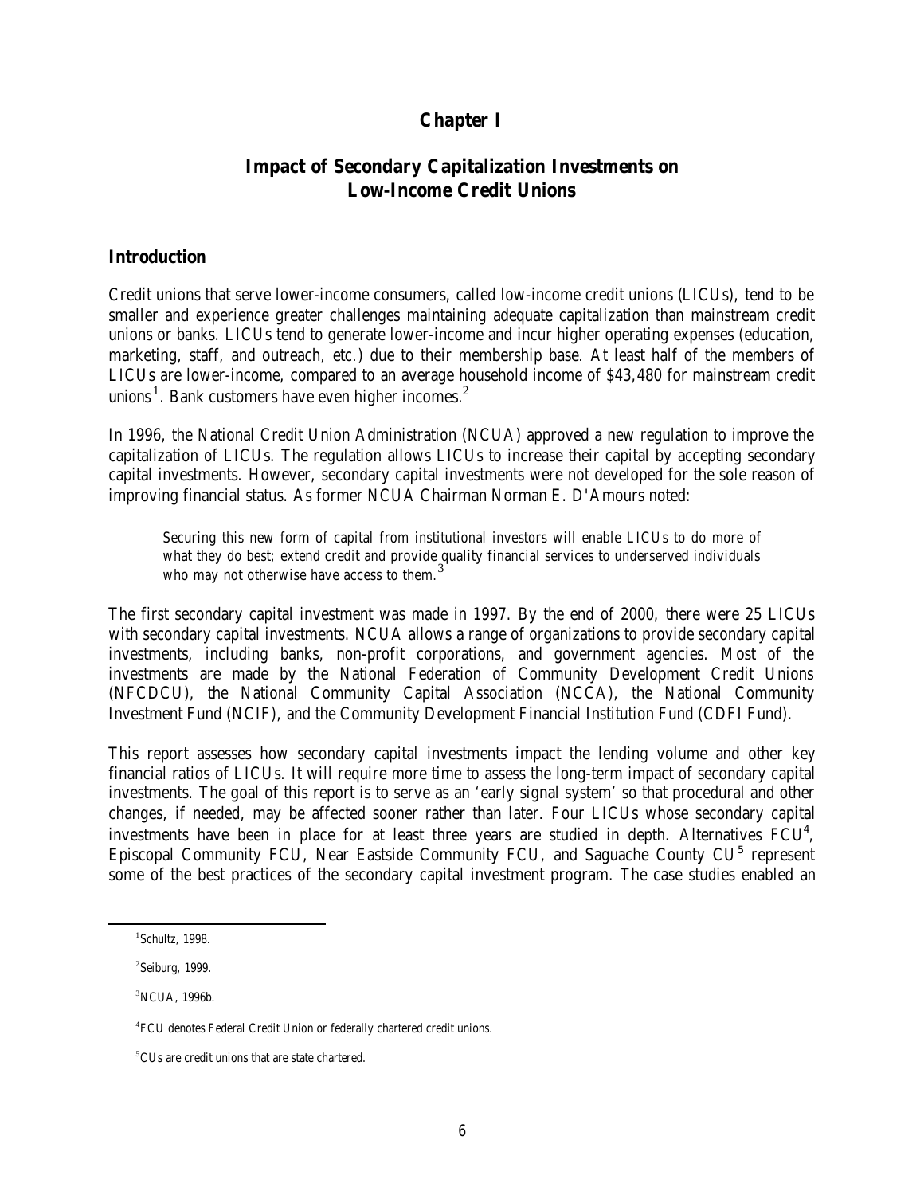# Chapter I

## Impact of Secondary Capitalization Investments on Low-Income Credit Unions

### Introduction

Credit unions that serve lower-income consumers, called low-income credit unions (LICUs), tend to be smaller and experience greater challenges maintaining adequate capitalization than mainstream credit unions or banks. LICUs tend to generate lower-income and incur higher operating expenses (education, marketing, staff, and outreach, etc.) due to their membership base. At least half of the members of LICUs are lower-income, compared to an average household income of $43,480 for mainstream credit unions[1]. Bank customers have even higher incomes.[2]

In 1996, the National Credit Union Administration (NCUA) approved a new regulation to improve the capitalization of LICUs. The regulation allows LICUs to increase their capital by accepting secondary capital investments. However, secondary capital investments were not developed for the sole reason of improving financial status. As former NCUA Chairman Norman E. D'Amours noted:

> Securing this new form of capital from institutional investors will enable LICUs to do more of what they do best; extend credit and provide quality financial services to underserved individuals who may not otherwise have access to them.[3]

The first secondary capital investment was made in 1997. By the end of 2000, there were 25 LICUs with secondary capital investments. NCUA allows a range of organizations to provide secondary capital investments, including banks, non-profit corporations, and government agencies. Most of the investments are made by the National Federation of Community Development Credit Unions (NFCDCU), the National Community Capital Association (NCCA), the National Community Investment Fund (NCIF), and the Community Development Financial Institution Fund (CDFI Fund).

This report assesses how secondary capital investments impact the lending volume and other key financial ratios of LICUs. It will require more time to assess the long-term impact of secondary capital investments. The goal of this report is to serve as an 'early signal system' so that procedural and other changes, if needed, may be affected sooner rather than later. Four LICUs whose secondary capital investments have been in place for at least three years are studied in depth. Alternatives FCU[4], Episcopal Community FCU, Near Eastside Community FCU, and Saguache County CU[5] represent some of the best practices of the secondary capital investment program. The case studies enabled an

---

[1] Schultz, 1998.

[2] Seiburg, 1999.

[3] NCUA, 1996b.

[4] FCU denotes Federal Credit Union or federally chartered credit unions.

[5] CUs are credit unions that are state chartered.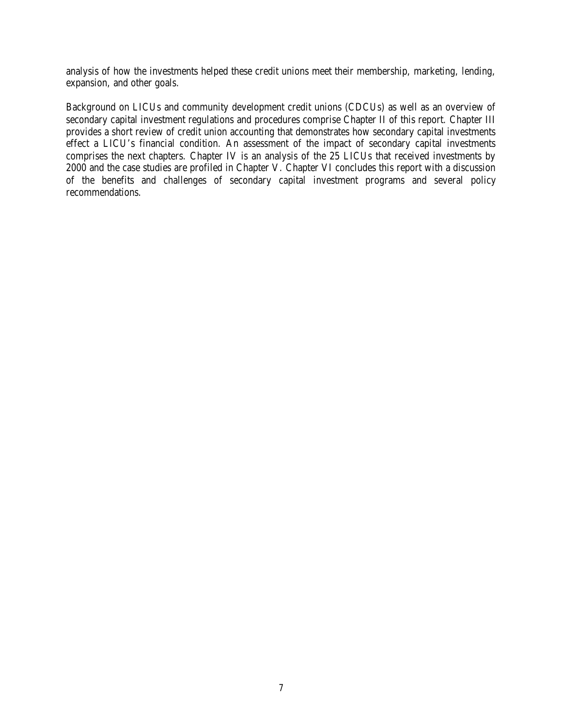analysis of how the investments helped these credit unions meet their membership, marketing, lending, expansion, and other goals.

Background on LICUs and community development credit unions (CDCUs) as well as an overview of secondary capital investment regulations and procedures comprise Chapter II of this report. Chapter III provides a short review of credit union accounting that demonstrates how secondary capital investments effect a LICU's financial condition. An assessment of the impact of secondary capital investments comprises the next chapters. Chapter IV is an analysis of the 25 LICUs that received investments by 2000 and the case studies are profiled in Chapter V. Chapter VI concludes this report with a discussion of the benefits and challenges of secondary capital investment programs and several policy recommendations.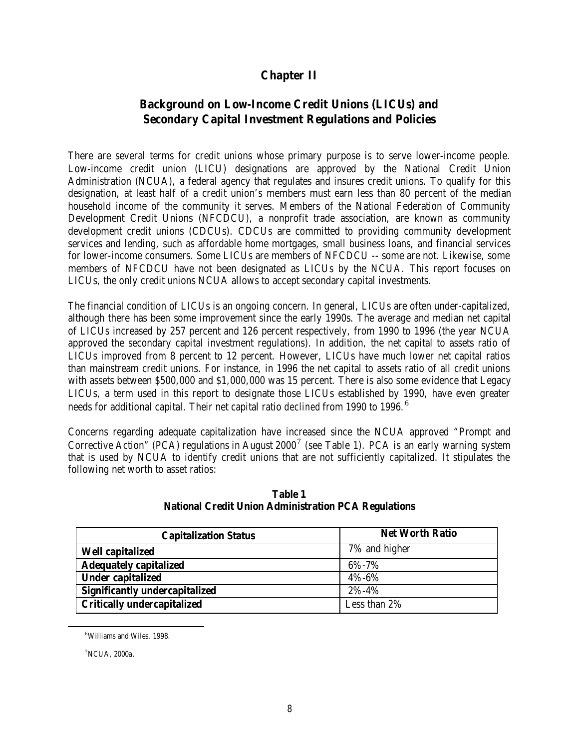# Chapter II

## Background on Low-Income Credit Unions (LICUs) and Secondary Capital Investment Regulations and Policies

There are several terms for credit unions whose primary purpose is to serve lower-income people. Low-income credit union (LICU) designations are approved by the National Credit Union Administration (NCUA), a federal agency that regulates and insures credit unions. To qualify for this designation, at least half of a credit union's members must earn less than 80 percent of the median household income of the community it serves. Members of the National Federation of Community Development Credit Unions (NFCDCU), a nonprofit trade association, are known as community development credit unions (CDCUs). CDCUs are committed to providing community development services and lending, such as affordable home mortgages, small business loans, and financial services for lower-income consumers. Some LICUs are members of NFCDCU -- some are not. Likewise, some members of NFCDCU have not been designated as LICUs by the NCUA. This report focuses on LICUs, the only credit unions NCUA allows to accept secondary capital investments.

The financial condition of LICUs is an ongoing concern. In general, LICUs are often under-capitalized, although there has been some improvement since the early 1990s. The average and median net capital of LICUs increased by 257 percent and 126 percent respectively, from 1990 to 1996 (the year NCUA approved the secondary capital investment regulations). In addition, the net capital to assets ratio of LICUs improved from 8 percent to 12 percent. However, LICUs have much lower net capital ratios than mainstream credit unions. For instance, in 1996 the net capital to assets ratio of all credit unions with assets between $500,000 and $1,000,000 was 15 percent. There is also some evidence that Legacy LICUs, a term used in this report to designate those LICUs established by 1990, have even greater needs for additional capital. Their net capital ratio *declined* from 1990 to 1996.[6]

Concerns regarding adequate capitalization have increased since the NCUA approved "Prompt and Corrective Action" (PCA) regulations in August 2000[7] (see Table 1). PCA is an early warning system that is used by NCUA to identify credit unions that are not sufficiently capitalized. It stipulates the following net worth to asset ratios:

**Table 1**
**National Credit Union Administration PCA Regulations**

| Capitalization Status | Net Worth Ratio |
|---|---|
| **Well capitalized** | 7% and higher |
| **Adequately capitalized** | 6%-7% |
| **Under capitalized** | 4%-6% |
| **Significantly undercapitalized** | 2%-4% |
| **Critically undercapitalized** | Less than 2% |

[6] Williams and Wiles. 1998.

[7] NCUA, 2000a.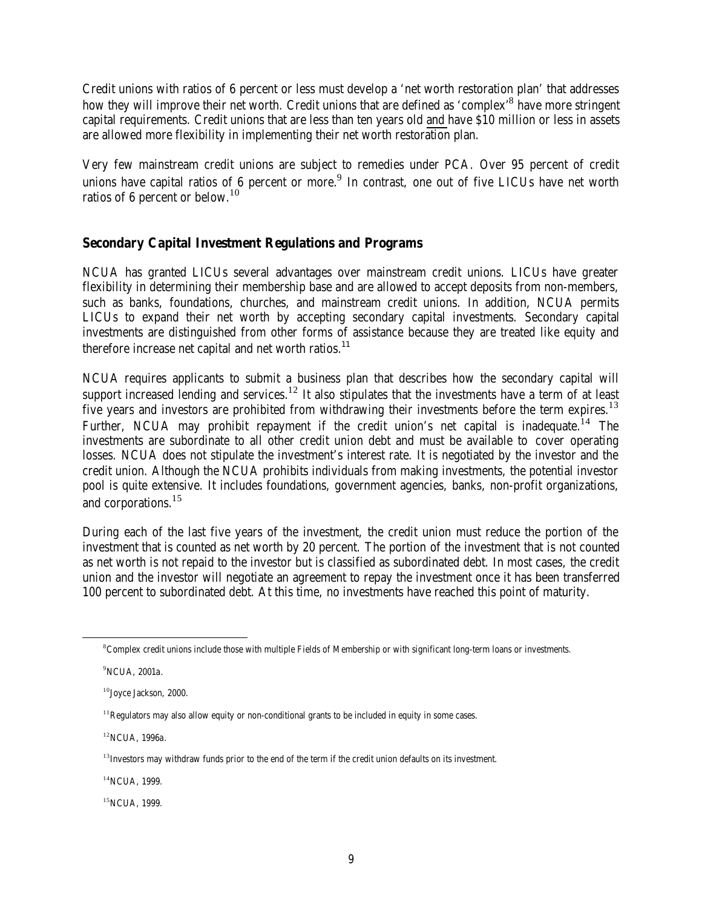Credit unions with ratios of 6 percent or less must develop a 'net worth restoration plan' that addresses how they will improve their net worth. Credit unions that are defined as 'complex'[8] have more stringent capital requirements. Credit unions that are less than ten years old and have $10 million or less in assets are allowed more flexibility in implementing their net worth restoration plan.

Very few mainstream credit unions are subject to remedies under PCA. Over 95 percent of credit unions have capital ratios of 6 percent or more.[9] In contrast, one out of five LICUs have net worth ratios of 6 percent or below.[10]

### Secondary Capital Investment Regulations and Programs

NCUA has granted LICUs several advantages over mainstream credit unions. LICUs have greater flexibility in determining their membership base and are allowed to accept deposits from non-members, such as banks, foundations, churches, and mainstream credit unions. In addition, NCUA permits LICUs to expand their net worth by accepting secondary capital investments. Secondary capital investments are distinguished from other forms of assistance because they are treated like equity and therefore increase net capital and net worth ratios.[11]

NCUA requires applicants to submit a business plan that describes how the secondary capital will support increased lending and services.[12] It also stipulates that the investments have a term of at least five years and investors are prohibited from withdrawing their investments before the term expires.[13] Further, NCUA may prohibit repayment if the credit union's net capital is inadequate.[14] The investments are subordinate to all other credit union debt and must be available to cover operating losses. NCUA does not stipulate the investment's interest rate. It is negotiated by the investor and the credit union. Although the NCUA prohibits individuals from making investments, the potential investor pool is quite extensive. It includes foundations, government agencies, banks, non-profit organizations, and corporations.[15]

During each of the last five years of the investment, the credit union must reduce the portion of the investment that is counted as net worth by 20 percent. The portion of the investment that is not counted as net worth is not repaid to the investor but is classified as subordinated debt. In most cases, the credit union and the investor will negotiate an agreement to repay the investment once it has been transferred 100 percent to subordinated debt. At this time, no investments have reached this point of maturity.

---

[8] Complex credit unions include those with multiple Fields of Membership or with significant long-term loans or investments.

[9] NCUA, 2001a.

[10] Joyce Jackson, 2000.

[11] Regulators may also allow equity or non-conditional grants to be included in equity in some cases.

[12] NCUA, 1996a.

[13] Investors may withdraw funds prior to the end of the term if the credit union defaults on its investment.

[14] NCUA, 1999.

[15] NCUA, 1999.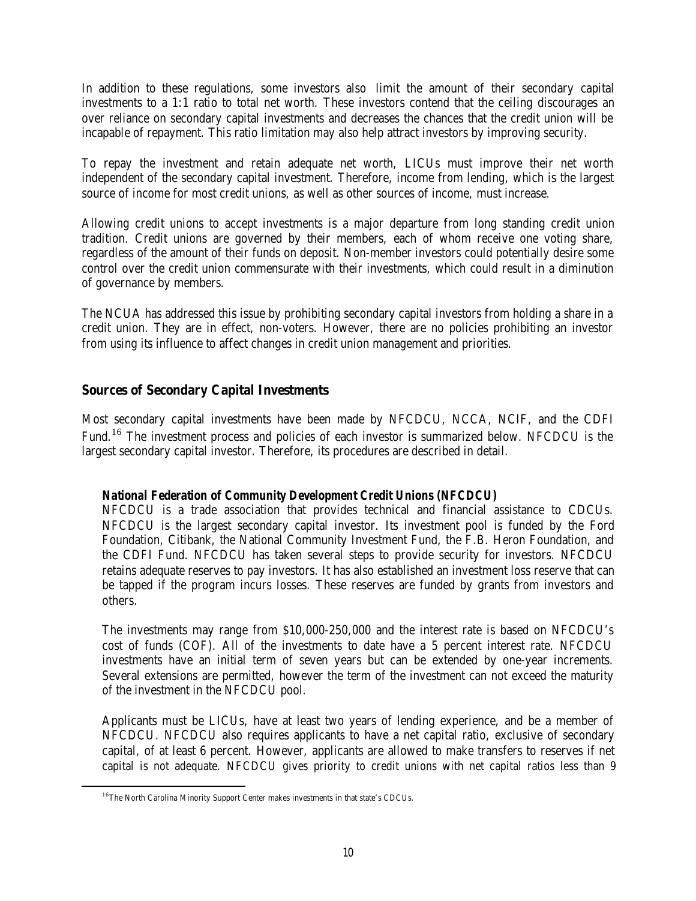In addition to these regulations, some investors also limit the amount of their secondary capital investments to a 1:1 ratio to total net worth. These investors contend that the ceiling discourages an over reliance on secondary capital investments and decreases the chances that the credit union will be incapable of repayment. This ratio limitation may also help attract investors by improving security.

To repay the investment and retain adequate net worth, LICUs must improve their net worth independent of the secondary capital investment. Therefore, income from lending, which is the largest source of income for most credit unions, as well as other sources of income, must increase.

Allowing credit unions to accept investments is a major departure from long standing credit union tradition. Credit unions are governed by their members, each of whom receive one voting share, regardless of the amount of their funds on deposit. Non-member investors could potentially desire some control over the credit union commensurate with their investments, which could result in a diminution of governance by members.

The NCUA has addressed this issue by prohibiting secondary capital investors from holding a share in a credit union. They are in effect, non-voters. However, there are no policies prohibiting an investor from using its influence to affect changes in credit union management and priorities.

## Sources of Secondary Capital Investments

Most secondary capital investments have been made by NFCDCU, NCCA, NCIF, and the CDFI Fund.[16] The investment process and policies of each investor is summarized below. NFCDCU is the largest secondary capital investor. Therefore, its procedures are described in detail.

### National Federation of Community Development Credit Unions (NFCDCU)

NFCDCU is a trade association that provides technical and financial assistance to CDCUs. NFCDCU is the largest secondary capital investor. Its investment pool is funded by the Ford Foundation, Citibank, the National Community Investment Fund, the F.B. Heron Foundation, and the CDFI Fund. NFCDCU has taken several steps to provide security for investors. NFCDCU retains adequate reserves to pay investors. It has also established an investment loss reserve that can be tapped if the program incurs losses. These reserves are funded by grants from investors and others.

The investments may range from $10,000-250,000 and the interest rate is based on NFCDCU's cost of funds (COF). All of the investments to date have a 5 percent interest rate. NFCDCU investments have an initial term of seven years but can be extended by one-year increments. Several extensions are permitted, however the term of the investment can not exceed the maturity of the investment in the NFCDCU pool.

Applicants must be LICUs, have at least two years of lending experience, and be a member of NFCDCU. NFCDCU also requires applicants to have a net capital ratio, exclusive of secondary capital, of at least 6 percent. However, applicants are allowed to make transfers to reserves if net capital is not adequate. NFCDCU gives priority to credit unions with net capital ratios less than 9

---

[16] The North Carolina Minority Support Center makes investments in that state's CDCUs.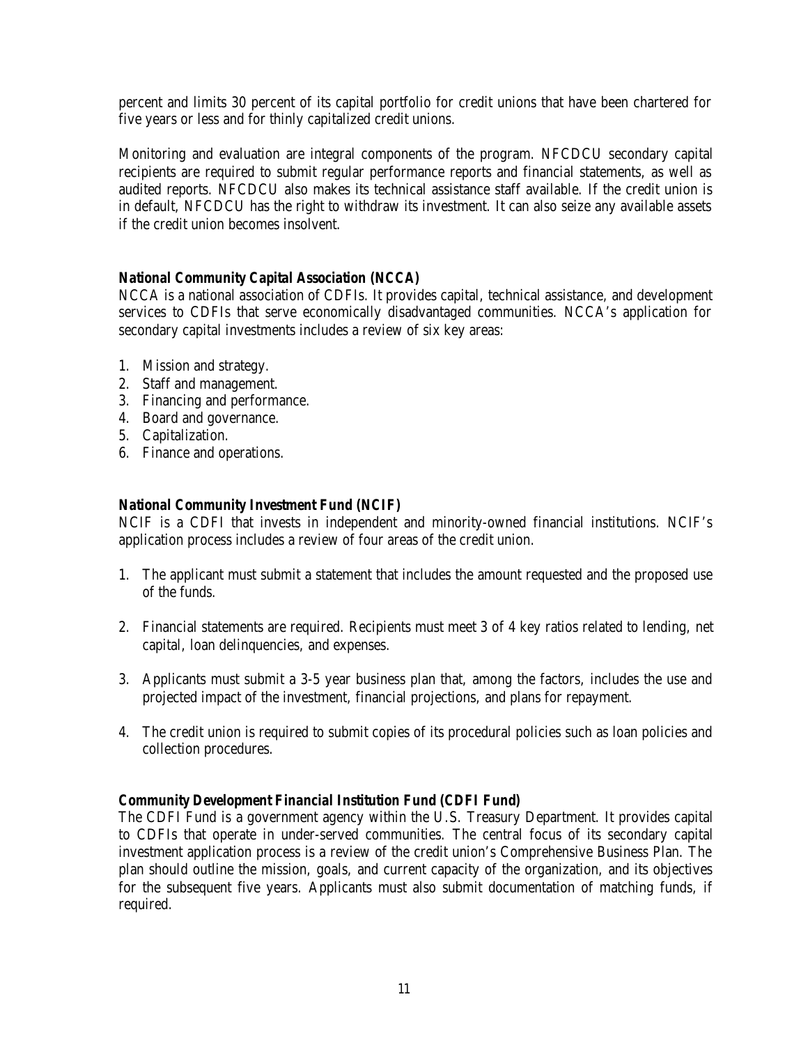percent and limits 30 percent of its capital portfolio for credit unions that have been chartered for five years or less and for thinly capitalized credit unions.

Monitoring and evaluation are integral components of the program. NFCDCU secondary capital recipients are required to submit regular performance reports and financial statements, as well as audited reports. NFCDCU also makes its technical assistance staff available. If the credit union is in default, NFCDCU has the right to withdraw its investment. It can also seize any available assets if the credit union becomes insolvent.

**National Community Capital Association (NCCA)**

NCCA is a national association of CDFIs. It provides capital, technical assistance, and development services to CDFIs that serve economically disadvantaged communities. NCCA's application for secondary capital investments includes a review of six key areas:

1. Mission and strategy.
2. Staff and management.
3. Financing and performance.
4. Board and governance.
5. Capitalization.
6. Finance and operations.

**National Community Investment Fund (NCIF)**

NCIF is a CDFI that invests in independent and minority-owned financial institutions. NCIF's application process includes a review of four areas of the credit union.

1. The applicant must submit a statement that includes the amount requested and the proposed use of the funds.

2. Financial statements are required. Recipients must meet 3 of 4 key ratios related to lending, net capital, loan delinquencies, and expenses.

3. Applicants must submit a 3-5 year business plan that, among the factors, includes the use and projected impact of the investment, financial projections, and plans for repayment.

4. The credit union is required to submit copies of its procedural policies such as loan policies and collection procedures.

**Community Development Financial Institution Fund (CDFI Fund)**

The CDFI Fund is a government agency within the U.S. Treasury Department. It provides capital to CDFIs that operate in under-served communities. The central focus of its secondary capital investment application process is a review of the credit union's Comprehensive Business Plan. The plan should outline the mission, goals, and current capacity of the organization, and its objectives for the subsequent five years. Applicants must also submit documentation of matching funds, if required.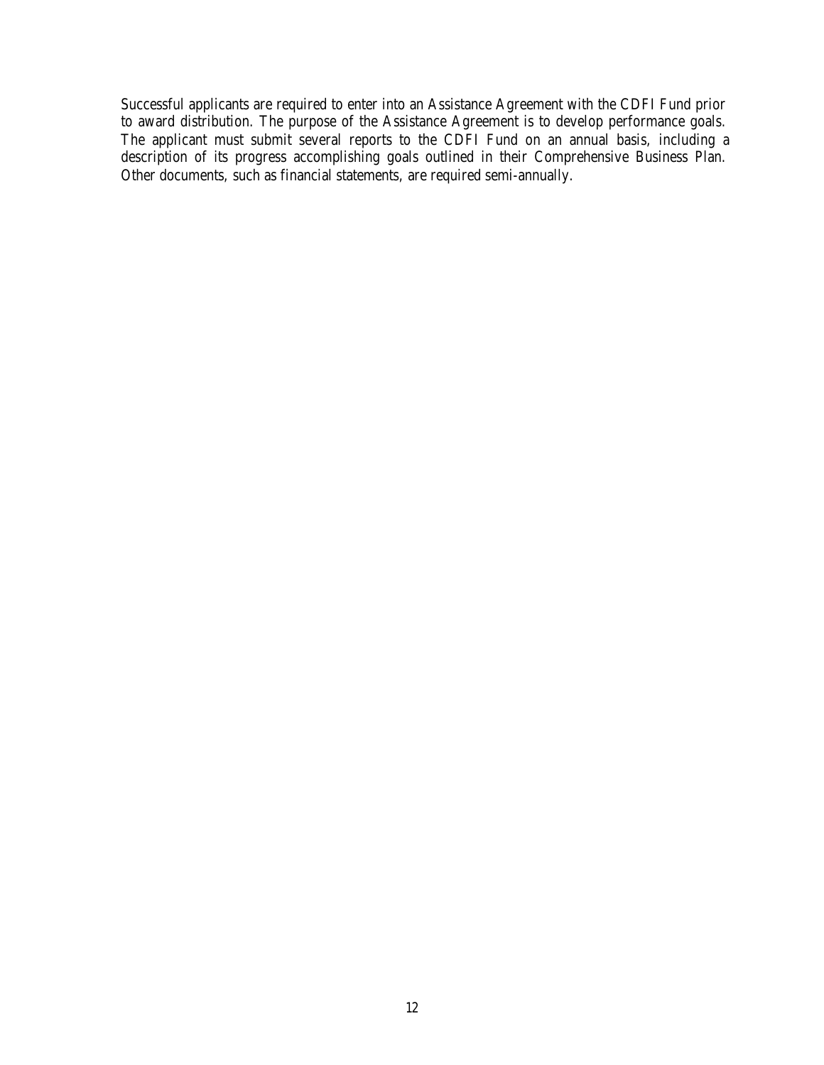Successful applicants are required to enter into an Assistance Agreement with the CDFI Fund prior to award distribution. The purpose of the Assistance Agreement is to develop performance goals. The applicant must submit several reports to the CDFI Fund on an annual basis, including a description of its progress accomplishing goals outlined in their Comprehensive Business Plan. Other documents, such as financial statements, are required semi-annually.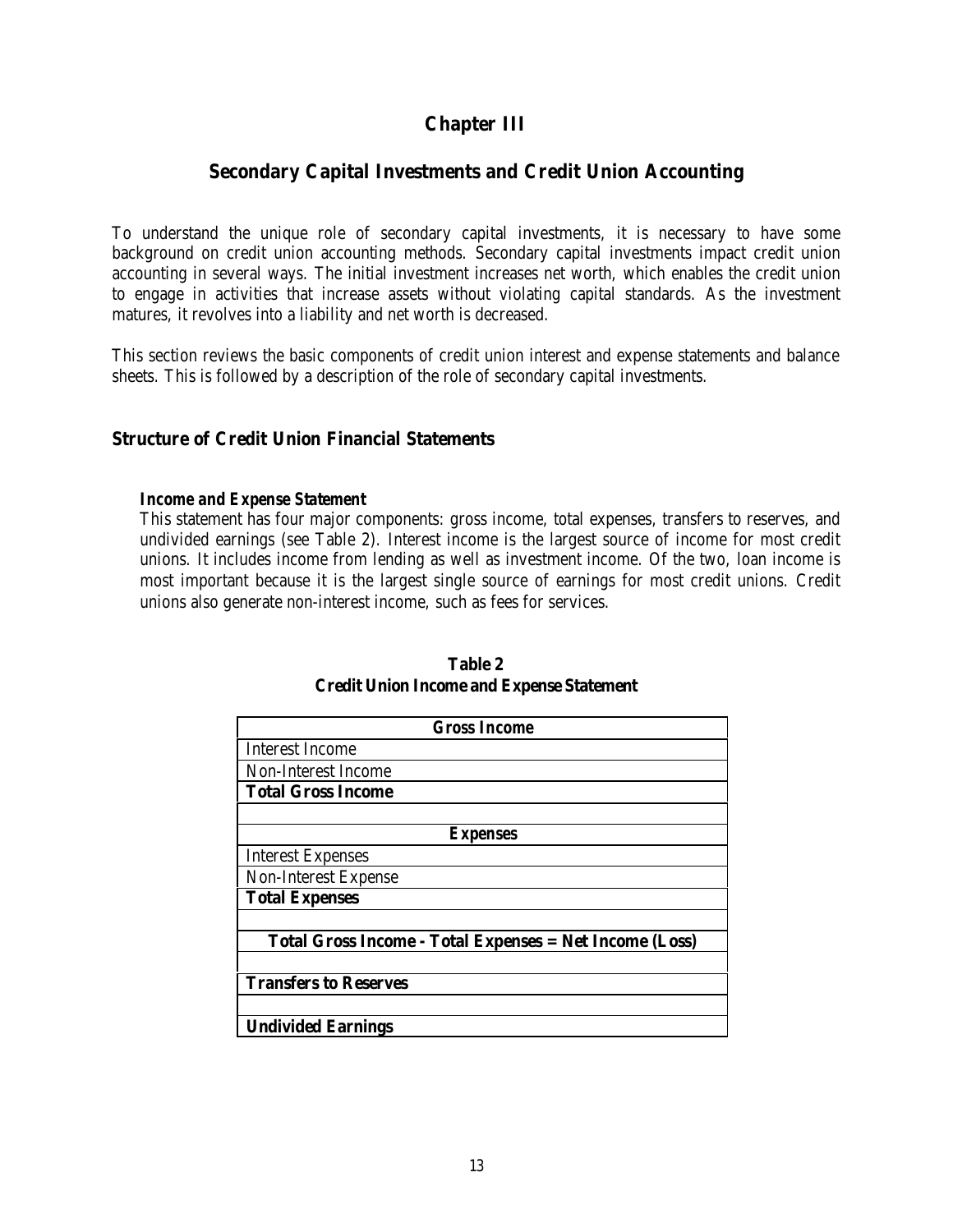# Chapter III

## Secondary Capital Investments and Credit Union Accounting

To understand the unique role of secondary capital investments, it is necessary to have some background on credit union accounting methods. Secondary capital investments impact credit union accounting in several ways. The initial investment increases net worth, which enables the credit union to engage in activities that increase assets without violating capital standards. As the investment matures, it revolves into a liability and net worth is decreased.

This section reviews the basic components of credit union interest and expense statements and balance sheets. This is followed by a description of the role of secondary capital investments.

### Structure of Credit Union Financial Statements

#### *Income and Expense Statement*

This statement has four major components: gross income, total expenses, transfers to reserves, and undivided earnings (see Table 2). Interest income is the largest source of income for most credit unions. It includes income from lending as well as investment income. Of the two, loan income is most important because it is the largest single source of earnings for most credit unions. Credit unions also generate non-interest income, such as fees for services.

**Table 2**
**Credit Union Income and Expense Statement**

| **Gross Income** |
|---|
| Interest Income |
| Non-Interest Income |
| **Total Gross Income** |
| |
| **Expenses** |
| Interest Expenses |
| Non-Interest Expense |
| **Total Expenses** |
| |
| **Total Gross Income - Total Expenses = Net Income (Loss)** |
| |
| **Transfers to Reserves** |
| |
| **Undivided Earnings** |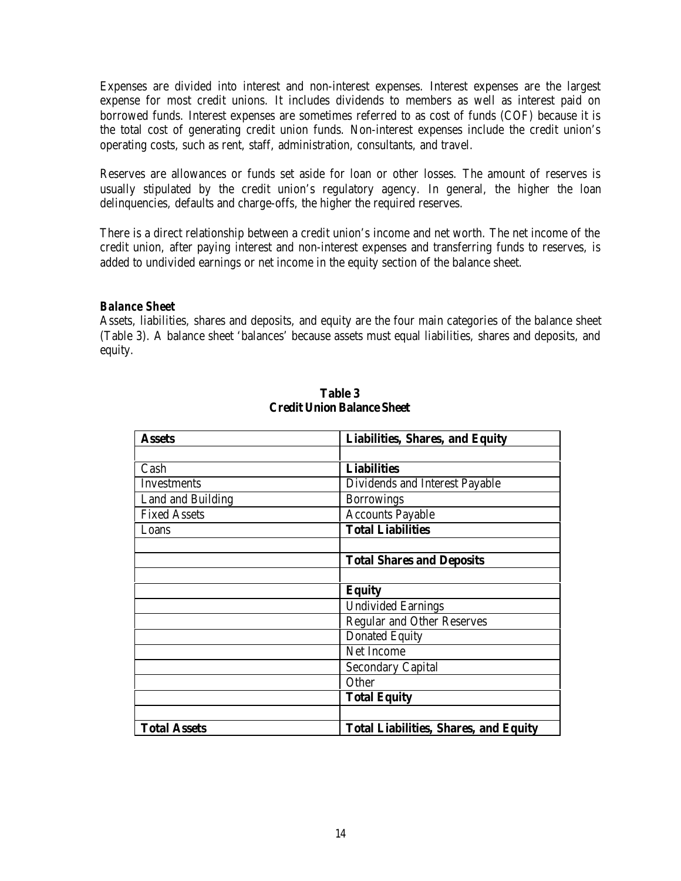Expenses are divided into interest and non-interest expenses. Interest expenses are the largest expense for most credit unions. It includes dividends to members as well as interest paid on borrowed funds. Interest expenses are sometimes referred to as cost of funds (COF) because it is the total cost of generating credit union funds. Non-interest expenses include the credit union's operating costs, such as rent, staff, administration, consultants, and travel.

Reserves are allowances or funds set aside for loan or other losses. The amount of reserves is usually stipulated by the credit union's regulatory agency. In general, the higher the loan delinquencies, defaults and charge-offs, the higher the required reserves.

There is a direct relationship between a credit union's income and net worth. The net income of the credit union, after paying interest and non-interest expenses and transferring funds to reserves, is added to undivided earnings or net income in the equity section of the balance sheet.

***Balance Sheet***

Assets, liabilities, shares and deposits, and equity are the four main categories of the balance sheet (Table 3). A balance sheet 'balances' because assets must equal liabilities, shares and deposits, and equity.

**Table 3**
**Credit Union Balance Sheet**

| **Assets** | **Liabilities, Shares, and Equity** |
|---|---|
| | |
| Cash | **Liabilities** |
| Investments | Dividends and Interest Payable |
| Land and Building | Borrowings |
| Fixed Assets | Accounts Payable |
| Loans | **Total Liabilities** |
| | |
| | **Total Shares and Deposits** |
| | |
| | **Equity** |
| | Undivided Earnings |
| | Regular and Other Reserves |
| | Donated Equity |
| | Net Income |
| | Secondary Capital |
| | Other |
| | **Total Equity** |
| | |
| **Total Assets** | **Total Liabilities, Shares, and Equity** |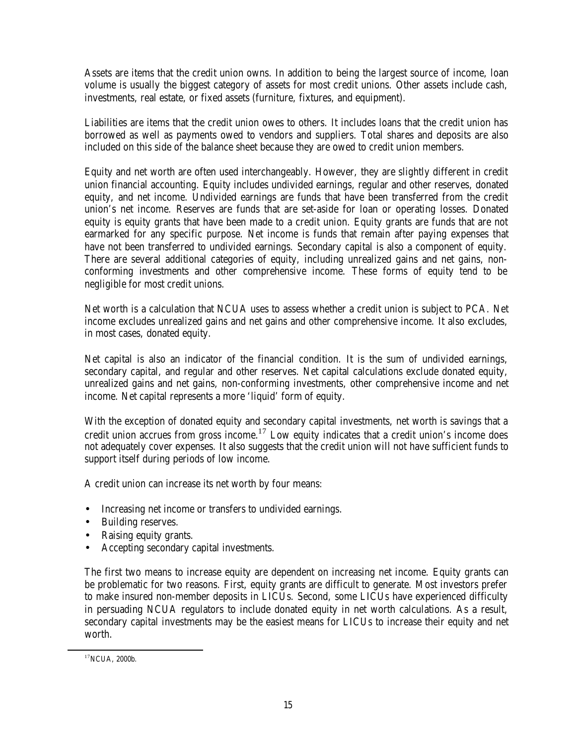Assets are items that the credit union owns. In addition to being the largest source of income, loan volume is usually the biggest category of assets for most credit unions. Other assets include cash, investments, real estate, or fixed assets (furniture, fixtures, and equipment).

Liabilities are items that the credit union owes to others. It includes loans that the credit union has borrowed as well as payments owed to vendors and suppliers. Total shares and deposits are also included on this side of the balance sheet because they are owed to credit union members.

Equity and net worth are often used interchangeably. However, they are slightly different in credit union financial accounting. Equity includes undivided earnings, regular and other reserves, donated equity, and net income. Undivided earnings are funds that have been transferred from the credit union's net income. Reserves are funds that are set-aside for loan or operating losses. Donated equity is equity grants that have been made to a credit union. Equity grants are funds that are not earmarked for any specific purpose. Net income is funds that remain after paying expenses that have not been transferred to undivided earnings. Secondary capital is also a component of equity. There are several additional categories of equity, including unrealized gains and net gains, non-conforming investments and other comprehensive income. These forms of equity tend to be negligible for most credit unions.

Net worth is a calculation that NCUA uses to assess whether a credit union is subject to PCA. Net income excludes unrealized gains and net gains and other comprehensive income. It also excludes, in most cases, donated equity.

Net capital is also an indicator of the financial condition. It is the sum of undivided earnings, secondary capital, and regular and other reserves. Net capital calculations exclude donated equity, unrealized gains and net gains, non-conforming investments, other comprehensive income and net income. Net capital represents a more 'liquid' form of equity.

With the exception of donated equity and secondary capital investments, net worth is savings that a credit union accrues from gross income.[17] Low equity indicates that a credit union's income does not adequately cover expenses. It also suggests that the credit union will not have sufficient funds to support itself during periods of low income.

A credit union can increase its net worth by four means:

- Increasing net income or transfers to undivided earnings.
- Building reserves.
- Raising equity grants.
- Accepting secondary capital investments.

The first two means to increase equity are dependent on increasing net income. Equity grants can be problematic for two reasons. First, equity grants are difficult to generate. Most investors prefer to make insured non-member deposits in LICUs. Second, some LICUs have experienced difficulty in persuading NCUA regulators to include donated equity in net worth calculations. As a result, secondary capital investments may be the easiest means for LICUs to increase their equity and net worth.

[17] NCUA, 2000b.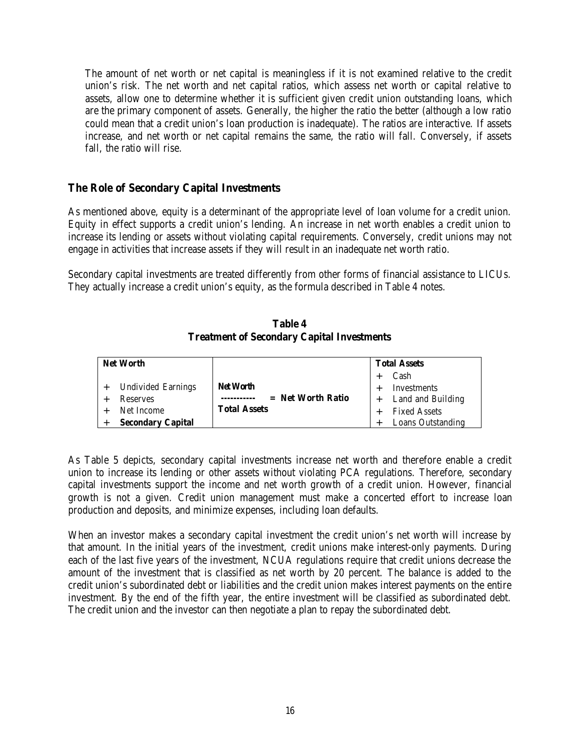The amount of net worth or net capital is meaningless if it is not examined relative to the credit union's risk. The net worth and net capital ratios, which assess net worth or capital relative to assets, allow one to determine whether it is sufficient given credit union outstanding loans, which are the primary component of assets. Generally, the higher the ratio the better (although a low ratio could mean that a credit union's loan production is inadequate). The ratios are interactive. If assets increase, and net worth or net capital remains the same, the ratio will fall. Conversely, if assets fall, the ratio will rise.

## The Role of Secondary Capital Investments

As mentioned above, equity is a determinant of the appropriate level of loan volume for a credit union. Equity in effect supports a credit union's lending. An increase in net worth enables a credit union to increase its lending or assets without violating capital requirements. Conversely, credit unions may not engage in activities that increase assets if they will result in an inadequate net worth ratio.

Secondary capital investments are treated differently from other forms of financial assistance to LICUs. They actually increase a credit union's equity, as the formula described in Table 4 notes.

**Table 4**
**Treatment of Secondary Capital Investments**

| Net Worth | | Total Assets |
|---|---|---|
| | | + Cash |
| + Undivided Earnings | **Net Worth** | + Investments |
| + Reserves | ----------- = **Net Worth Ratio** | + Land and Building |
| + Net Income | **Total Assets** | + Fixed Assets |
| + **Secondary Capital** | | + Loans Outstanding |

As Table 5 depicts, secondary capital investments increase net worth and therefore enable a credit union to increase its lending or other assets without violating PCA regulations. Therefore, secondary capital investments support the income and net worth growth of a credit union. However, financial growth is not a given. Credit union management must make a concerted effort to increase loan production and deposits, and minimize expenses, including loan defaults.

When an investor makes a secondary capital investment the credit union's net worth will increase by that amount. In the initial years of the investment, credit unions make interest-only payments. During each of the last five years of the investment, NCUA regulations require that credit unions decrease the amount of the investment that is classified as net worth by 20 percent. The balance is added to the credit union's subordinated debt or liabilities and the credit union makes interest payments on the entire investment. By the end of the fifth year, the entire investment will be classified as subordinated debt. The credit union and the investor can then negotiate a plan to repay the subordinated debt.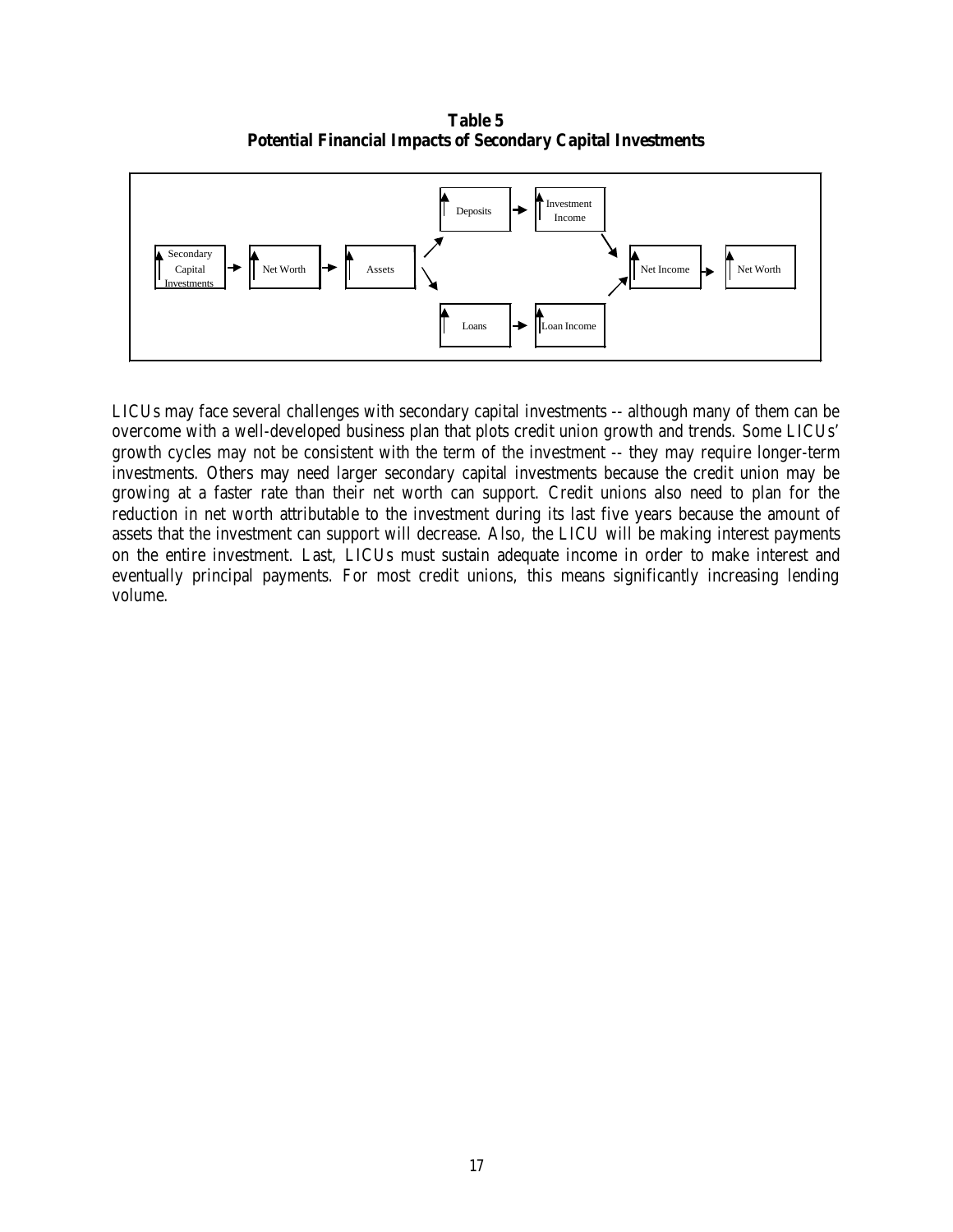**Table 5**
**Potential Financial Impacts of Secondary Capital Investments**

↑ Secondary Capital Investments → ↑ Net Worth → ↑ Assets → ↑ Deposits → ↑ Investment Income → ↑ Net Income → ↑ Net Worth

↑ Assets → ↑ Loans → ↑ Loan Income → ↑ Net Income

LICUs may face several challenges with secondary capital investments -- although many of them can be overcome with a well-developed business plan that plots credit union growth and trends. Some LICUs' growth cycles may not be consistent with the term of the investment -- they may require longer-term investments. Others may need larger secondary capital investments because the credit union may be growing at a faster rate than their net worth can support. Credit unions also need to plan for the reduction in net worth attributable to the investment during its last five years because the amount of assets that the investment can support will decrease. Also, the LICU will be making interest payments on the entire investment. Last, LICUs must sustain adequate income in order to make interest and eventually principal payments. For most credit unions, this means significantly increasing lending volume.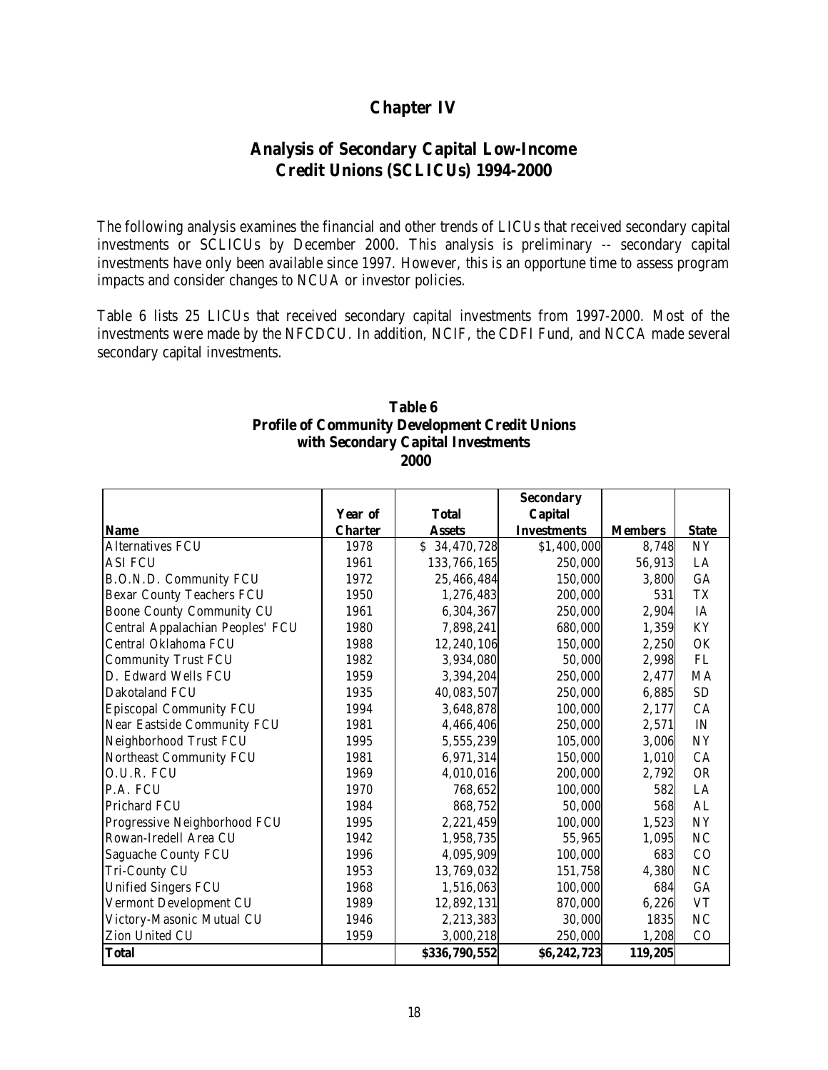# Chapter IV

## Analysis of Secondary Capital Low-Income Credit Unions (SCLICUs) 1994-2000

The following analysis examines the financial and other trends of LICUs that received secondary capital investments or SCLICUs by December 2000. This analysis is preliminary -- secondary capital investments have only been available since 1997. However, this is an opportune time to assess program impacts and consider changes to NCUA or investor policies.

Table 6 lists 25 LICUs that received secondary capital investments from 1997-2000. Most of the investments were made by the NFCDCU. In addition, NCIF, the CDFI Fund, and NCCA made several secondary capital investments.

**Table 6**
**Profile of Community Development Credit Unions with Secondary Capital Investments**
**2000**

| Name | Year of Charter | Total Assets | Secondary Capital Investments | Members | State |
|---|---|---|---|---|---|
| Alternatives FCU | 1978 | $ 34,470,728 | $1,400,000 | 8,748 | NY |
| ASI FCU | 1961 | 133,766,165 | 250,000 | 56,913 | LA |
| B.O.N.D. Community FCU | 1972 | 25,466,484 | 150,000 | 3,800 | GA |
| Bexar County Teachers FCU | 1950 | 1,276,483 | 200,000 | 531 | TX |
| Boone County Community CU | 1961 | 6,304,367 | 250,000 | 2,904 | IA |
| Central Appalachian Peoples' FCU | 1980 | 7,898,241 | 680,000 | 1,359 | KY |
| Central Oklahoma FCU | 1988 | 12,240,106 | 150,000 | 2,250 | OK |
| Community Trust FCU | 1982 | 3,934,080 | 50,000 | 2,998 | FL |
| D. Edward Wells FCU | 1959 | 3,394,204 | 250,000 | 2,477 | MA |
| Dakotaland FCU | 1935 | 40,083,507 | 250,000 | 6,885 | SD |
| Episcopal Community FCU | 1994 | 3,648,878 | 100,000 | 2,177 | CA |
| Near Eastside Community FCU | 1981 | 4,466,406 | 250,000 | 2,571 | IN |
| Neighborhood Trust FCU | 1995 | 5,555,239 | 105,000 | 3,006 | NY |
| Northeast Community FCU | 1981 | 6,971,314 | 150,000 | 1,010 | CA |
| O.U.R. FCU | 1969 | 4,010,016 | 200,000 | 2,792 | OR |
| P.A. FCU | 1970 | 768,652 | 100,000 | 582 | LA |
| Prichard FCU | 1984 | 868,752 | 50,000 | 568 | AL |
| Progressive Neighborhood FCU | 1995 | 2,221,459 | 100,000 | 1,523 | NY |
| Rowan-Iredell Area CU | 1942 | 1,958,735 | 55,965 | 1,095 | NC |
| Saguache County FCU | 1996 | 4,095,909 | 100,000 | 683 | CO |
| Tri-County CU | 1953 | 13,769,032 | 151,758 | 4,380 | NC |
| Unified Singers FCU | 1968 | 1,516,063 | 100,000 | 684 | GA |
| Vermont Development CU | 1989 | 12,892,131 | 870,000 | 6,226 | VT |
| Victory-Masonic Mutual CU | 1946 | 2,213,383 | 30,000 | 1835 | NC |
| Zion United CU | 1959 | 3,000,218 | 250,000 | 1,208 | CO |
| **Total** | | **$336,790,552** | **$6,242,723** | **119,205** | |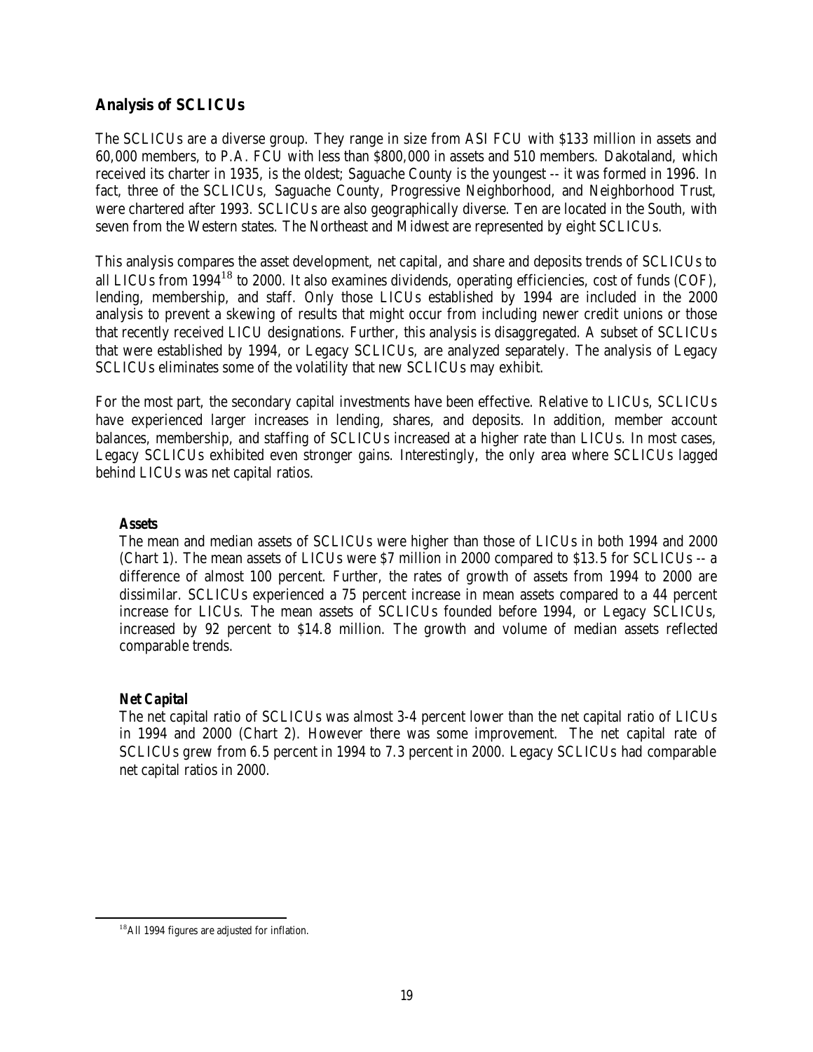## Analysis of SCLICUs

The SCLICUs are a diverse group. They range in size from ASI FCU with $133 million in assets and 60,000 members, to P.A. FCU with less than $800,000 in assets and 510 members. Dakotaland, which received its charter in 1935, is the oldest; Saguache County is the youngest -- it was formed in 1996. In fact, three of the SCLICUs, Saguache County, Progressive Neighborhood, and Neighborhood Trust, were chartered after 1993. SCLICUs are also geographically diverse. Ten are located in the South, with seven from the Western states. The Northeast and Midwest are represented by eight SCLICUs.

This analysis compares the asset development, net capital, and share and deposits trends of SCLICUs to all LICUs from 1994[18] to 2000. It also examines dividends, operating efficiencies, cost of funds (COF), lending, membership, and staff. Only those LICUs established by 1994 are included in the 2000 analysis to prevent a skewing of results that might occur from including newer credit unions or those that recently received LICU designations. Further, this analysis is disaggregated. A subset of SCLICUs that were established by 1994, or Legacy SCLICUs, are analyzed separately. The analysis of Legacy SCLICUs eliminates some of the volatility that new SCLICUs may exhibit.

For the most part, the secondary capital investments have been effective. Relative to LICUs, SCLICUs have experienced larger increases in lending, shares, and deposits. In addition, member account balances, membership, and staffing of SCLICUs increased at a higher rate than LICUs. In most cases, Legacy SCLICUs exhibited even stronger gains. Interestingly, the only area where SCLICUs lagged behind LICUs was net capital ratios.

### Assets

The mean and median assets of SCLICUs were higher than those of LICUs in both 1994 and 2000 (Chart 1). The mean assets of LICUs were $7 million in 2000 compared to $13.5 for SCLICUs -- a difference of almost 100 percent. Further, the rates of growth of assets from 1994 to 2000 are dissimilar. SCLICUs experienced a 75 percent increase in mean assets compared to a 44 percent increase for LICUs. The mean assets of SCLICUs founded before 1994, or Legacy SCLICUs, increased by 92 percent to $14.8 million. The growth and volume of median assets reflected comparable trends.

### Net Capital

The net capital ratio of SCLICUs was almost 3-4 percent lower than the net capital ratio of LICUs in 1994 and 2000 (Chart 2). However there was some improvement. The net capital rate of SCLICUs grew from 6.5 percent in 1994 to 7.3 percent in 2000. Legacy SCLICUs had comparable net capital ratios in 2000.

---

[18] All 1994 figures are adjusted for inflation.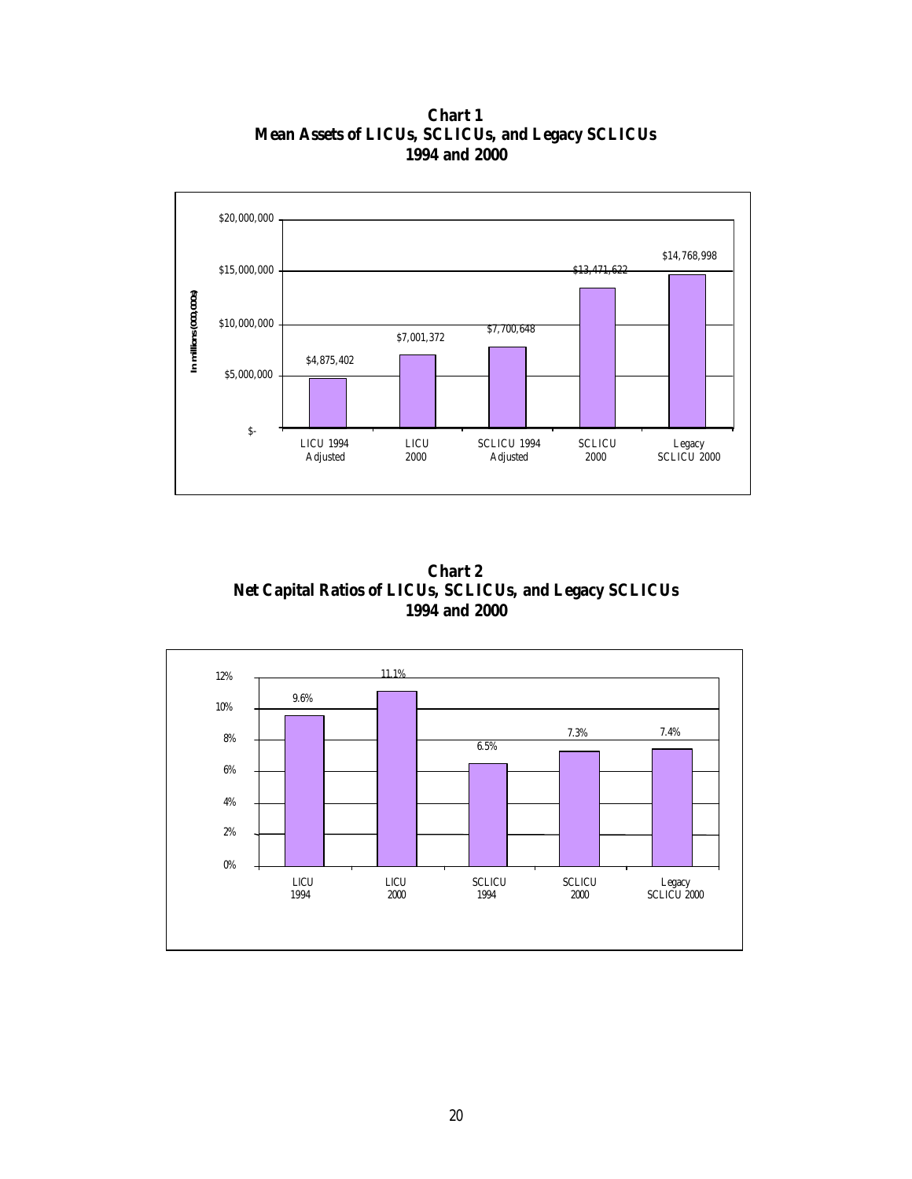**Chart 1**
**Mean Assets of LICUs, SCLICUs, and Legacy SCLICUs**
**1994 and 2000**

| | LICU 1994 Adjusted | LICU 2000 | SCLICU 1994 Adjusted | SCLICU 2000 | Legacy SCLICU 2000 |
|---|---|---|---|---|---|
| In millions (000,000s) | $4,875,402 | $7,001,372 | $7,700,648 | $13,471,622 | $14,768,998 |

**Chart 2**
**Net Capital Ratios of LICUs, SCLICUs, and Legacy SCLICUs**
**1994 and 2000**

| LICU 1994 | LICU 2000 | SCLICU 1994 | SCLICU 2000 | Legacy SCLICU 2000 |
|---|---|---|---|---|
| 9.6% | 11.1% | 6.5% | 7.3% | 7.4% |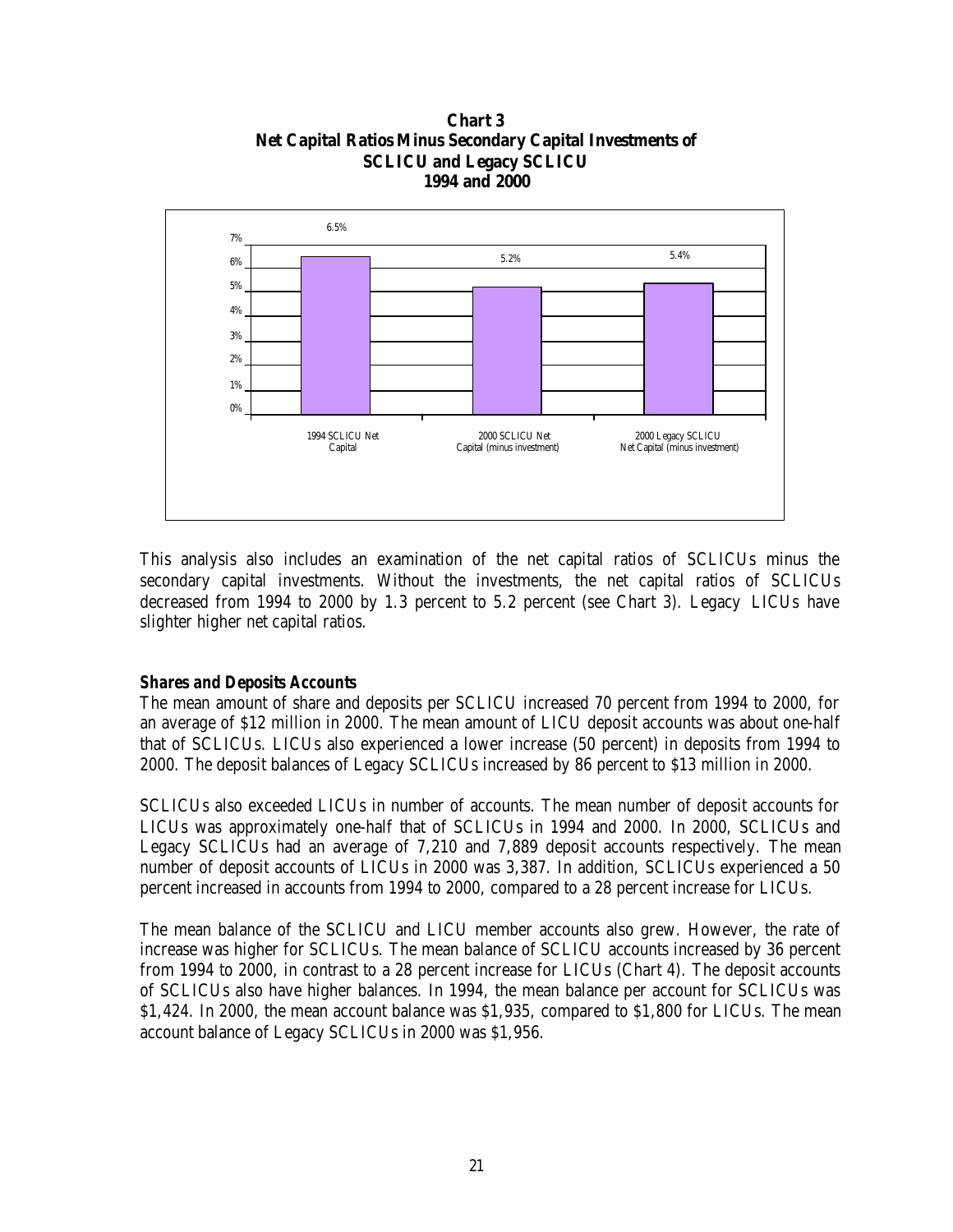**Chart 3**
**Net Capital Ratios Minus Secondary Capital Investments of SCLICU and Legacy SCLICU**
**1994 and 2000**

| | 1994 SCLICU Net Capital | 2000 SCLICU Net Capital (minus investment) | 2000 Legacy SCLICU Net Capital (minus investment) |
|---|---|---|---|
| Net Capital Ratio | 6.5% | 5.2% | 5.4% |

This analysis also includes an examination of the net capital ratios of SCLICUs minus the secondary capital investments. Without the investments, the net capital ratios of SCLICUs decreased from 1994 to 2000 by 1.3 percent to 5.2 percent (see Chart 3). Legacy LICUs have slighter higher net capital ratios.

***Shares and Deposits Accounts***

The mean amount of share and deposits per SCLICU increased 70 percent from 1994 to 2000, for an average of $12 million in 2000. The mean amount of LICU deposit accounts was about one-half that of SCLICUs. LICUs also experienced a lower increase (50 percent) in deposits from 1994 to 2000. The deposit balances of Legacy SCLICUs increased by 86 percent to $13 million in 2000.

SCLICUs also exceeded LICUs in number of accounts. The mean number of deposit accounts for LICUs was approximately one-half that of SCLICUs in 1994 and 2000. In 2000, SCLICUs and Legacy SCLICUs had an average of 7,210 and 7,889 deposit accounts respectively. The mean number of deposit accounts of LICUs in 2000 was 3,387. In addition, SCLICUs experienced a 50 percent increased in accounts from 1994 to 2000, compared to a 28 percent increase for LICUs.

The mean balance of the SCLICU and LICU member accounts also grew. However, the rate of increase was higher for SCLICUs. The mean balance of SCLICU accounts increased by 36 percent from 1994 to 2000, in contrast to a 28 percent increase for LICUs (Chart 4). The deposit accounts of SCLICUs also have higher balances. In 1994, the mean balance per account for SCLICUs was $1,424. In 2000, the mean account balance was $1,935, compared to $1,800 for LICUs. The mean account balance of Legacy SCLICUs in 2000 was $1,956.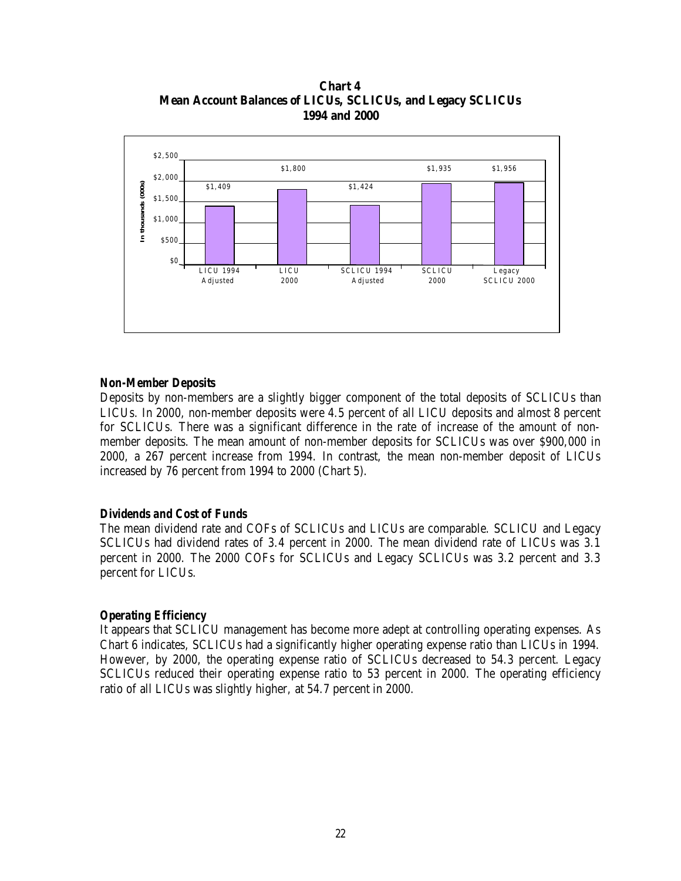**Chart 4**
**Mean Account Balances of LICUs, SCLICUs, and Legacy SCLICUs**
**1994 and 2000**

| | LICU 1994 Adjusted | LICU 2000 | SCLICU 1994 Adjusted | SCLICU 2000 | Legacy SCLICU 2000 |
|---|---|---|---|---|---|
| In thousands (000s) | $1,409 | $1,800 | $1,424 | $1,935 | $1,956 |

### Non-Member Deposits

Deposits by non-members are a slightly bigger component of the total deposits of SCLICUs than LICUs. In 2000, non-member deposits were 4.5 percent of all LICU deposits and almost 8 percent for SCLICUs. There was a significant difference in the rate of increase of the amount of non-member deposits. The mean amount of non-member deposits for SCLICUs was over $900,000 in 2000, a 267 percent increase from 1994. In contrast, the mean non-member deposit of LICUs increased by 76 percent from 1994 to 2000 (Chart 5).

### Dividends and Cost of Funds

The mean dividend rate and COFs of SCLICUs and LICUs are comparable. SCLICU and Legacy SCLICUs had dividend rates of 3.4 percent in 2000. The mean dividend rate of LICUs was 3.1 percent in 2000. The 2000 COFs for SCLICUs and Legacy SCLICUs was 3.2 percent and 3.3 percent for LICUs.

### Operating Efficiency

It appears that SCLICU management has become more adept at controlling operating expenses. As Chart 6 indicates, SCLICUs had a significantly higher operating expense ratio than LICUs in 1994. However, by 2000, the operating expense ratio of SCLICUs decreased to 54.3 percent. Legacy SCLICUs reduced their operating expense ratio to 53 percent in 2000. The operating efficiency ratio of all LICUs was slightly higher, at 54.7 percent in 2000.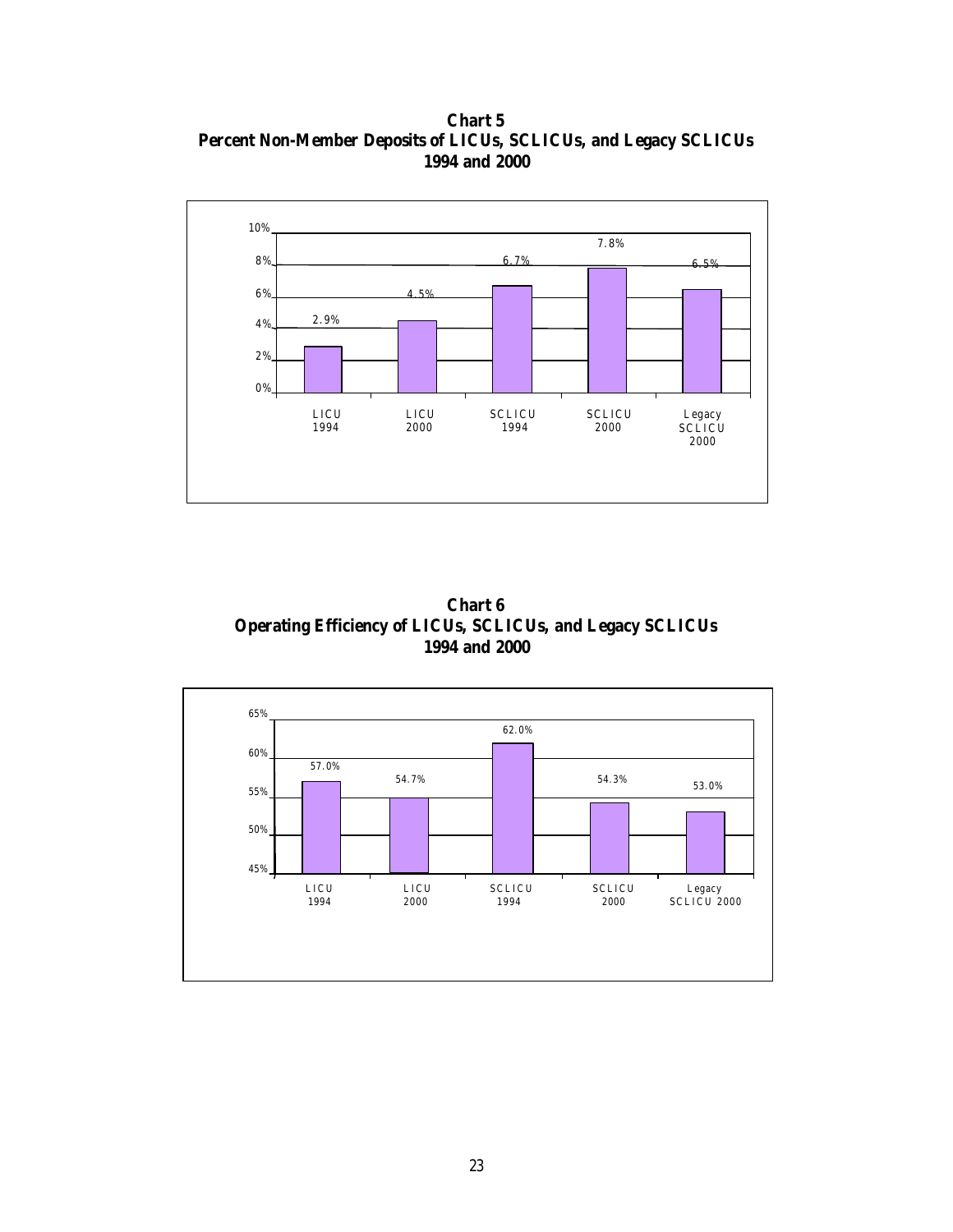**Chart 5**
**Percent Non-Member Deposits of LICUs, SCLICUs, and Legacy SCLICUs**
**1994 and 2000**

| | LICU 1994 | LICU 2000 | SCLICU 1994 | SCLICU 2000 | Legacy SCLICU 2000 |
|---|---|---|---|---|---|
| Percent Non-Member Deposits | 2.9% | 4.5% | 6.7% | 7.8% | 6.5% |

**Chart 6**
**Operating Efficiency of LICUs, SCLICUs, and Legacy SCLICUs**
**1994 and 2000**

| | LICU 1994 | LICU 2000 | SCLICU 1994 | SCLICU 2000 | Legacy SCLICU 2000 |
|---|---|---|---|---|---|
| Operating Efficiency | 57.0% | 54.7% | 62.0% | 54.3% | 53.0% |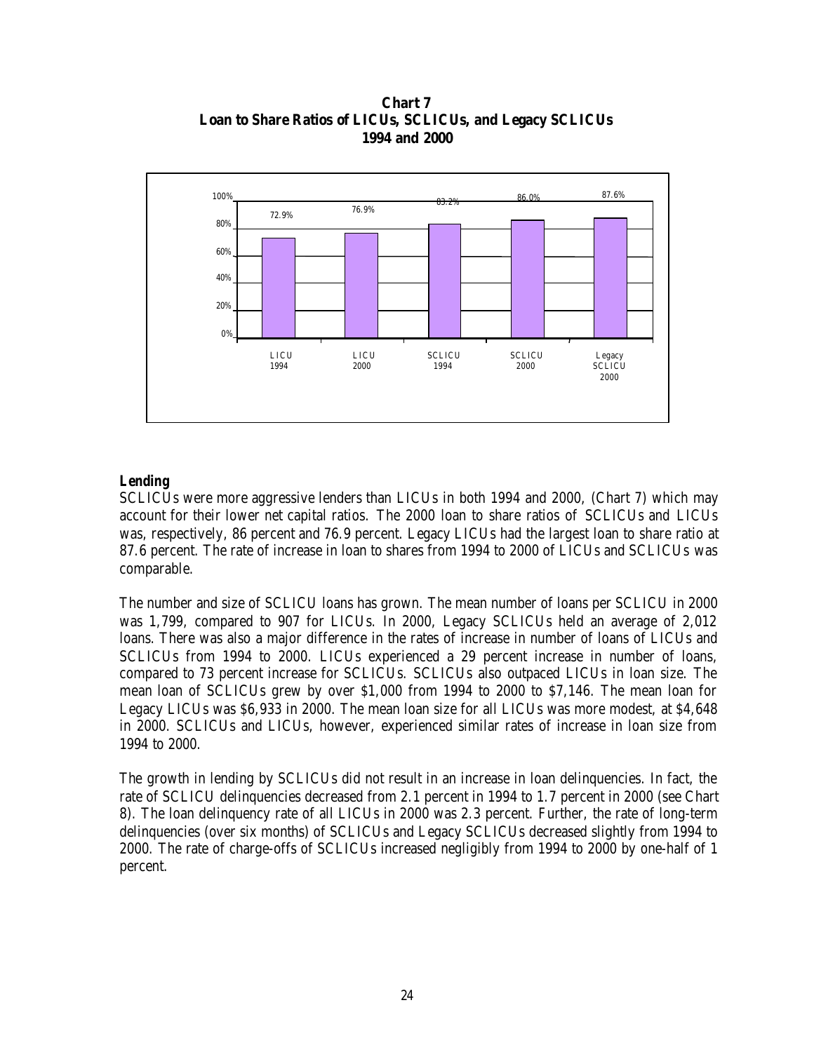**Chart 7**
**Loan to Share Ratios of LICUs, SCLICUs, and Legacy SCLICUs**
**1994 and 2000**

| | LICU 1994 | LICU 2000 | SCLICU 1994 | SCLICU 2000 | Legacy SCLICU 2000 |
|---|---|---|---|---|---|
| Loan to Share Ratio | 72.9% | 76.9% | 83.2% | 86.0% | 87.6% |

**Lending**

SCLICUs were more aggressive lenders than LICUs in both 1994 and 2000, (Chart 7) which may account for their lower net capital ratios. The 2000 loan to share ratios of SCLICUs and LICUs was, respectively, 86 percent and 76.9 percent. Legacy LICUs had the largest loan to share ratio at 87.6 percent. The rate of increase in loan to shares from 1994 to 2000 of LICUs and SCLICUs was comparable.

The number and size of SCLICU loans has grown. The mean number of loans per SCLICU in 2000 was 1,799, compared to 907 for LICUs. In 2000, Legacy SCLICUs held an average of 2,012 loans. There was also a major difference in the rates of increase in number of loans of LICUs and SCLICUs from 1994 to 2000. LICUs experienced a 29 percent increase in number of loans, compared to 73 percent increase for SCLICUs. SCLICUs also outpaced LICUs in loan size. The mean loan of SCLICUs grew by over $1,000 from 1994 to 2000 to $7,146. The mean loan for Legacy LICUs was $6,933 in 2000. The mean loan size for all LICUs was more modest, at $4,648 in 2000. SCLICUs and LICUs, however, experienced similar rates of increase in loan size from 1994 to 2000.

The growth in lending by SCLICUs did not result in an increase in loan delinquencies. In fact, the rate of SCLICU delinquencies decreased from 2.1 percent in 1994 to 1.7 percent in 2000 (see Chart 8). The loan delinquency rate of all LICUs in 2000 was 2.3 percent. Further, the rate of long-term delinquencies (over six months) of SCLICUs and Legacy SCLICUs decreased slightly from 1994 to 2000. The rate of charge-offs of SCLICUs increased negligibly from 1994 to 2000 by one-half of 1 percent.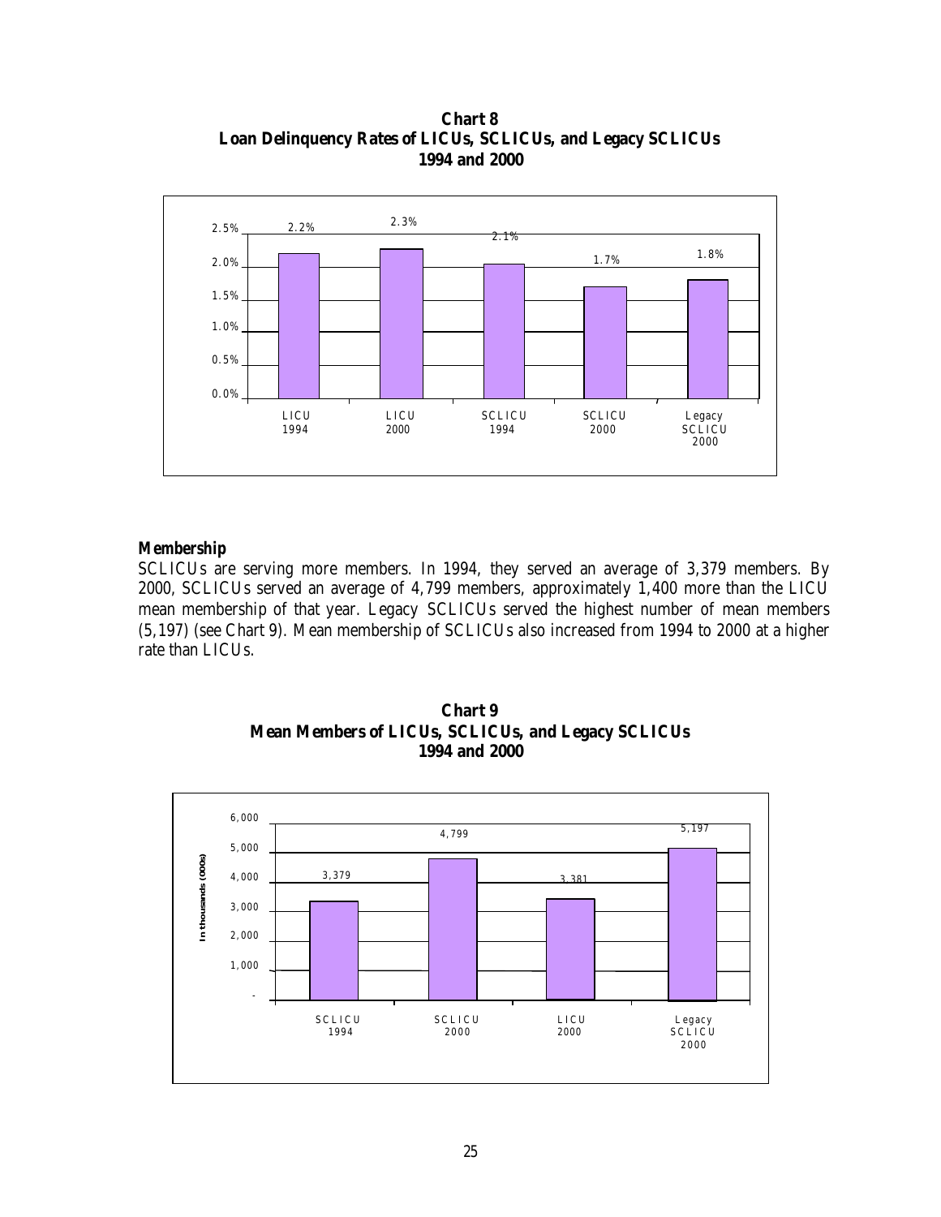**Chart 8**
**Loan Delinquency Rates of LICUs, SCLICUs, and Legacy SCLICUs**
**1994 and 2000**

| | LICU 1994 | LICU 2000 | SCLICU 1994 | SCLICU 2000 | Legacy SCLICU 2000 |
|---|---|---|---|---|---|
| Loan Delinquency Rate | 2.2% | 2.3% | 2.1% | 1.7% | 1.8% |

## Membership

SCLICUs are serving more members. In 1994, they served an average of 3,379 members. By 2000, SCLICUs served an average of 4,799 members, approximately 1,400 more than the LICU mean membership of that year. Legacy SCLICUs served the highest number of mean members (5,197) (see Chart 9). Mean membership of SCLICUs also increased from 1994 to 2000 at a higher rate than LICUs.

**Chart 9**
**Mean Members of LICUs, SCLICUs, and Legacy SCLICUs**
**1994 and 2000**

| | SCLICU 1994 | SCLICU 2000 | LICU 2000 | Legacy SCLICU 2000 |
|---|---|---|---|---|
| Mean Members | 3,379 | 4,799 | 3,381 | 5,197 |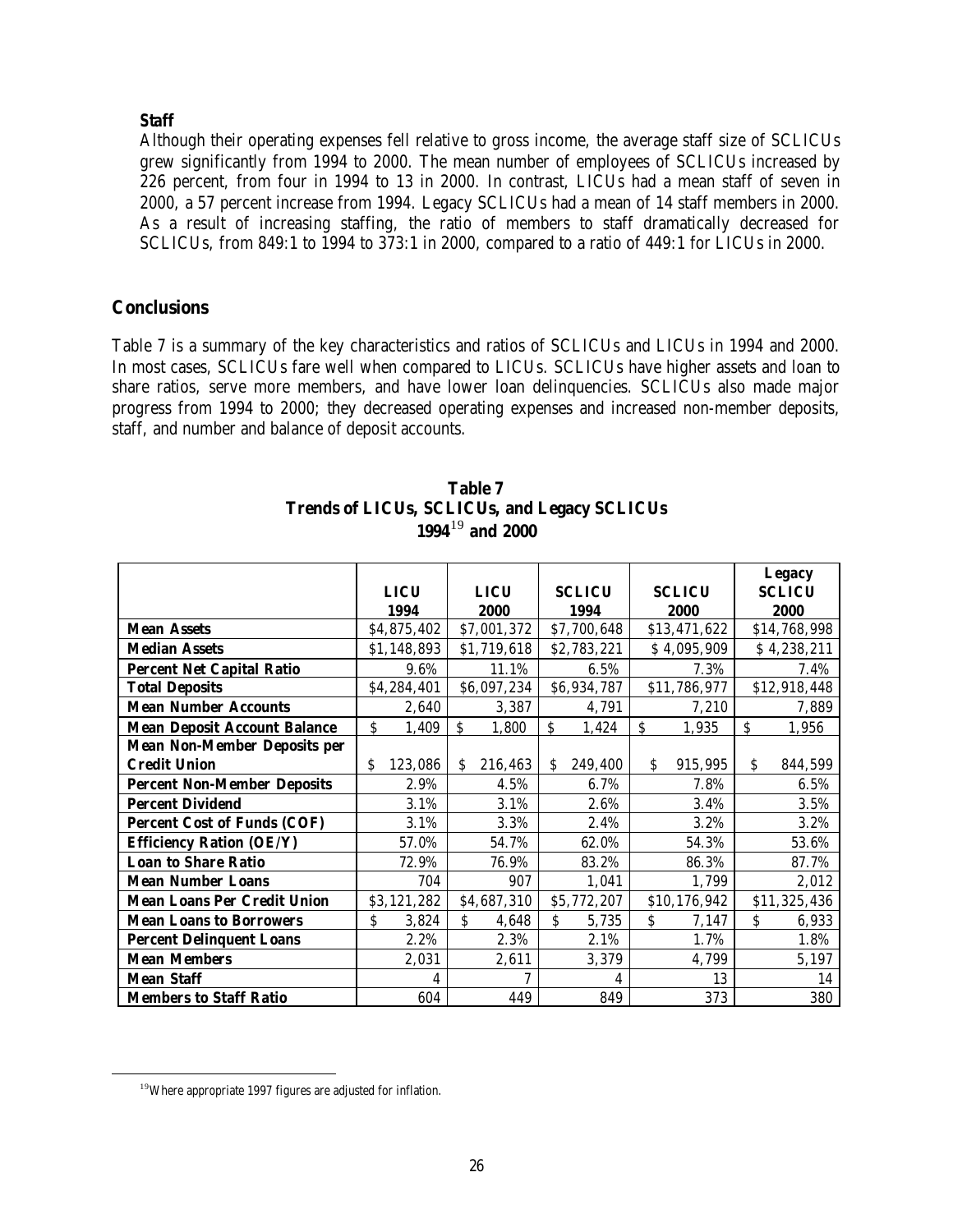**Staff**

Although their operating expenses fell relative to gross income, the average staff size of SCLICUs grew significantly from 1994 to 2000. The mean number of employees of SCLICUs increased by 226 percent, from four in 1994 to 13 in 2000. In contrast, LICUs had a mean staff of seven in 2000, a 57 percent increase from 1994. Legacy SCLICUs had a mean of 14 staff members in 2000. As a result of increasing staffing, the ratio of members to staff dramatically decreased for SCLICUs, from 849:1 to 1994 to 373:1 in 2000, compared to a ratio of 449:1 for LICUs in 2000.

## Conclusions

Table 7 is a summary of the key characteristics and ratios of SCLICUs and LICUs in 1994 and 2000. In most cases, SCLICUs fare well when compared to LICUs. SCLICUs have higher assets and loan to share ratios, serve more members, and have lower loan delinquencies. SCLICUs also made major progress from 1994 to 2000; they decreased operating expenses and increased non-member deposits, staff, and number and balance of deposit accounts.

**Table 7**
**Trends of LICUs, SCLICUs, and Legacy SCLICUs**
**1994**[19] **and 2000**

| | LICU 1994 | LICU 2000 | SCLICU 1994 | SCLICU 2000 | Legacy SCLICU 2000 |
|---|---|---|---|---|---|
| **Mean Assets** | \$4,875,402 | \$7,001,372 | \$7,700,648 | \$13,471,622 | \$14,768,998 |
| **Median Assets** | \$1,148,893 | \$1,719,618 | \$2,783,221 | \$ 4,095,909 | \$ 4,238,211 |
| **Percent Net Capital Ratio** | 9.6% | 11.1% | 6.5% | 7.3% | 7.4% |
| **Total Deposits** | \$4,284,401 | \$6,097,234 | \$6,934,787 | \$11,786,977 | \$12,918,448 |
| **Mean Number Accounts** | 2,640 | 3,387 | 4,791 | 7,210 | 7,889 |
| **Mean Deposit Account Balance** | \$ 1,409 | \$ 1,800 | \$ 1,424 | \$ 1,935 | \$ 1,956 |
| **Mean Non-Member Deposits per Credit Union** | \$ 123,086 | \$ 216,463 | \$ 249,400 | \$ 915,995 | \$ 844,599 |
| **Percent Non-Member Deposits** | 2.9% | 4.5% | 6.7% | 7.8% | 6.5% |
| **Percent Dividend** | 3.1% | 3.1% | 2.6% | 3.4% | 3.5% |
| **Percent Cost of Funds (COF)** | 3.1% | 3.3% | 2.4% | 3.2% | 3.2% |
| **Efficiency Ration (OE/Y)** | 57.0% | 54.7% | 62.0% | 54.3% | 53.6% |
| **Loan to Share Ratio** | 72.9% | 76.9% | 83.2% | 86.3% | 87.7% |
| **Mean Number Loans** | 704 | 907 | 1,041 | 1,799 | 2,012 |
| **Mean Loans Per Credit Union** | \$3,121,282 | \$4,687,310 | \$5,772,207 | \$10,176,942 | \$11,325,436 |
| **Mean Loans to Borrowers** | \$ 3,824 | \$ 4,648 | \$ 5,735 | \$ 7,147 | \$ 6,933 |
| **Percent Delinquent Loans** | 2.2% | 2.3% | 2.1% | 1.7% | 1.8% |
| **Mean Members** | 2,031 | 2,611 | 3,379 | 4,799 | 5,197 |
| **Mean Staff** | 4 | 7 | 4 | 13 | 14 |
| **Members to Staff Ratio** | 604 | 449 | 849 | 373 | 380 |

[19] Where appropriate 1997 figures are adjusted for inflation.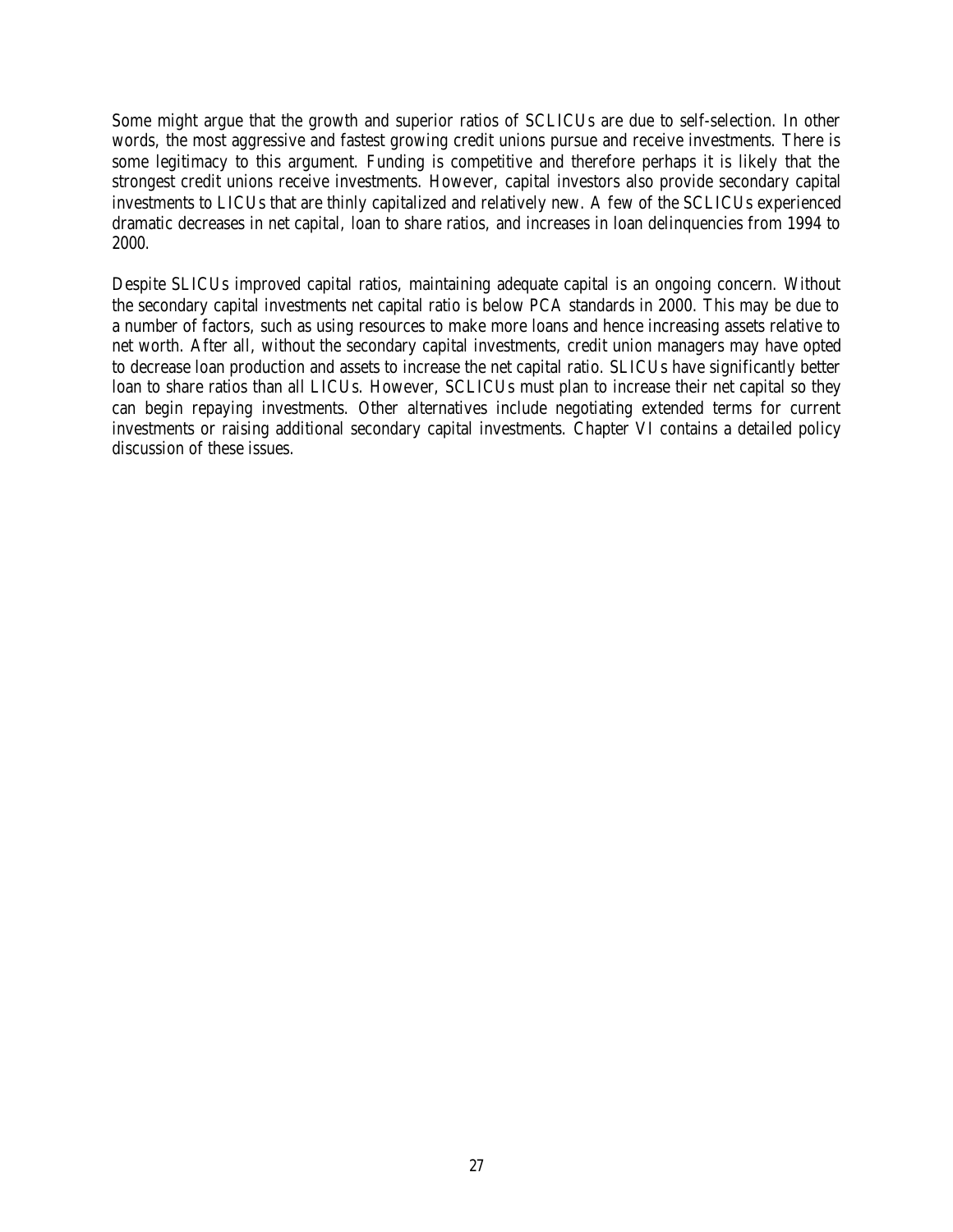Some might argue that the growth and superior ratios of SCLICUs are due to self-selection. In other words, the most aggressive and fastest growing credit unions pursue and receive investments. There is some legitimacy to this argument. Funding is competitive and therefore perhaps it is likely that the strongest credit unions receive investments. However, capital investors also provide secondary capital investments to LICUs that are thinly capitalized and relatively new. A few of the SCLICUs experienced dramatic decreases in net capital, loan to share ratios, and increases in loan delinquencies from 1994 to 2000.

Despite SLICUs improved capital ratios, maintaining adequate capital is an ongoing concern. Without the secondary capital investments net capital ratio is below PCA standards in 2000. This may be due to a number of factors, such as using resources to make more loans and hence increasing assets relative to net worth. After all, without the secondary capital investments, credit union managers may have opted to decrease loan production and assets to increase the net capital ratio. SLICUs have significantly better loan to share ratios than all LICUs. However, SCLICUs must plan to increase their net capital so they can begin repaying investments. Other alternatives include negotiating extended terms for current investments or raising additional secondary capital investments. Chapter VI contains a detailed policy discussion of these issues.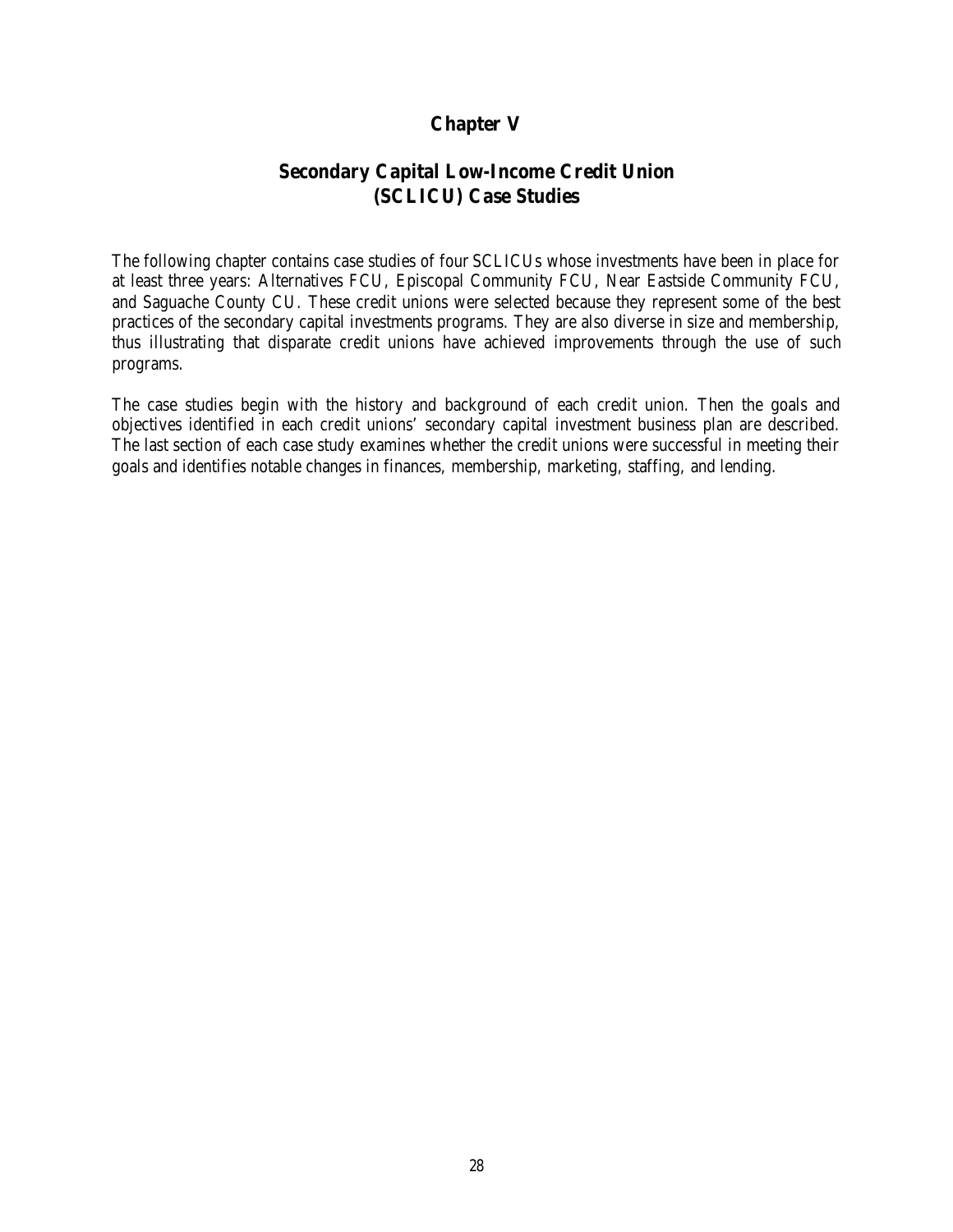# Chapter V

## Secondary Capital Low-Income Credit Union (SCLICU) Case Studies

The following chapter contains case studies of four SCLICUs whose investments have been in place for at least three years: Alternatives FCU, Episcopal Community FCU, Near Eastside Community FCU, and Saguache County CU. These credit unions were selected because they represent some of the best practices of the secondary capital investments programs. They are also diverse in size and membership, thus illustrating that disparate credit unions have achieved improvements through the use of such programs.

The case studies begin with the history and background of each credit union. Then the goals and objectives identified in each credit unions' secondary capital investment business plan are described. The last section of each case study examines whether the credit unions were successful in meeting their goals and identifies notable changes in finances, membership, marketing, staffing, and lending.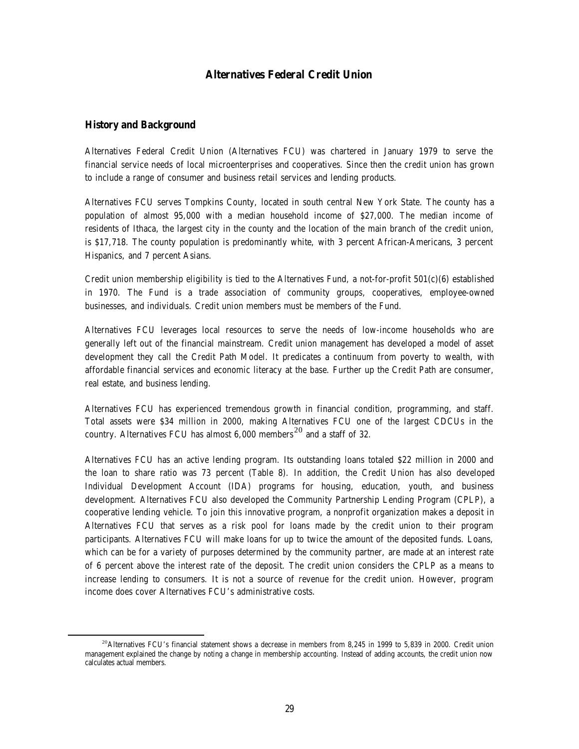## Alternatives Federal Credit Union

### History and Background

Alternatives Federal Credit Union (Alternatives FCU) was chartered in January 1979 to serve the financial service needs of local microenterprises and cooperatives. Since then the credit union has grown to include a range of consumer and business retail services and lending products.

Alternatives FCU serves Tompkins County, located in south central New York State. The county has a population of almost 95,000 with a median household income of $27,000. The median income of residents of Ithaca, the largest city in the county and the location of the main branch of the credit union, is $17,718. The county population is predominantly white, with 3 percent African-Americans, 3 percent Hispanics, and 7 percent Asians.

Credit union membership eligibility is tied to the Alternatives Fund, a not-for-profit 501(c)(6) established in 1970. The Fund is a trade association of community groups, cooperatives, employee-owned businesses, and individuals. Credit union members must be members of the Fund.

Alternatives FCU leverages local resources to serve the needs of low-income households who are generally left out of the financial mainstream. Credit union management has developed a model of asset development they call the Credit Path Model. It predicates a continuum from poverty to wealth, with affordable financial services and economic literacy at the base. Further up the Credit Path are consumer, real estate, and business lending.

Alternatives FCU has experienced tremendous growth in financial condition, programming, and staff. Total assets were $34 million in 2000, making Alternatives FCU one of the largest CDCUs in the country. Alternatives FCU has almost 6,000 members[20] and a staff of 32.

Alternatives FCU has an active lending program. Its outstanding loans totaled $22 million in 2000 and the loan to share ratio was 73 percent (Table 8). In addition, the Credit Union has also developed Individual Development Account (IDA) programs for housing, education, youth, and business development. Alternatives FCU also developed the Community Partnership Lending Program (CPLP), a cooperative lending vehicle. To join this innovative program, a nonprofit organization makes a deposit in Alternatives FCU that serves as a risk pool for loans made by the credit union to their program participants. Alternatives FCU will make loans for up to twice the amount of the deposited funds. Loans, which can be for a variety of purposes determined by the community partner, are made at an interest rate of 6 percent above the interest rate of the deposit. The credit union considers the CPLP as a means to increase lending to consumers. It is not a source of revenue for the credit union. However, program income does cover Alternatives FCU's administrative costs.

[20] Alternatives FCU's financial statement shows a decrease in members from 8,245 in 1999 to 5,839 in 2000. Credit union management explained the change by noting a change in membership accounting. Instead of adding accounts, the credit union now calculates actual members.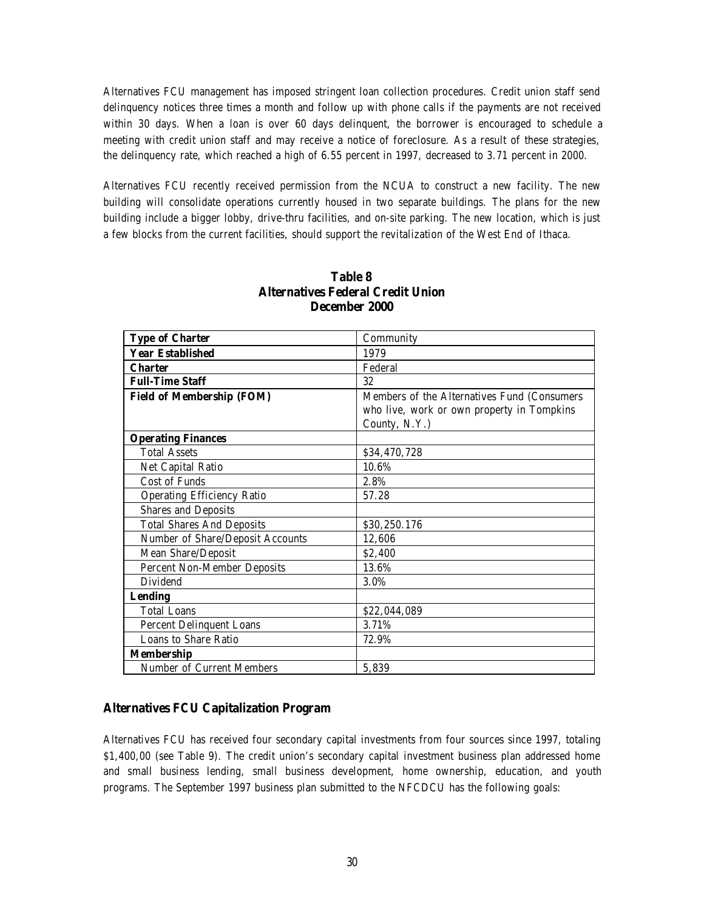Alternatives FCU management has imposed stringent loan collection procedures. Credit union staff send delinquency notices three times a month and follow up with phone calls if the payments are not received within 30 days. When a loan is over 60 days delinquent, the borrower is encouraged to schedule a meeting with credit union staff and may receive a notice of foreclosure. As a result of these strategies, the delinquency rate, which reached a high of 6.55 percent in 1997, decreased to 3.71 percent in 2000.

Alternatives FCU recently received permission from the NCUA to construct a new facility. The new building will consolidate operations currently housed in two separate buildings. The plans for the new building include a bigger lobby, drive-thru facilities, and on-site parking. The new location, which is just a few blocks from the current facilities, should support the revitalization of the West End of Ithaca.

**Table 8**
**Alternatives Federal Credit Union**
**December 2000**

| **Type of Charter** | Community |
|---|---|
| **Year Established** | 1979 |
| **Charter** | Federal |
| **Full-Time Staff** | 32 |
| **Field of Membership (FOM)** | Members of the Alternatives Fund (Consumers who live, work or own property in Tompkins County, N.Y.) |
| **Operating Finances** | |
| Total Assets | $34,470,728 |
| Net Capital Ratio | 10.6% |
| Cost of Funds | 2.8% |
| Operating Efficiency Ratio | 57.28 |
| Shares and Deposits | |
| Total Shares And Deposits | $30,250.176 |
| Number of Share/Deposit Accounts | 12,606 |
| Mean Share/Deposit | $2,400 |
| Percent Non-Member Deposits | 13.6% |
| Dividend | 3.0% |
| **Lending** | |
| Total Loans | $22,044,089 |
| Percent Delinquent Loans | 3.71% |
| Loans to Share Ratio | 72.9% |
| **Membership** | |
| Number of Current Members | 5,839 |

## Alternatives FCU Capitalization Program

Alternatives FCU has received four secondary capital investments from four sources since 1997, totaling $1,400,00 (see Table 9). The credit union's secondary capital investment business plan addressed home and small business lending, small business development, home ownership, education, and youth programs. The September 1997 business plan submitted to the NFCDCU has the following goals: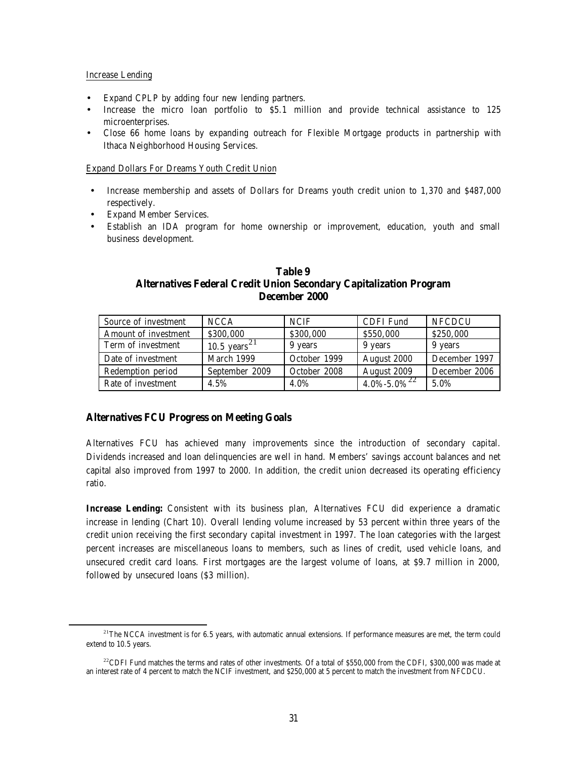Increase Lending

- Expand CPLP by adding four new lending partners.
- Increase the micro loan portfolio to $5.1 million and provide technical assistance to 125 microenterprises.
- Close 66 home loans by expanding outreach for Flexible Mortgage products in partnership with Ithaca Neighborhood Housing Services.

Expand Dollars For Dreams Youth Credit Union

- Increase membership and assets of Dollars for Dreams youth credit union to 1,370 and $487,000 respectively.
- Expand Member Services.
- Establish an IDA program for home ownership or improvement, education, youth and small business development.

**Table 9**
**Alternatives Federal Credit Union Secondary Capitalization Program**
**December 2000**

| Source of investment | NCCA | NCIF | CDFI Fund | NFCDCU |
|---|---|---|---|---|
| Amount of investment | $300,000 | $300,000 | $550,000 | $250,000 |
| Term of investment | 10.5 years[21] | 9 years | 9 years | 9 years |
| Date of investment | March 1999 | October 1999 | August 2000 | December 1997 |
| Redemption period | September 2009 | October 2008 | August 2009 | December 2006 |
| Rate of investment | 4.5% | 4.0% | 4.0%-5.0% [22] | 5.0% |

## Alternatives FCU Progress on Meeting Goals

Alternatives FCU has achieved many improvements since the introduction of secondary capital. Dividends increased and loan delinquencies are well in hand. Members' savings account balances and net capital also improved from 1997 to 2000. In addition, the credit union decreased its operating efficiency ratio.

**Increase Lending:** Consistent with its business plan, Alternatives FCU did experience a dramatic increase in lending (Chart 10). Overall lending volume increased by 53 percent within three years of the credit union receiving the first secondary capital investment in 1997. The loan categories with the largest percent increases are miscellaneous loans to members, such as lines of credit, used vehicle loans, and unsecured credit card loans. First mortgages are the largest volume of loans, at $9.7 million in 2000, followed by unsecured loans ($3 million).

[21] The NCCA investment is for 6.5 years, with automatic annual extensions. If performance measures are met, the term could extend to 10.5 years.

[22] CDFI Fund matches the terms and rates of other investments. Of a total of $550,000 from the CDFI, $300,000 was made at an interest rate of 4 percent to match the NCIF investment, and $250,000 at 5 percent to match the investment from NFCDCU.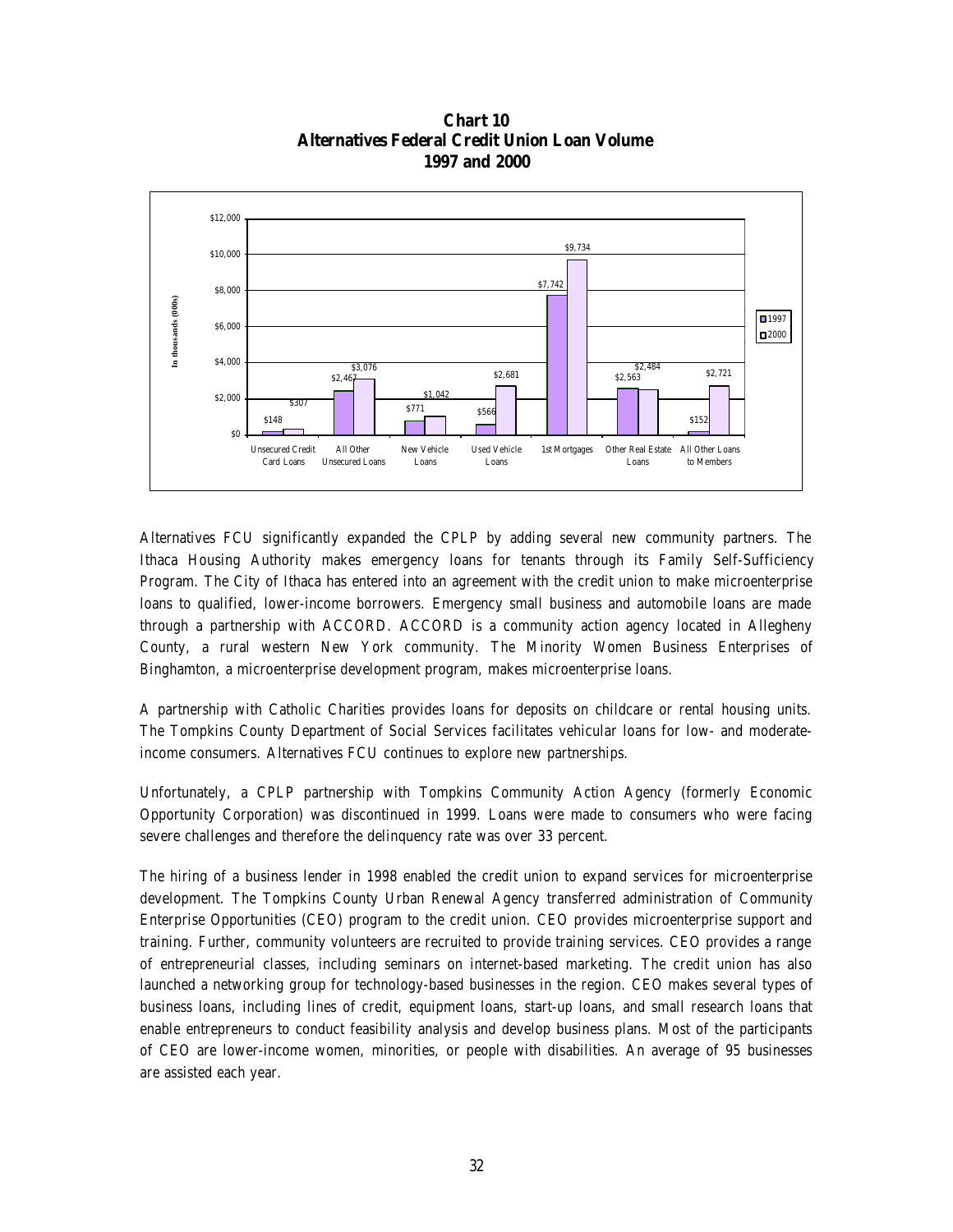**Chart 10**
**Alternatives Federal Credit Union Loan Volume**
**1997 and 2000**

| Loan Type (In thousands (000s)) | 1997 | 2000 |
|---|---|---|
| Unsecured Credit Card Loans | $148 | $307 |
| All Other Unsecured Loans | $2,467 | $3,076 |
| New Vehicle Loans | $771 | $1,042 |
| Used Vehicle Loans | $566 | $2,681 |
| 1st Mortgages | $7,742 | $9,734 |
| Other Real Estate Loans | $2,563 | $2,484 |
| All Other Loans to Members | $152 | $2,721 |

Alternatives FCU significantly expanded the CPLP by adding several new community partners. The Ithaca Housing Authority makes emergency loans for tenants through its Family Self-Sufficiency Program. The City of Ithaca has entered into an agreement with the credit union to make microenterprise loans to qualified, lower-income borrowers. Emergency small business and automobile loans are made through a partnership with ACCORD. ACCORD is a community action agency located in Allegheny County, a rural western New York community. The Minority Women Business Enterprises of Binghamton, a microenterprise development program, makes microenterprise loans.

A partnership with Catholic Charities provides loans for deposits on childcare or rental housing units. The Tompkins County Department of Social Services facilitates vehicular loans for low- and moderate-income consumers. Alternatives FCU continues to explore new partnerships.

Unfortunately, a CPLP partnership with Tompkins Community Action Agency (formerly Economic Opportunity Corporation) was discontinued in 1999. Loans were made to consumers who were facing severe challenges and therefore the delinquency rate was over 33 percent.

The hiring of a business lender in 1998 enabled the credit union to expand services for microenterprise development. The Tompkins County Urban Renewal Agency transferred administration of Community Enterprise Opportunities (CEO) program to the credit union. CEO provides microenterprise support and training. Further, community volunteers are recruited to provide training services. CEO provides a range of entrepreneurial classes, including seminars on internet-based marketing. The credit union has also launched a networking group for technology-based businesses in the region. CEO makes several types of business loans, including lines of credit, equipment loans, start-up loans, and small research loans that enable entrepreneurs to conduct feasibility analysis and develop business plans. Most of the participants of CEO are lower-income women, minorities, or people with disabilities. An average of 95 businesses are assisted each year.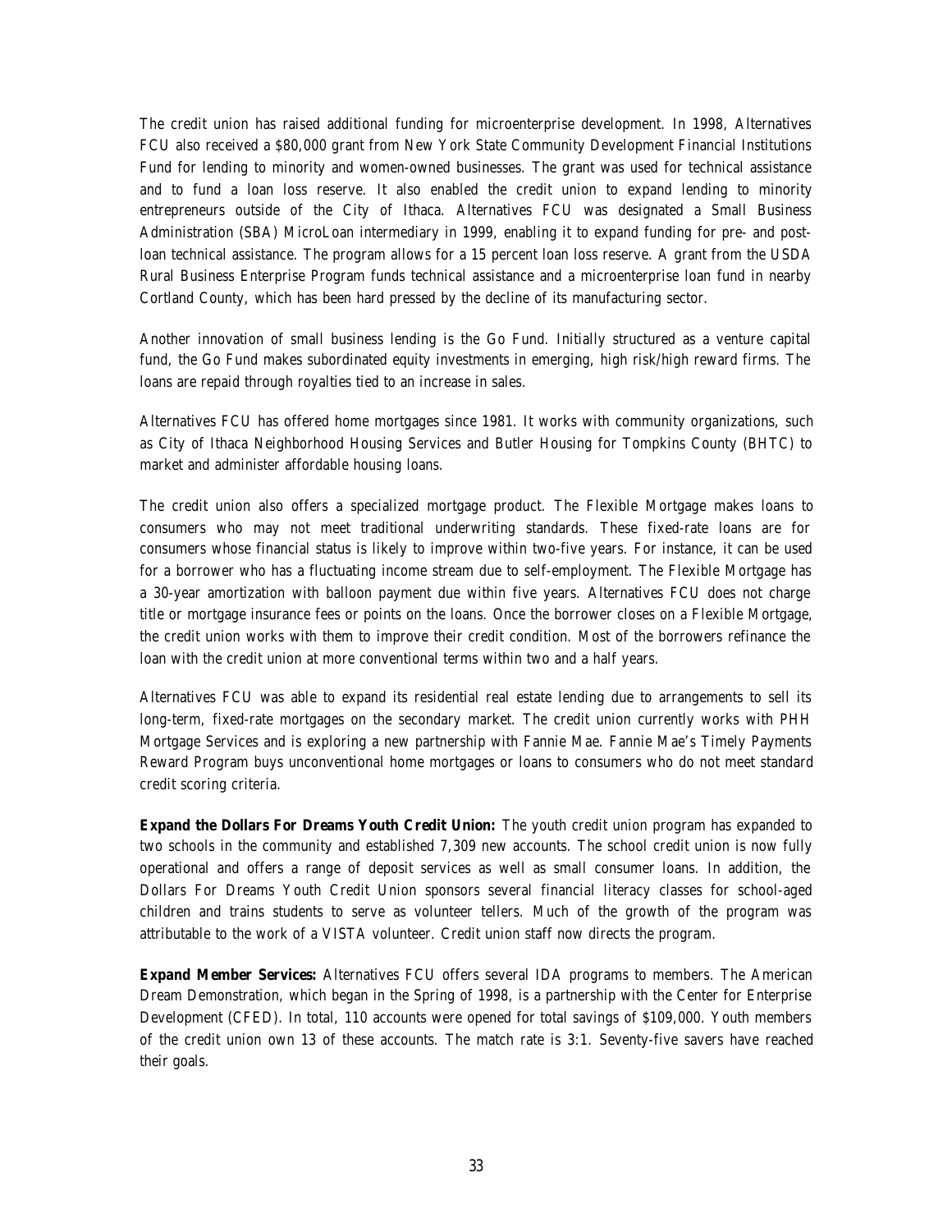The credit union has raised additional funding for microenterprise development. In 1998, Alternatives FCU also received a $80,000 grant from New York State Community Development Financial Institutions Fund for lending to minority and women-owned businesses. The grant was used for technical assistance and to fund a loan loss reserve. It also enabled the credit union to expand lending to minority entrepreneurs outside of the City of Ithaca. Alternatives FCU was designated a Small Business Administration (SBA) MicroLoan intermediary in 1999, enabling it to expand funding for pre- and post-loan technical assistance. The program allows for a 15 percent loan loss reserve. A grant from the USDA Rural Business Enterprise Program funds technical assistance and a microenterprise loan fund in nearby Cortland County, which has been hard pressed by the decline of its manufacturing sector.

Another innovation of small business lending is the Go Fund. Initially structured as a venture capital fund, the Go Fund makes subordinated equity investments in emerging, high risk/high reward firms. The loans are repaid through royalties tied to an increase in sales.

Alternatives FCU has offered home mortgages since 1981. It works with community organizations, such as City of Ithaca Neighborhood Housing Services and Butler Housing for Tompkins County (BHTC) to market and administer affordable housing loans.

The credit union also offers a specialized mortgage product. The Flexible Mortgage makes loans to consumers who may not meet traditional underwriting standards. These fixed-rate loans are for consumers whose financial status is likely to improve within two-five years. For instance, it can be used for a borrower who has a fluctuating income stream due to self-employment. The Flexible Mortgage has a 30-year amortization with balloon payment due within five years. Alternatives FCU does not charge title or mortgage insurance fees or points on the loans. Once the borrower closes on a Flexible Mortgage, the credit union works with them to improve their credit condition. Most of the borrowers refinance the loan with the credit union at more conventional terms within two and a half years.

Alternatives FCU was able to expand its residential real estate lending due to arrangements to sell its long-term, fixed-rate mortgages on the secondary market. The credit union currently works with PHH Mortgage Services and is exploring a new partnership with Fannie Mae. Fannie Mae's Timely Payments Reward Program buys unconventional home mortgages or loans to consumers who do not meet standard credit scoring criteria.

**Expand the Dollars For Dreams Youth Credit Union:** The youth credit union program has expanded to two schools in the community and established 7,309 new accounts. The school credit union is now fully operational and offers a range of deposit services as well as small consumer loans. In addition, the Dollars For Dreams Youth Credit Union sponsors several financial literacy classes for school-aged children and trains students to serve as volunteer tellers. Much of the growth of the program was attributable to the work of a VISTA volunteer. Credit union staff now directs the program.

**Expand Member Services:** Alternatives FCU offers several IDA programs to members. The American Dream Demonstration, which began in the Spring of 1998, is a partnership with the Center for Enterprise Development (CFED). In total, 110 accounts were opened for total savings of $109,000. Youth members of the credit union own 13 of these accounts. The match rate is 3:1. Seventy-five savers have reached their goals.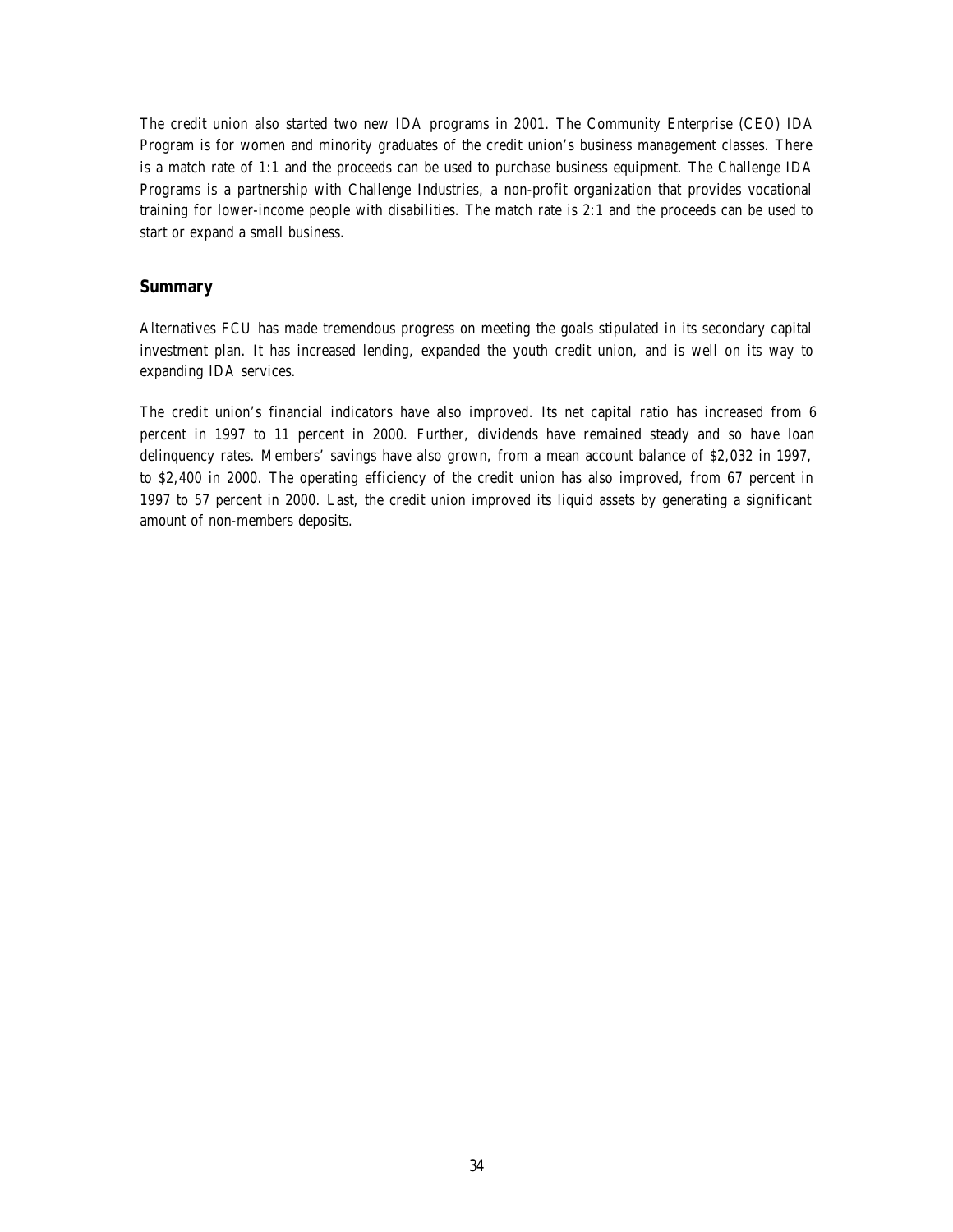The credit union also started two new IDA programs in 2001. The Community Enterprise (CEO) IDA Program is for women and minority graduates of the credit union's business management classes. There is a match rate of 1:1 and the proceeds can be used to purchase business equipment. The Challenge IDA Programs is a partnership with Challenge Industries, a non-profit organization that provides vocational training for lower-income people with disabilities. The match rate is 2:1 and the proceeds can be used to start or expand a small business.

## Summary

Alternatives FCU has made tremendous progress on meeting the goals stipulated in its secondary capital investment plan. It has increased lending, expanded the youth credit union, and is well on its way to expanding IDA services.

The credit union's financial indicators have also improved. Its net capital ratio has increased from 6 percent in 1997 to 11 percent in 2000. Further, dividends have remained steady and so have loan delinquency rates. Members' savings have also grown, from a mean account balance of $2,032 in 1997, to $2,400 in 2000. The operating efficiency of the credit union has also improved, from 67 percent in 1997 to 57 percent in 2000. Last, the credit union improved its liquid assets by generating a significant amount of non-members deposits.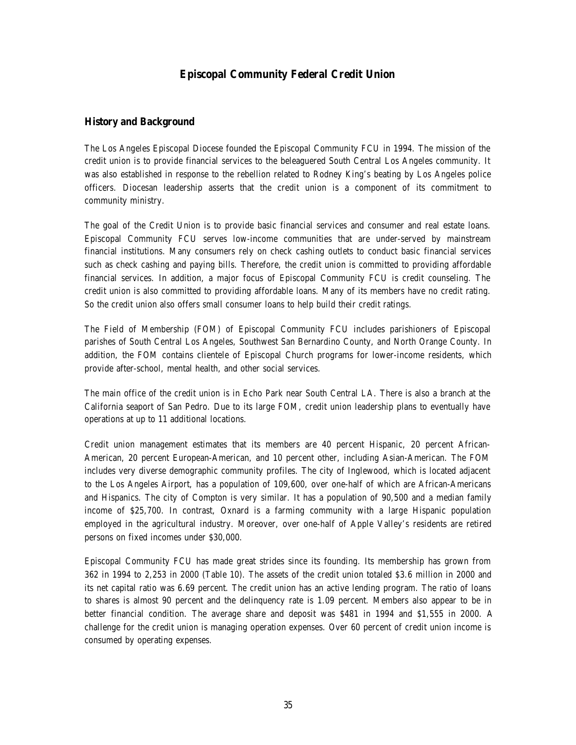# Episcopal Community Federal Credit Union

## History and Background

The Los Angeles Episcopal Diocese founded the Episcopal Community FCU in 1994. The mission of the credit union is to provide financial services to the beleaguered South Central Los Angeles community. It was also established in response to the rebellion related to Rodney King's beating by Los Angeles police officers. Diocesan leadership asserts that the credit union is a component of its commitment to community ministry.

The goal of the Credit Union is to provide basic financial services and consumer and real estate loans. Episcopal Community FCU serves low-income communities that are under-served by mainstream financial institutions. Many consumers rely on check cashing outlets to conduct basic financial services such as check cashing and paying bills. Therefore, the credit union is committed to providing affordable financial services. In addition, a major focus of Episcopal Community FCU is credit counseling. The credit union is also committed to providing affordable loans. Many of its members have no credit rating. So the credit union also offers small consumer loans to help build their credit ratings.

The Field of Membership (FOM) of Episcopal Community FCU includes parishioners of Episcopal parishes of South Central Los Angeles, Southwest San Bernardino County, and North Orange County. In addition, the FOM contains clientele of Episcopal Church programs for lower-income residents, which provide after-school, mental health, and other social services.

The main office of the credit union is in Echo Park near South Central LA. There is also a branch at the California seaport of San Pedro. Due to its large FOM, credit union leadership plans to eventually have operations at up to 11 additional locations.

Credit union management estimates that its members are 40 percent Hispanic, 20 percent African-American, 20 percent European-American, and 10 percent other, including Asian-American. The FOM includes very diverse demographic community profiles. The city of Inglewood, which is located adjacent to the Los Angeles Airport, has a population of 109,600, over one-half of which are African-Americans and Hispanics. The city of Compton is very similar. It has a population of 90,500 and a median family income of $25,700. In contrast, Oxnard is a farming community with a large Hispanic population employed in the agricultural industry. Moreover, over one-half of Apple Valley's residents are retired persons on fixed incomes under $30,000.

Episcopal Community FCU has made great strides since its founding. Its membership has grown from 362 in 1994 to 2,253 in 2000 (Table 10). The assets of the credit union totaled $3.6 million in 2000 and its net capital ratio was 6.69 percent. The credit union has an active lending program. The ratio of loans to shares is almost 90 percent and the delinquency rate is 1.09 percent. Members also appear to be in better financial condition. The average share and deposit was $481 in 1994 and $1,555 in 2000. A challenge for the credit union is managing operation expenses. Over 60 percent of credit union income is consumed by operating expenses.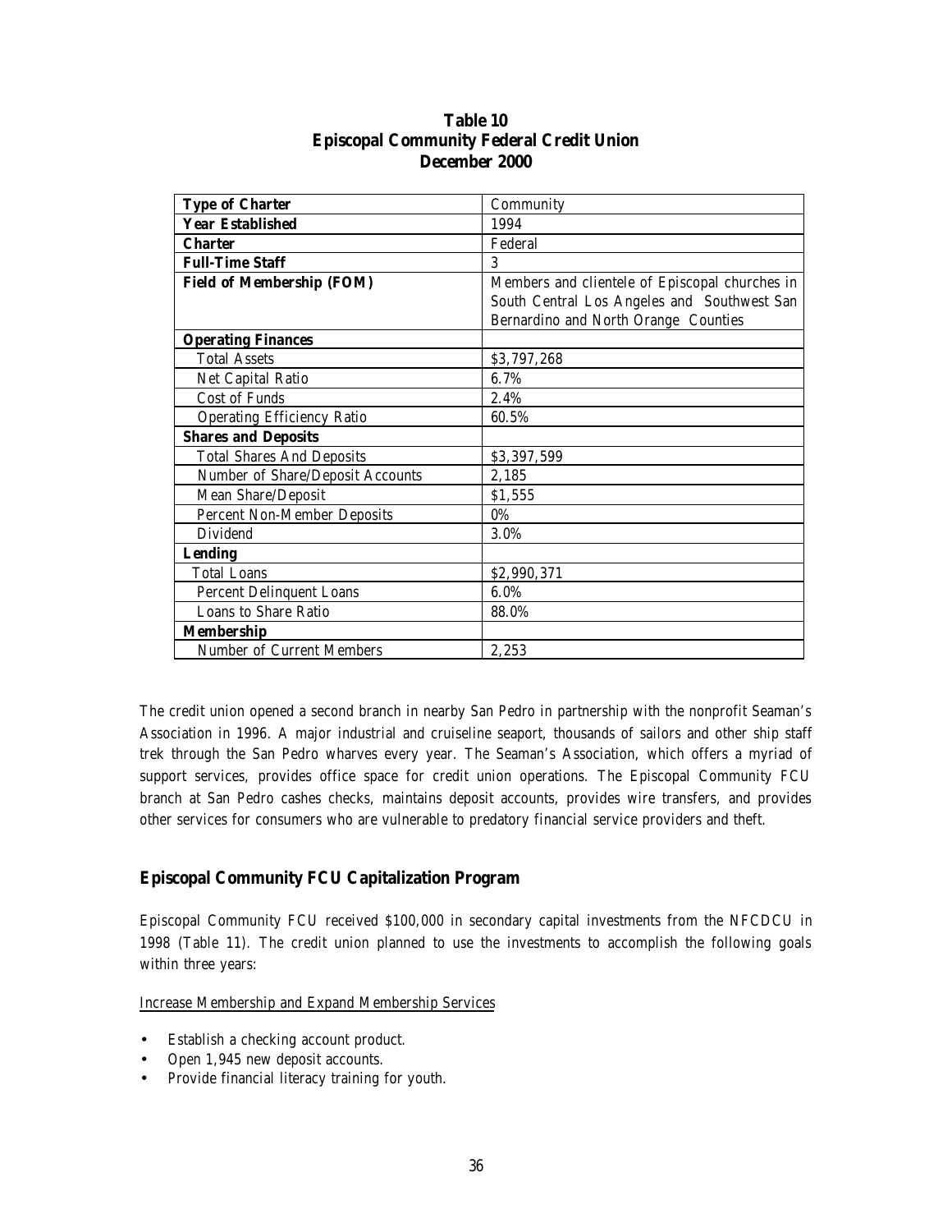**Table 10**
**Episcopal Community Federal Credit Union**
**December 2000**

| | |
|---|---|
| **Type of Charter** | Community |
| **Year Established** | 1994 |
| **Charter** | Federal |
| **Full-Time Staff** | 3 |
| **Field of Membership (FOM)** | Members and clientele of Episcopal churches in South Central Los Angeles and Southwest San Bernardino and North Orange Counties |
| **Operating Finances** | |
| Total Assets | $3,797,268 |
| Net Capital Ratio | 6.7% |
| Cost of Funds | 2.4% |
| Operating Efficiency Ratio | 60.5% |
| **Shares and Deposits** | |
| Total Shares And Deposits | $3,397,599 |
| Number of Share/Deposit Accounts | 2,185 |
| Mean Share/Deposit | $1,555 |
| Percent Non-Member Deposits | 0% |
| Dividend | 3.0% |
| **Lending** | |
| Total Loans | $2,990,371 |
| Percent Delinquent Loans | 6.0% |
| Loans to Share Ratio | 88.0% |
| **Membership** | |
| Number of Current Members | 2,253 |

The credit union opened a second branch in nearby San Pedro in partnership with the nonprofit Seaman's Association in 1996. A major industrial and cruiseline seaport, thousands of sailors and other ship staff trek through the San Pedro wharves every year. The Seaman's Association, which offers a myriad of support services, provides office space for credit union operations. The Episcopal Community FCU branch at San Pedro cashes checks, maintains deposit accounts, provides wire transfers, and provides other services for consumers who are vulnerable to predatory financial service providers and theft.

## Episcopal Community FCU Capitalization Program

Episcopal Community FCU received $100,000 in secondary capital investments from the NFCDCU in 1998 (Table 11). The credit union planned to use the investments to accomplish the following goals within three years:

Increase Membership and Expand Membership Services

- Establish a checking account product.
- Open 1,945 new deposit accounts.
- Provide financial literacy training for youth.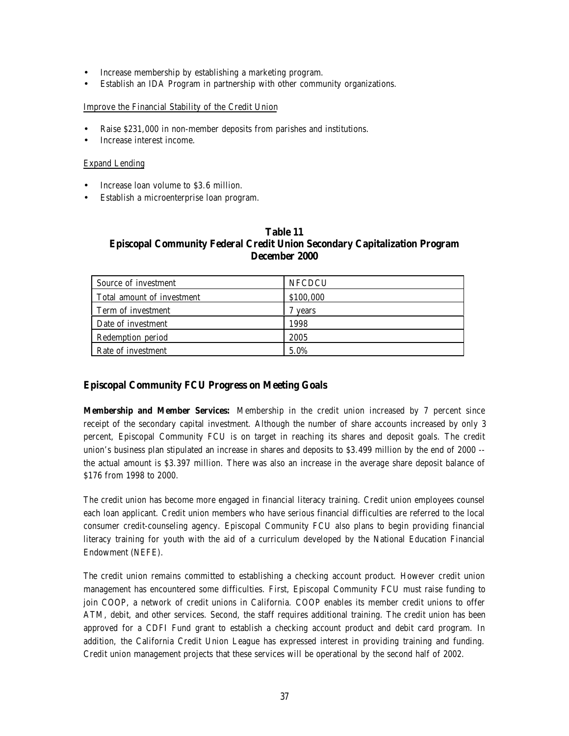- Increase membership by establishing a marketing program.
- Establish an IDA Program in partnership with other community organizations.

Improve the Financial Stability of the Credit Union

- Raise $231,000 in non-member deposits from parishes and institutions.
- Increase interest income.

Expand Lending

- Increase loan volume to $3.6 million.
- Establish a microenterprise loan program.

**Table 11**
**Episcopal Community Federal Credit Union Secondary Capitalization Program**
**December 2000**

| Source of investment | NFCDCU |
|---|---|
| Total amount of investment | $100,000 |
| Term of investment | 7 years |
| Date of investment | 1998 |
| Redemption period | 2005 |
| Rate of investment | 5.0% |

### Episcopal Community FCU Progress on Meeting Goals

**Membership and Member Services:** Membership in the credit union increased by 7 percent since receipt of the secondary capital investment. Although the number of share accounts increased by only 3 percent, Episcopal Community FCU is on target in reaching its shares and deposit goals. The credit union's business plan stipulated an increase in shares and deposits to $3.499 million by the end of 2000 -- the actual amount is $3.397 million. There was also an increase in the average share deposit balance of $176 from 1998 to 2000.

The credit union has become more engaged in financial literacy training. Credit union employees counsel each loan applicant. Credit union members who have serious financial difficulties are referred to the local consumer credit-counseling agency. Episcopal Community FCU also plans to begin providing financial literacy training for youth with the aid of a curriculum developed by the National Education Financial Endowment (NEFE).

The credit union remains committed to establishing a checking account product. However credit union management has encountered some difficulties. First, Episcopal Community FCU must raise funding to join COOP, a network of credit unions in California. COOP enables its member credit unions to offer ATM, debit, and other services. Second, the staff requires additional training. The credit union has been approved for a CDFI Fund grant to establish a checking account product and debit card program. In addition, the California Credit Union League has expressed interest in providing training and funding. Credit union management projects that these services will be operational by the second half of 2002.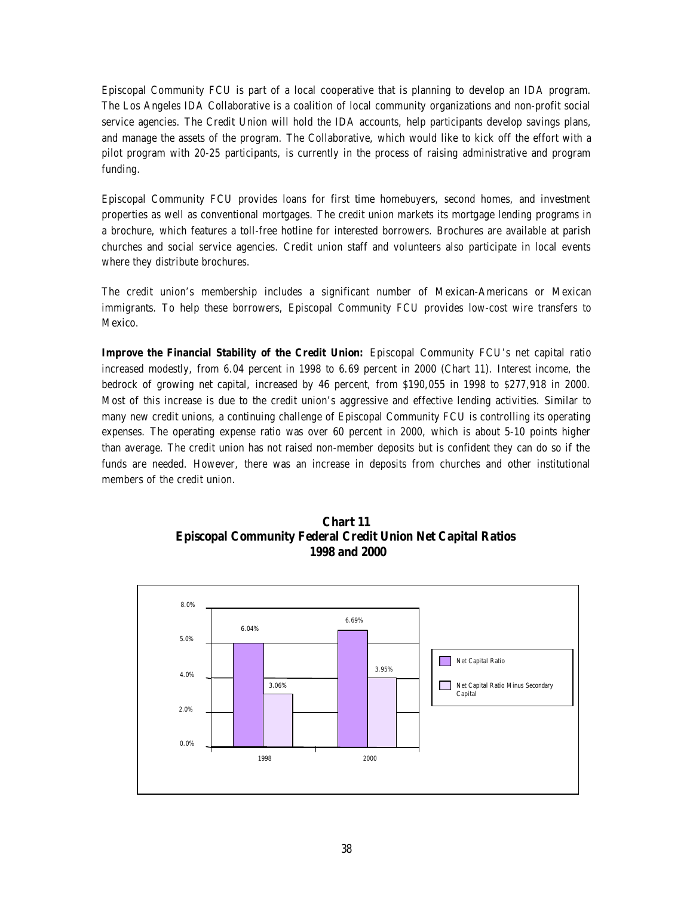Episcopal Community FCU is part of a local cooperative that is planning to develop an IDA program. The Los Angeles IDA Collaborative is a coalition of local community organizations and non-profit social service agencies. The Credit Union will hold the IDA accounts, help participants develop savings plans, and manage the assets of the program. The Collaborative, which would like to kick off the effort with a pilot program with 20-25 participants, is currently in the process of raising administrative and program funding.

Episcopal Community FCU provides loans for first time homebuyers, second homes, and investment properties as well as conventional mortgages. The credit union markets its mortgage lending programs in a brochure, which features a toll-free hotline for interested borrowers. Brochures are available at parish churches and social service agencies. Credit union staff and volunteers also participate in local events where they distribute brochures.

The credit union's membership includes a significant number of Mexican-Americans or Mexican immigrants. To help these borrowers, Episcopal Community FCU provides low-cost wire transfers to Mexico.

**Improve the Financial Stability of the Credit Union:** Episcopal Community FCU's net capital ratio increased modestly, from 6.04 percent in 1998 to 6.69 percent in 2000 (Chart 11). Interest income, the bedrock of growing net capital, increased by 46 percent, from $190,055 in 1998 to $277,918 in 2000. Most of this increase is due to the credit union's aggressive and effective lending activities. Similar to many new credit unions, a continuing challenge of Episcopal Community FCU is controlling its operating expenses. The operating expense ratio was over 60 percent in 2000, which is about 5-10 points higher than average. The credit union has not raised non-member deposits but is confident they can do so if the funds are needed. However, there was an increase in deposits from churches and other institutional members of the credit union.

**Chart 11**
**Episcopal Community Federal Credit Union Net Capital Ratios**
**1998 and 2000**

| | Net Capital Ratio | Net Capital Ratio Minus Secondary Capital |
|---|---|---|
| 1998 | 6.04% | 3.06% |
| 2000 | 6.69% | 3.95% |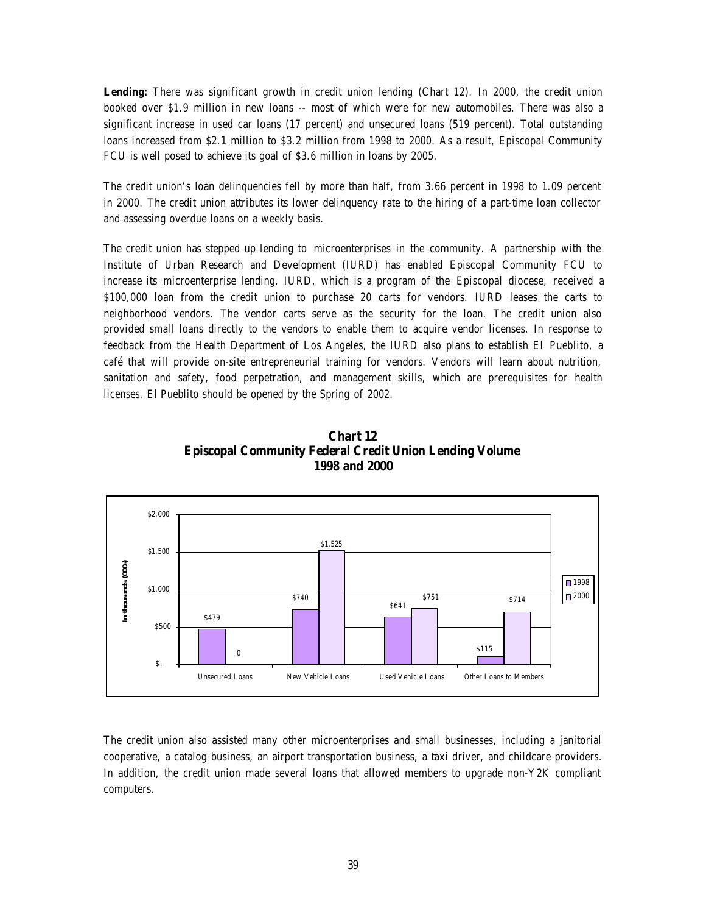**Lending:** There was significant growth in credit union lending (Chart 12). In 2000, the credit union booked over $1.9 million in new loans -- most of which were for new automobiles. There was also a significant increase in used car loans (17 percent) and unsecured loans (519 percent). Total outstanding loans increased from $2.1 million to $3.2 million from 1998 to 2000. As a result, Episcopal Community FCU is well posed to achieve its goal of $3.6 million in loans by 2005.

The credit union's loan delinquencies fell by more than half, from 3.66 percent in 1998 to 1.09 percent in 2000. The credit union attributes its lower delinquency rate to the hiring of a part-time loan collector and assessing overdue loans on a weekly basis.

The credit union has stepped up lending to microenterprises in the community. A partnership with the Institute of Urban Research and Development (IURD) has enabled Episcopal Community FCU to increase its microenterprise lending. IURD, which is a program of the Episcopal diocese, received a $100,000 loan from the credit union to purchase 20 carts for vendors. IURD leases the carts to neighborhood vendors. The vendor carts serve as the security for the loan. The credit union also provided small loans directly to the vendors to enable them to acquire vendor licenses. In response to feedback from the Health Department of Los Angeles, the IURD also plans to establish El Pueblito, a café that will provide on-site entrepreneurial training for vendors. Vendors will learn about nutrition, sanitation and safety, food perpetration, and management skills, which are prerequisites for health licenses. El Pueblito should be opened by the Spring of 2002.

**Chart 12**
**Episcopal Community Federal Credit Union Lending Volume**
**1998 and 2000**

(In thousands (000s))

| | 1998 | 2000 |
|---|---|---|
| Unsecured Loans | $479 | 0 |
| New Vehicle Loans | $740 | $1,525 |
| Used Vehicle Loans | $641 | $751 |
| Other Loans to Members | $115 | $714 |

The credit union also assisted many other microenterprises and small businesses, including a janitorial cooperative, a catalog business, an airport transportation business, a taxi driver, and childcare providers. In addition, the credit union made several loans that allowed members to upgrade non-Y2K compliant computers.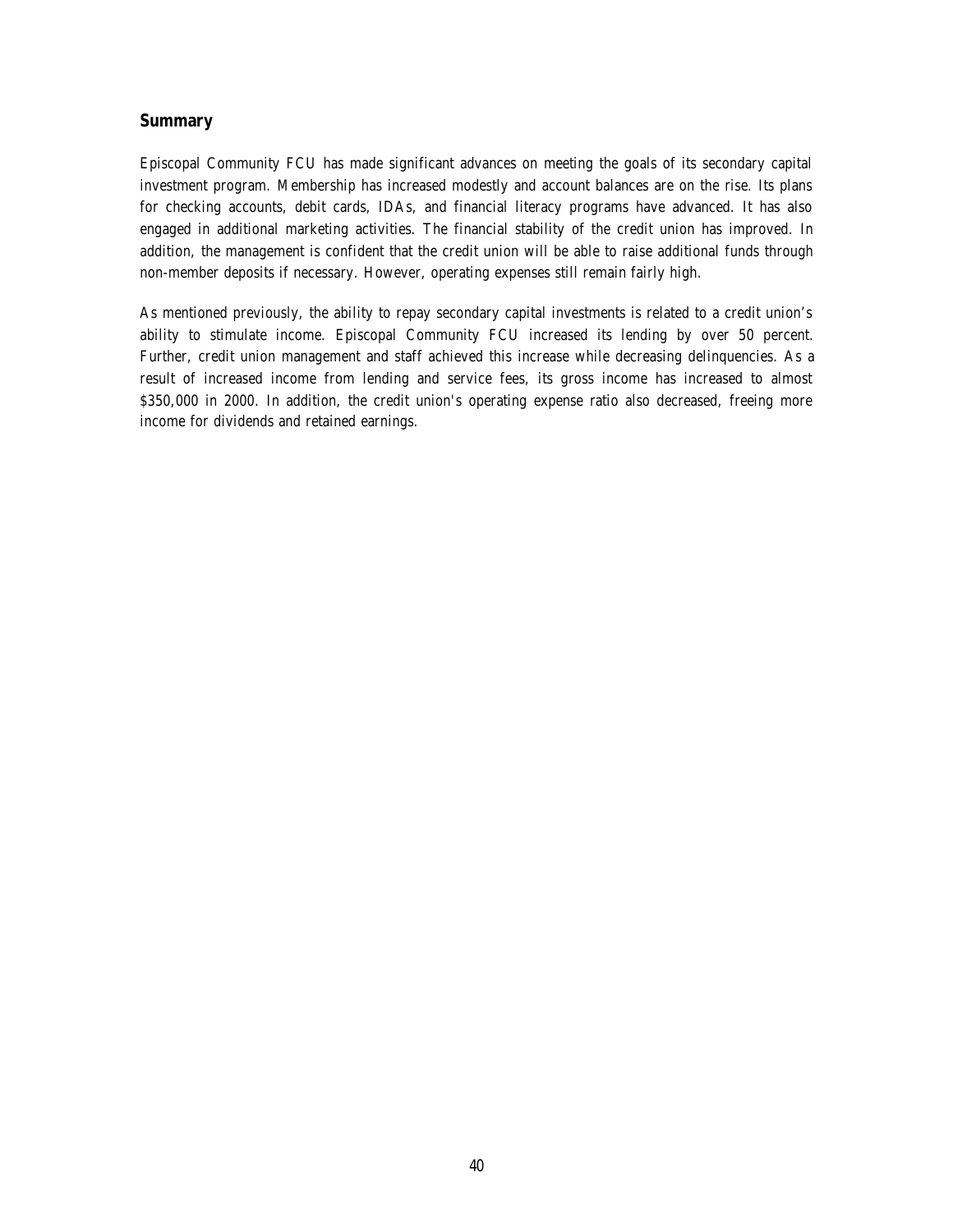## Summary

Episcopal Community FCU has made significant advances on meeting the goals of its secondary capital investment program. Membership has increased modestly and account balances are on the rise. Its plans for checking accounts, debit cards, IDAs, and financial literacy programs have advanced. It has also engaged in additional marketing activities. The financial stability of the credit union has improved. In addition, the management is confident that the credit union will be able to raise additional funds through non-member deposits if necessary. However, operating expenses still remain fairly high.

As mentioned previously, the ability to repay secondary capital investments is related to a credit union's ability to stimulate income. Episcopal Community FCU increased its lending by over 50 percent. Further, credit union management and staff achieved this increase while decreasing delinquencies. As a result of increased income from lending and service fees, its gross income has increased to almost $350,000 in 2000. In addition, the credit union's operating expense ratio also decreased, freeing more income for dividends and retained earnings.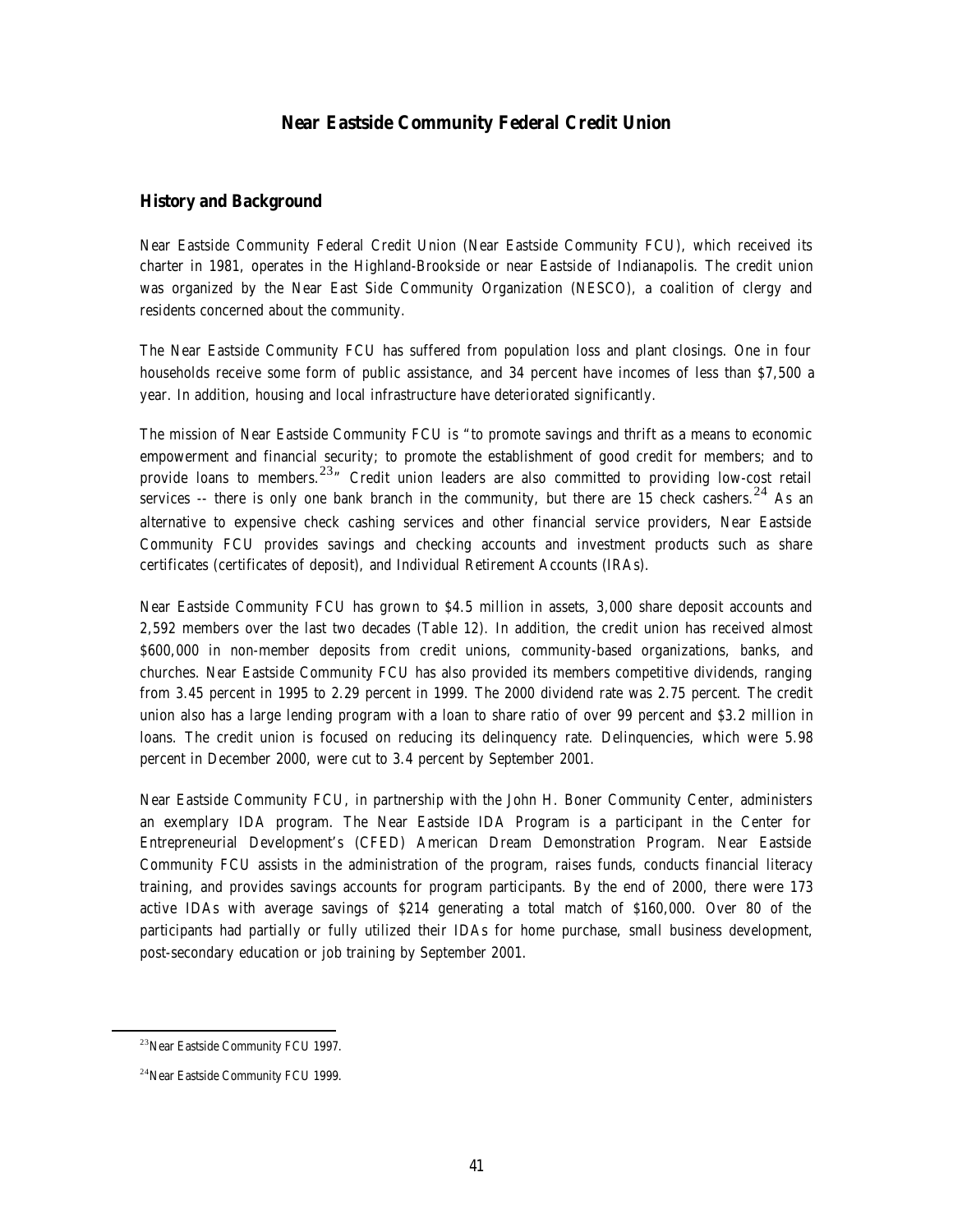# Near Eastside Community Federal Credit Union

## History and Background

Near Eastside Community Federal Credit Union (Near Eastside Community FCU), which received its charter in 1981, operates in the Highland-Brookside or near Eastside of Indianapolis. The credit union was organized by the Near East Side Community Organization (NESCO), a coalition of clergy and residents concerned about the community.

The Near Eastside Community FCU has suffered from population loss and plant closings. One in four households receive some form of public assistance, and 34 percent have incomes of less than $7,500 a year. In addition, housing and local infrastructure have deteriorated significantly.

The mission of Near Eastside Community FCU is "to promote savings and thrift as a means to economic empowerment and financial security; to promote the establishment of good credit for members; and to provide loans to members.[23]" Credit union leaders are also committed to providing low-cost retail services -- there is only one bank branch in the community, but there are 15 check cashers.[24] As an alternative to expensive check cashing services and other financial service providers, Near Eastside Community FCU provides savings and checking accounts and investment products such as share certificates (certificates of deposit), and Individual Retirement Accounts (IRAs).

Near Eastside Community FCU has grown to $4.5 million in assets, 3,000 share deposit accounts and 2,592 members over the last two decades (Table 12). In addition, the credit union has received almost $600,000 in non-member deposits from credit unions, community-based organizations, banks, and churches. Near Eastside Community FCU has also provided its members competitive dividends, ranging from 3.45 percent in 1995 to 2.29 percent in 1999. The 2000 dividend rate was 2.75 percent. The credit union also has a large lending program with a loan to share ratio of over 99 percent and $3.2 million in loans. The credit union is focused on reducing its delinquency rate. Delinquencies, which were 5.98 percent in December 2000, were cut to 3.4 percent by September 2001.

Near Eastside Community FCU, in partnership with the John H. Boner Community Center, administers an exemplary IDA program. The Near Eastside IDA Program is a participant in the Center for Entrepreneurial Development's (CFED) American Dream Demonstration Program. Near Eastside Community FCU assists in the administration of the program, raises funds, conducts financial literacy training, and provides savings accounts for program participants. By the end of 2000, there were 173 active IDAs with average savings of $214 generating a total match of $160,000. Over 80 of the participants had partially or fully utilized their IDAs for home purchase, small business development, post-secondary education or job training by September 2001.

---

[23] Near Eastside Community FCU 1997.

[24] Near Eastside Community FCU 1999.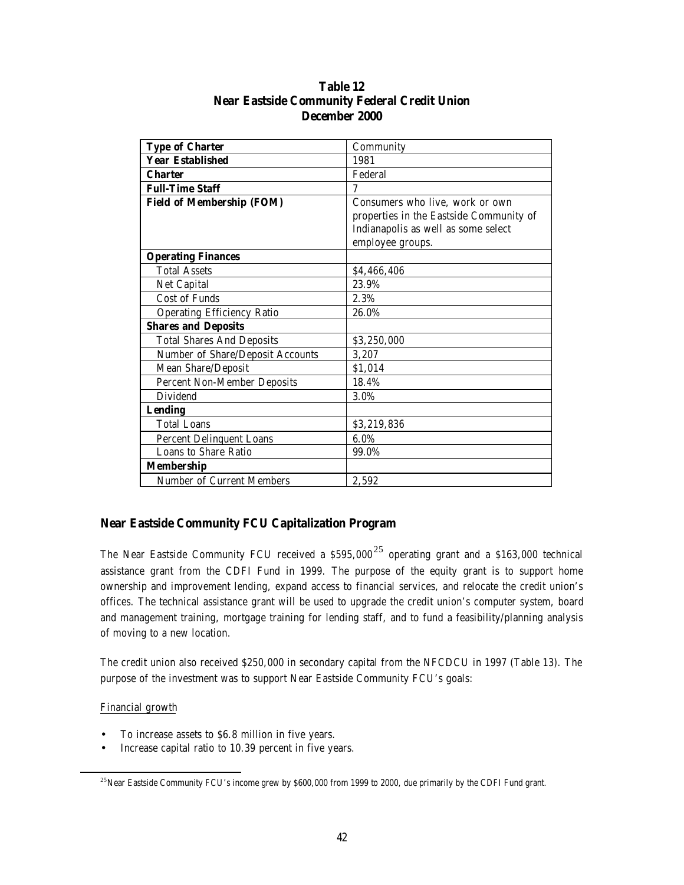**Table 12**
**Near Eastside Community Federal Credit Union**
**December 2000**

| **Type of Charter** | Community |
|---|---|
| **Year Established** | 1981 |
| **Charter** | Federal |
| **Full-Time Staff** | 7 |
| **Field of Membership (FOM)** | Consumers who live, work or own properties in the Eastside Community of Indianapolis as well as some select employee groups. |
| **Operating Finances** | |
| Total Assets | \$4,466,406 |
| Net Capital | 23.9% |
| Cost of Funds | 2.3% |
| Operating Efficiency Ratio | 26.0% |
| **Shares and Deposits** | |
| Total Shares And Deposits | \$3,250,000 |
| Number of Share/Deposit Accounts | 3,207 |
| Mean Share/Deposit | \$1,014 |
| Percent Non-Member Deposits | 18.4% |
| Dividend | 3.0% |
| **Lending** | |
| Total Loans | \$3,219,836 |
| Percent Delinquent Loans | 6.0% |
| Loans to Share Ratio | 99.0% |
| **Membership** | |
| Number of Current Members | 2,592 |

## Near Eastside Community FCU Capitalization Program

The Near Eastside Community FCU received a \$595,000[25] operating grant and a \$163,000 technical assistance grant from the CDFI Fund in 1999. The purpose of the equity grant is to support home ownership and improvement lending, expand access to financial services, and relocate the credit union's offices. The technical assistance grant will be used to upgrade the credit union's computer system, board and management training, mortgage training for lending staff, and to fund a feasibility/planning analysis of moving to a new location.

The credit union also received \$250,000 in secondary capital from the NFCDCU in 1997 (Table 13). The purpose of the investment was to support Near Eastside Community FCU's goals:

Financial growth

- To increase assets to \$6.8 million in five years.
- Increase capital ratio to 10.39 percent in five years.

[25] Near Eastside Community FCU's income grew by \$600,000 from 1999 to 2000, due primarily by the CDFI Fund grant.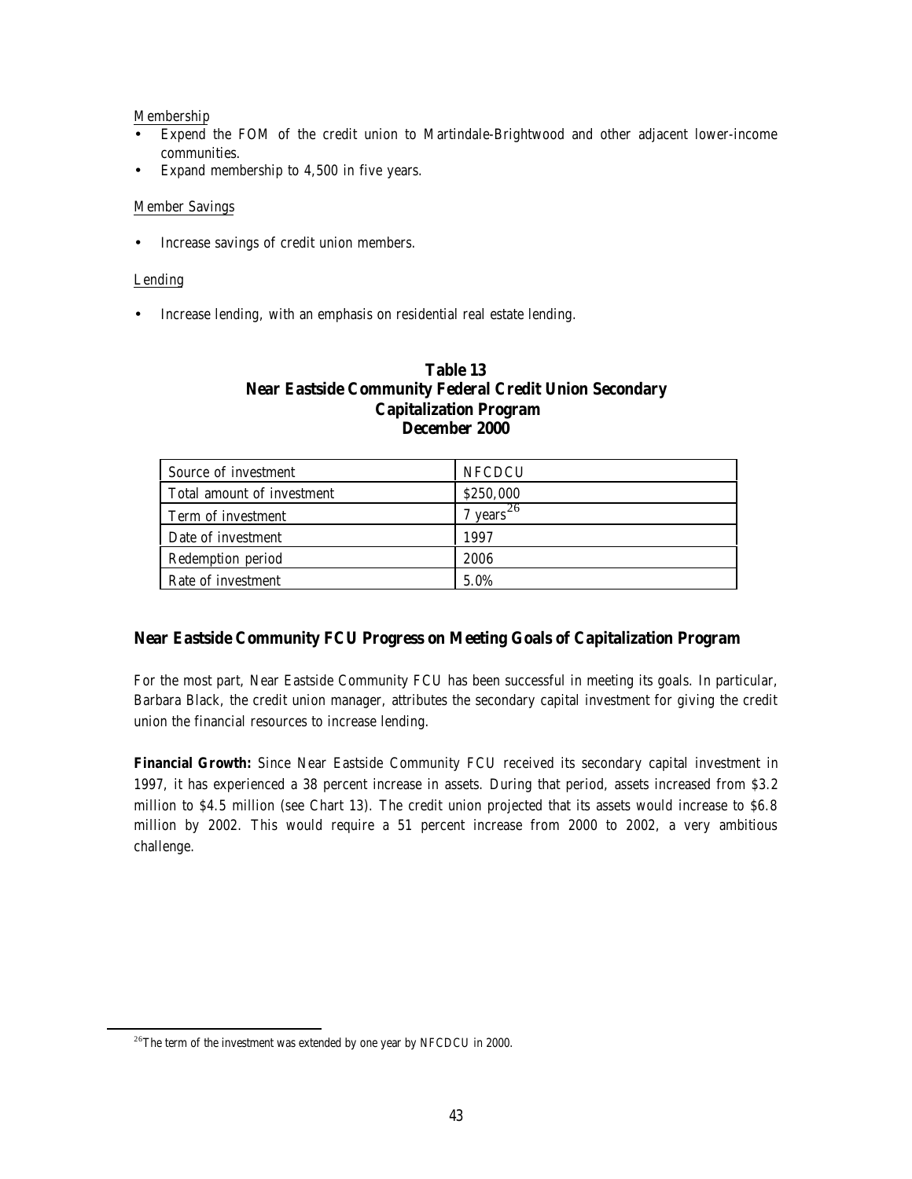Membership

- Expend the FOM of the credit union to Martindale-Brightwood and other adjacent lower-income communities.
- Expand membership to 4,500 in five years.

Member Savings

- Increase savings of credit union members.

Lending

- Increase lending, with an emphasis on residential real estate lending.

**Table 13**
**Near Eastside Community Federal Credit Union Secondary Capitalization Program**
**December 2000**

| Source of investment | NFCDCU |
|---|---|
| Total amount of investment | $250,000 |
| Term of investment | 7 years[26] |
| Date of investment | 1997 |
| Redemption period | 2006 |
| Rate of investment | 5.0% |

## Near Eastside Community FCU Progress on Meeting Goals of Capitalization Program

For the most part, Near Eastside Community FCU has been successful in meeting its goals. In particular, Barbara Black, the credit union manager, attributes the secondary capital investment for giving the credit union the financial resources to increase lending.

**Financial Growth:** Since Near Eastside Community FCU received its secondary capital investment in 1997, it has experienced a 38 percent increase in assets. During that period, assets increased from $3.2 million to $4.5 million (see Chart 13). The credit union projected that its assets would increase to $6.8 million by 2002. This would require a 51 percent increase from 2000 to 2002, a very ambitious challenge.

[26] The term of the investment was extended by one year by NFCDCU in 2000.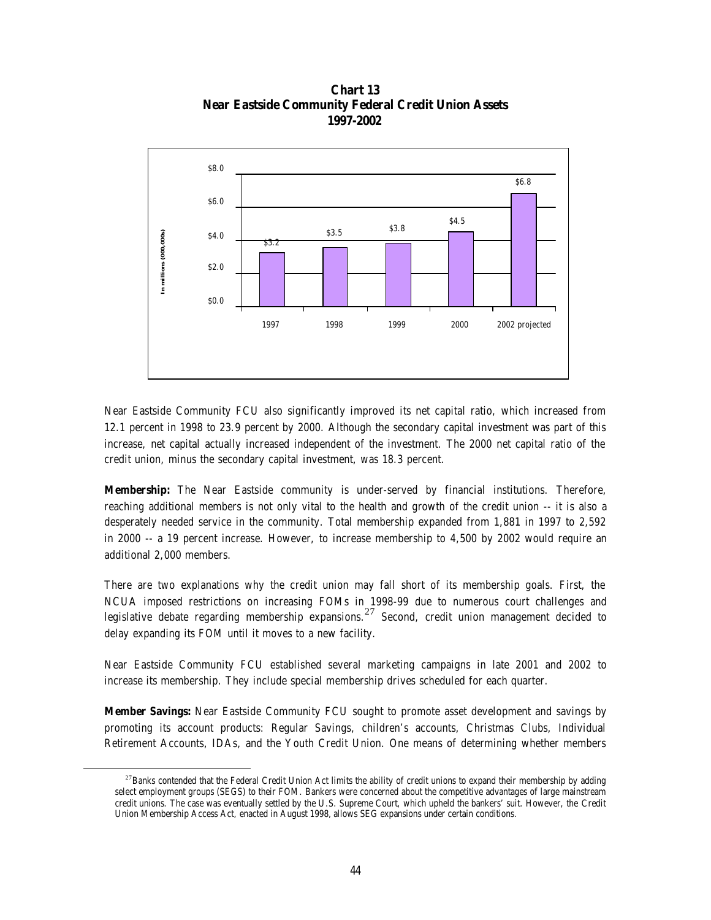**Chart 13**
**Near Eastside Community Federal Credit Union Assets**
**1997-2002**

| Year | Assets (In millions (000,000s)) |
| --- | --- |
| 1997 | $3.2 |
| 1998 | $3.5 |
| 1999 | $3.8 |
| 2000 | $4.5 |
| 2002 projected | $6.8 |

Near Eastside Community FCU also significantly improved its net capital ratio, which increased from 12.1 percent in 1998 to 23.9 percent by 2000. Although the secondary capital investment was part of this increase, net capital actually increased independent of the investment. The 2000 net capital ratio of the credit union, minus the secondary capital investment, was 18.3 percent.

**Membership:** The Near Eastside community is under-served by financial institutions. Therefore, reaching additional members is not only vital to the health and growth of the credit union -- it is also a desperately needed service in the community. Total membership expanded from 1,881 in 1997 to 2,592 in 2000 -- a 19 percent increase. However, to increase membership to 4,500 by 2002 would require an additional 2,000 members.

There are two explanations why the credit union may fall short of its membership goals. First, the NCUA imposed restrictions on increasing FOMs in 1998-99 due to numerous court challenges and legislative debate regarding membership expansions.[27] Second, credit union management decided to delay expanding its FOM until it moves to a new facility.

Near Eastside Community FCU established several marketing campaigns in late 2001 and 2002 to increase its membership. They include special membership drives scheduled for each quarter.

**Member Savings:** Near Eastside Community FCU sought to promote asset development and savings by promoting its account products: Regular Savings, children's accounts, Christmas Clubs, Individual Retirement Accounts, IDAs, and the Youth Credit Union. One means of determining whether members

[27] Banks contended that the Federal Credit Union Act limits the ability of credit unions to expand their membership by adding select employment groups (SEGS) to their FOM. Bankers were concerned about the competitive advantages of large mainstream credit unions. The case was eventually settled by the U.S. Supreme Court, which upheld the bankers' suit. However, the Credit Union Membership Access Act, enacted in August 1998, allows SEG expansions under certain conditions.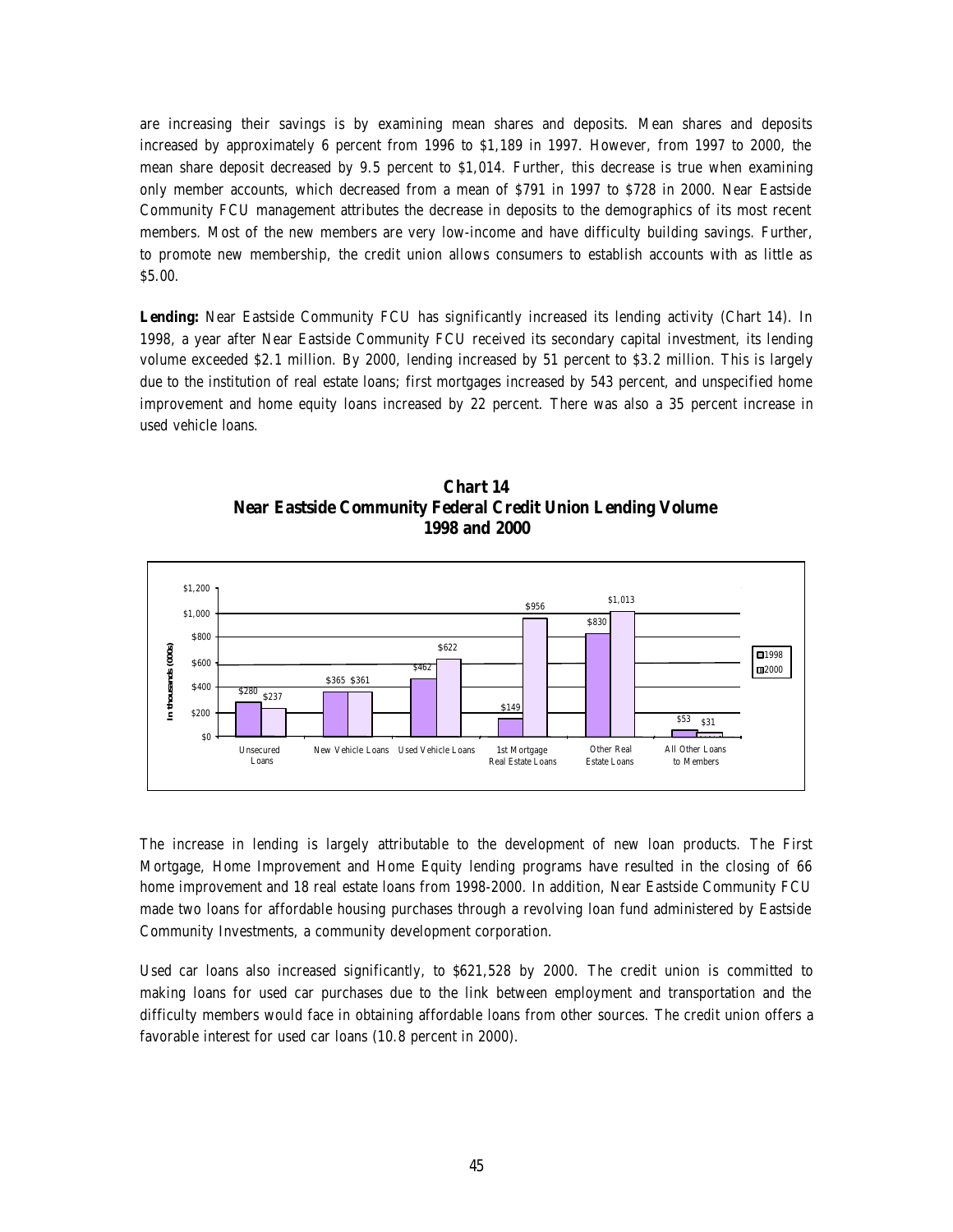are increasing their savings is by examining mean shares and deposits. Mean shares and deposits increased by approximately 6 percent from 1996 to $1,189 in 1997. However, from 1997 to 2000, the mean share deposit decreased by 9.5 percent to $1,014. Further, this decrease is true when examining only member accounts, which decreased from a mean of $791 in 1997 to $728 in 2000. Near Eastside Community FCU management attributes the decrease in deposits to the demographics of its most recent members. Most of the new members are very low-income and have difficulty building savings. Further, to promote new membership, the credit union allows consumers to establish accounts with as little as $5.00.

**Lending:** Near Eastside Community FCU has significantly increased its lending activity (Chart 14). In 1998, a year after Near Eastside Community FCU received its secondary capital investment, its lending volume exceeded $2.1 million. By 2000, lending increased by 51 percent to $3.2 million. This is largely due to the institution of real estate loans; first mortgages increased by 543 percent, and unspecified home improvement and home equity loans increased by 22 percent. There was also a 35 percent increase in used vehicle loans.

**Chart 14**
**Near Eastside Community Federal Credit Union Lending Volume**
**1998 and 2000**

| In thousands (000s) | 1998 | 2000 |
|---|---|---|
| Unsecured Loans | $280 | $237 |
| New Vehicle Loans | $365 | $361 |
| Used Vehicle Loans | $462 | $622 |
| 1st Mortgage Real Estate Loans | $149 | $956 |
| Other Real Estate Loans | $830 | $1,013 |
| All Other Loans to Members | $53 | $31 |

The increase in lending is largely attributable to the development of new loan products. The First Mortgage, Home Improvement and Home Equity lending programs have resulted in the closing of 66 home improvement and 18 real estate loans from 1998-2000. In addition, Near Eastside Community FCU made two loans for affordable housing purchases through a revolving loan fund administered by Eastside Community Investments, a community development corporation.

Used car loans also increased significantly, to $621,528 by 2000. The credit union is committed to making loans for used car purchases due to the link between employment and transportation and the difficulty members would face in obtaining affordable loans from other sources. The credit union offers a favorable interest for used car loans (10.8 percent in 2000).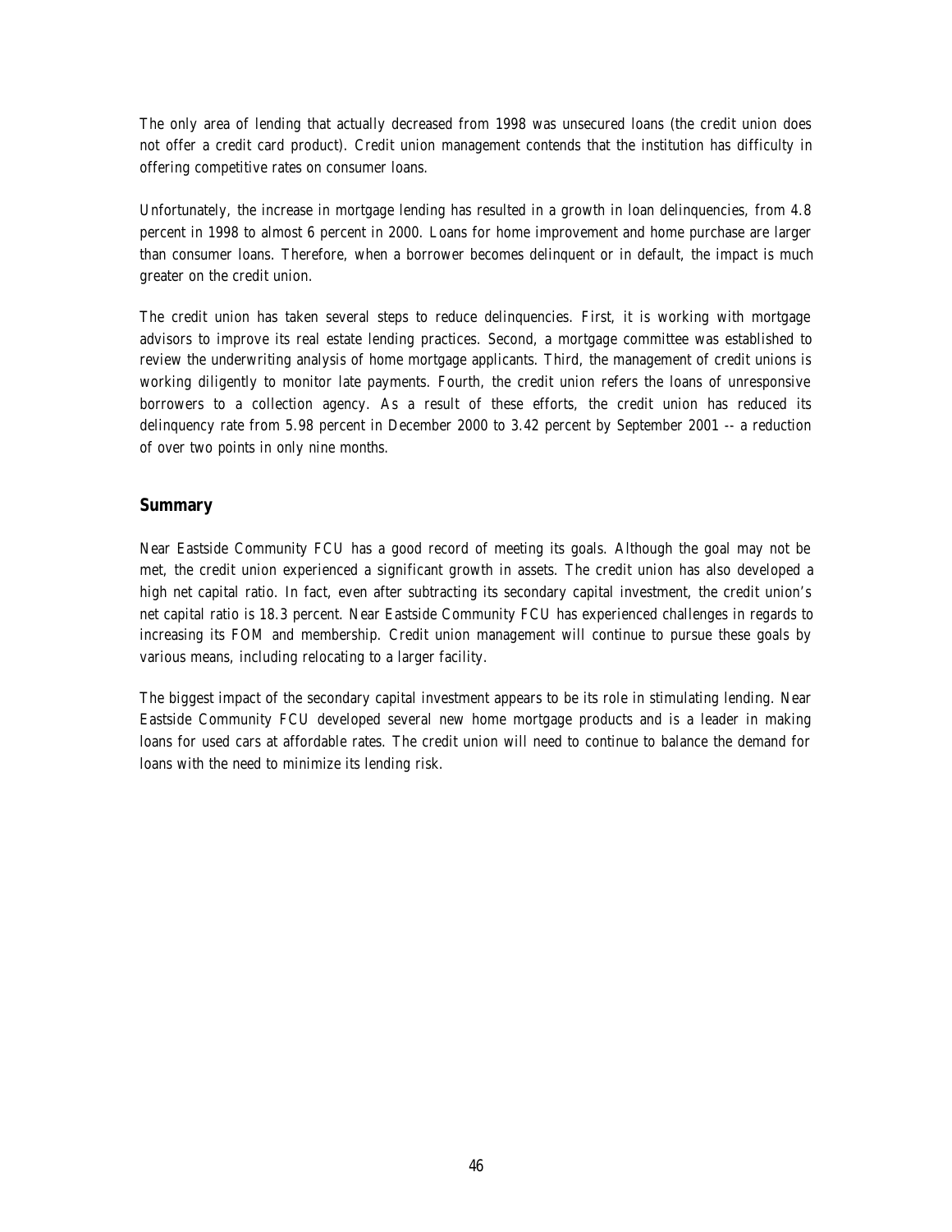The only area of lending that actually decreased from 1998 was unsecured loans (the credit union does not offer a credit card product). Credit union management contends that the institution has difficulty in offering competitive rates on consumer loans.

Unfortunately, the increase in mortgage lending has resulted in a growth in loan delinquencies, from 4.8 percent in 1998 to almost 6 percent in 2000. Loans for home improvement and home purchase are larger than consumer loans. Therefore, when a borrower becomes delinquent or in default, the impact is much greater on the credit union.

The credit union has taken several steps to reduce delinquencies. First, it is working with mortgage advisors to improve its real estate lending practices. Second, a mortgage committee was established to review the underwriting analysis of home mortgage applicants. Third, the management of credit unions is working diligently to monitor late payments. Fourth, the credit union refers the loans of unresponsive borrowers to a collection agency. As a result of these efforts, the credit union has reduced its delinquency rate from 5.98 percent in December 2000 to 3.42 percent by September 2001 -- a reduction of over two points in only nine months.

## Summary

Near Eastside Community FCU has a good record of meeting its goals. Although the goal may not be met, the credit union experienced a significant growth in assets. The credit union has also developed a high net capital ratio. In fact, even after subtracting its secondary capital investment, the credit union's net capital ratio is 18.3 percent. Near Eastside Community FCU has experienced challenges in regards to increasing its FOM and membership. Credit union management will continue to pursue these goals by various means, including relocating to a larger facility.

The biggest impact of the secondary capital investment appears to be its role in stimulating lending. Near Eastside Community FCU developed several new home mortgage products and is a leader in making loans for used cars at affordable rates. The credit union will need to continue to balance the demand for loans with the need to minimize its lending risk.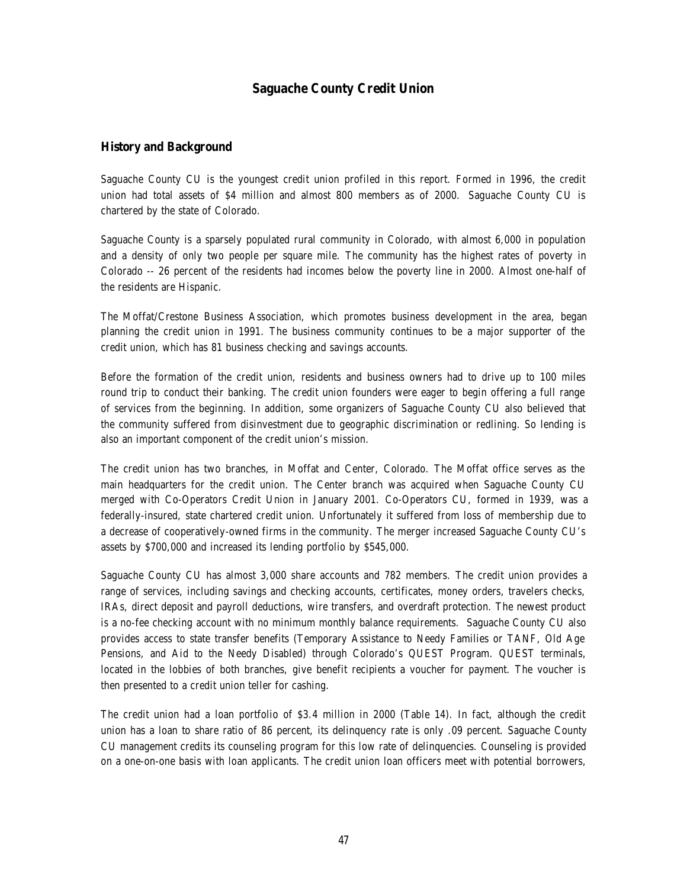# Saguache County Credit Union

## History and Background

Saguache County CU is the youngest credit union profiled in this report. Formed in 1996, the credit union had total assets of $4 million and almost 800 members as of 2000. Saguache County CU is chartered by the state of Colorado.

Saguache County is a sparsely populated rural community in Colorado, with almost 6,000 in population and a density of only two people per square mile. The community has the highest rates of poverty in Colorado -- 26 percent of the residents had incomes below the poverty line in 2000. Almost one-half of the residents are Hispanic.

The Moffat/Crestone Business Association, which promotes business development in the area, began planning the credit union in 1991. The business community continues to be a major supporter of the credit union, which has 81 business checking and savings accounts.

Before the formation of the credit union, residents and business owners had to drive up to 100 miles round trip to conduct their banking. The credit union founders were eager to begin offering a full range of services from the beginning. In addition, some organizers of Saguache County CU also believed that the community suffered from disinvestment due to geographic discrimination or redlining. So lending is also an important component of the credit union's mission.

The credit union has two branches, in Moffat and Center, Colorado. The Moffat office serves as the main headquarters for the credit union. The Center branch was acquired when Saguache County CU merged with Co-Operators Credit Union in January 2001. Co-Operators CU, formed in 1939, was a federally-insured, state chartered credit union. Unfortunately it suffered from loss of membership due to a decrease of cooperatively-owned firms in the community. The merger increased Saguache County CU's assets by $700,000 and increased its lending portfolio by $545,000.

Saguache County CU has almost 3,000 share accounts and 782 members. The credit union provides a range of services, including savings and checking accounts, certificates, money orders, travelers checks, IRAs, direct deposit and payroll deductions, wire transfers, and overdraft protection. The newest product is a no-fee checking account with no minimum monthly balance requirements. Saguache County CU also provides access to state transfer benefits (Temporary Assistance to Needy Families or TANF, Old Age Pensions, and Aid to the Needy Disabled) through Colorado's QUEST Program. QUEST terminals, located in the lobbies of both branches, give benefit recipients a voucher for payment. The voucher is then presented to a credit union teller for cashing.

The credit union had a loan portfolio of $3.4 million in 2000 (Table 14). In fact, although the credit union has a loan to share ratio of 86 percent, its delinquency rate is only .09 percent. Saguache County CU management credits its counseling program for this low rate of delinquencies. Counseling is provided on a one-on-one basis with loan applicants. The credit union loan officers meet with potential borrowers,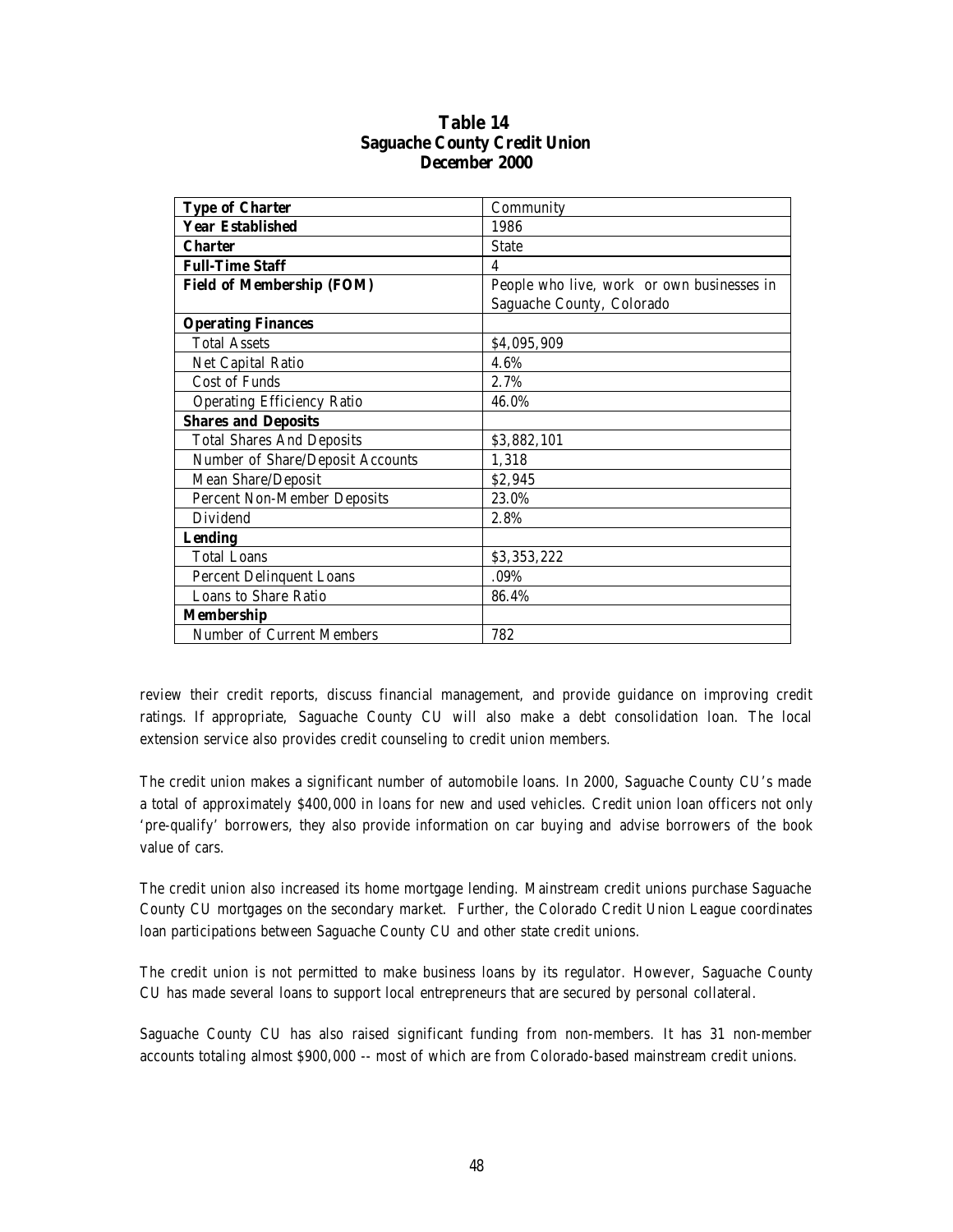**Table 14**
**Saguache County Credit Union**
**December 2000**

| **Type of Charter** | Community |
|---|---|
| **Year Established** | 1986 |
| **Charter** | State |
| **Full-Time Staff** | 4 |
| **Field of Membership (FOM)** | People who live, work or own businesses in Saguache County, Colorado |
| **Operating Finances** | |
| Total Assets | \$4,095,909 |
| Net Capital Ratio | 4.6% |
| Cost of Funds | 2.7% |
| Operating Efficiency Ratio | 46.0% |
| **Shares and Deposits** | |
| Total Shares And Deposits | \$3,882,101 |
| Number of Share/Deposit Accounts | 1,318 |
| Mean Share/Deposit | \$2,945 |
| Percent Non-Member Deposits | 23.0% |
| Dividend | 2.8% |
| **Lending** | |
| Total Loans | \$3,353,222 |
| Percent Delinquent Loans | .09% |
| Loans to Share Ratio | 86.4% |
| **Membership** | |
| Number of Current Members | 782 |

review their credit reports, discuss financial management, and provide guidance on improving credit ratings. If appropriate, Saguache County CU will also make a debt consolidation loan. The local extension service also provides credit counseling to credit union members.

The credit union makes a significant number of automobile loans. In 2000, Saguache County CU's made a total of approximately \$400,000 in loans for new and used vehicles. Credit union loan officers not only 'pre-qualify' borrowers, they also provide information on car buying and advise borrowers of the book value of cars.

The credit union also increased its home mortgage lending. Mainstream credit unions purchase Saguache County CU mortgages on the secondary market. Further, the Colorado Credit Union League coordinates loan participations between Saguache County CU and other state credit unions.

The credit union is not permitted to make business loans by its regulator. However, Saguache County CU has made several loans to support local entrepreneurs that are secured by personal collateral.

Saguache County CU has also raised significant funding from non-members. It has 31 non-member accounts totaling almost \$900,000 -- most of which are from Colorado-based mainstream credit unions.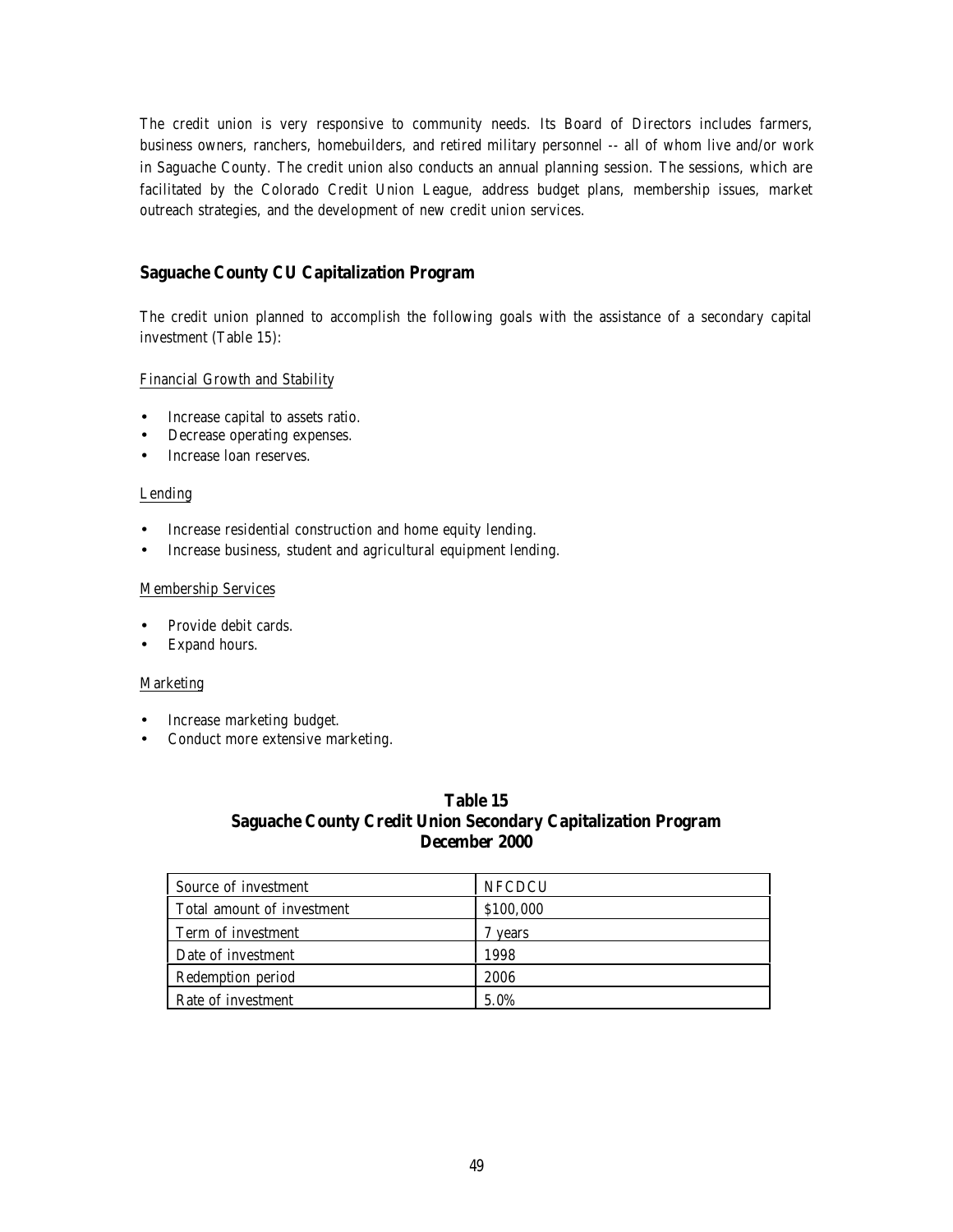The credit union is very responsive to community needs. Its Board of Directors includes farmers, business owners, ranchers, homebuilders, and retired military personnel -- all of whom live and/or work in Saguache County. The credit union also conducts an annual planning session. The sessions, which are facilitated by the Colorado Credit Union League, address budget plans, membership issues, market outreach strategies, and the development of new credit union services.

## Saguache County CU Capitalization Program

The credit union planned to accomplish the following goals with the assistance of a secondary capital investment (Table 15):

Financial Growth and Stability

- Increase capital to assets ratio.
- Decrease operating expenses.
- Increase loan reserves.

Lending

- Increase residential construction and home equity lending.
- Increase business, student and agricultural equipment lending.

Membership Services

- Provide debit cards.
- Expand hours.

Marketing

- Increase marketing budget.
- Conduct more extensive marketing.

**Table 15**
**Saguache County Credit Union Secondary Capitalization Program**
**December 2000**

| Source of investment | NFCDCU |
|---|---|
| Total amount of investment | \$100,000 |
| Term of investment | 7 years |
| Date of investment | 1998 |
| Redemption period | 2006 |
| Rate of investment | 5.0% |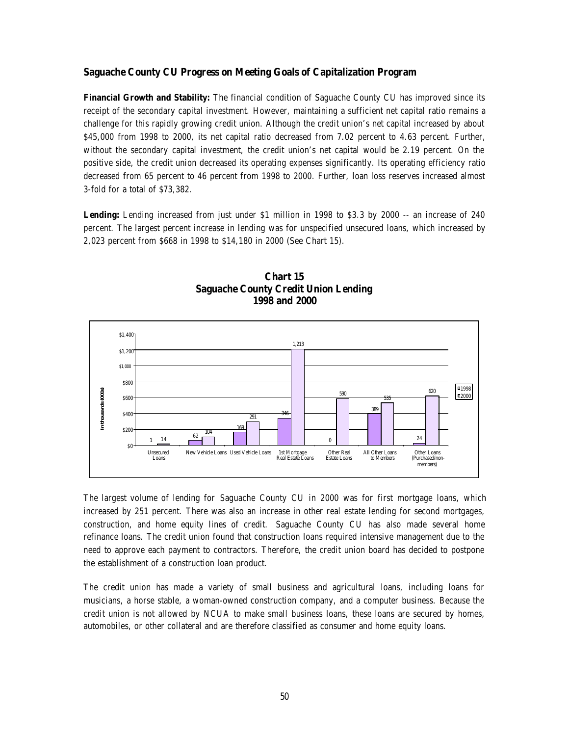### Saguache County CU Progress on Meeting Goals of Capitalization Program

**Financial Growth and Stability:** The financial condition of Saguache County CU has improved since its receipt of the secondary capital investment. However, maintaining a sufficient net capital ratio remains a challenge for this rapidly growing credit union. Although the credit union's net capital increased by about $45,000 from 1998 to 2000, its net capital ratio decreased from 7.02 percent to 4.63 percent. Further, without the secondary capital investment, the credit union's net capital would be 2.19 percent. On the positive side, the credit union decreased its operating expenses significantly. Its operating efficiency ratio decreased from 65 percent to 46 percent from 1998 to 2000. Further, loan loss reserves increased almost 3-fold for a total of $73,382.

**Lending:** Lending increased from just under $1 million in 1998 to $3.3 by 2000 -- an increase of 240 percent. The largest percent increase in lending was for unspecified unsecured loans, which increased by 2,023 percent from $668 in 1998 to $14,180 in 2000 (See Chart 15).

**Chart 15**
**Saguache County Credit Union Lending**
**1998 and 2000**

| In thousands (000s) | 1998 | 2000 |
|---|---|---|
| Unsecured Loans | 1 | 14 |
| New Vehicle Loans | 62 | 104 |
| Used Vehicle Loans | 169 | 291 |
| 1st Mortgage Real Estate Loans | 346 | 1,213 |
| Other Real Estate Loans | 0 | 590 |
| All Other Loans to Members | 389 | 535 |
| Other Loans (Purchased/non-members) | 24 | 620 |

The largest volume of lending for Saguache County CU in 2000 was for first mortgage loans, which increased by 251 percent. There was also an increase in other real estate lending for second mortgages, construction, and home equity lines of credit. Saguache County CU has also made several home refinance loans. The credit union found that construction loans required intensive management due to the need to approve each payment to contractors. Therefore, the credit union board has decided to postpone the establishment of a construction loan product.

The credit union has made a variety of small business and agricultural loans, including loans for musicians, a horse stable, a woman-owned construction company, and a computer business. Because the credit union is not allowed by NCUA to make small business loans, these loans are secured by homes, automobiles, or other collateral and are therefore classified as consumer and home equity loans.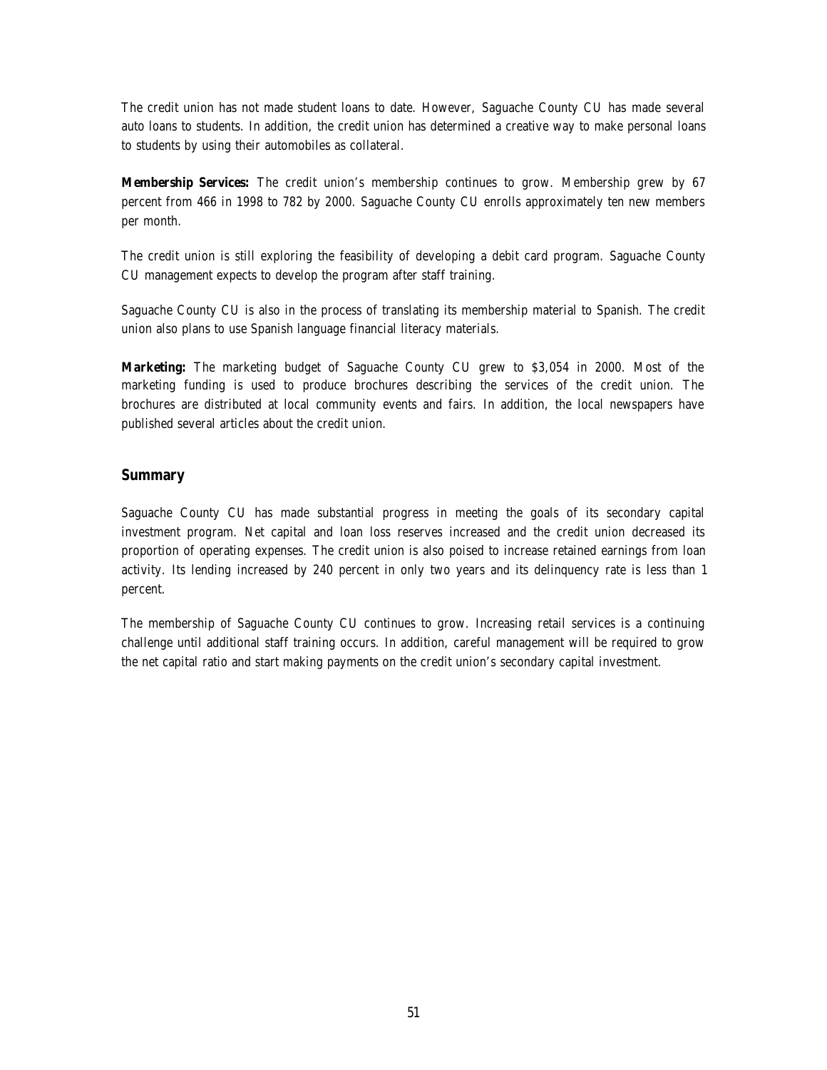The credit union has not made student loans to date. However, Saguache County CU has made several auto loans to students. In addition, the credit union has determined a creative way to make personal loans to students by using their automobiles as collateral.

**Membership Services:** The credit union's membership continues to grow. Membership grew by 67 percent from 466 in 1998 to 782 by 2000. Saguache County CU enrolls approximately ten new members per month.

The credit union is still exploring the feasibility of developing a debit card program. Saguache County CU management expects to develop the program after staff training.

Saguache County CU is also in the process of translating its membership material to Spanish. The credit union also plans to use Spanish language financial literacy materials.

**Marketing:** The marketing budget of Saguache County CU grew to $3,054 in 2000. Most of the marketing funding is used to produce brochures describing the services of the credit union. The brochures are distributed at local community events and fairs. In addition, the local newspapers have published several articles about the credit union.

## Summary

Saguache County CU has made substantial progress in meeting the goals of its secondary capital investment program. Net capital and loan loss reserves increased and the credit union decreased its proportion of operating expenses. The credit union is also poised to increase retained earnings from loan activity. Its lending increased by 240 percent in only two years and its delinquency rate is less than 1 percent.

The membership of Saguache County CU continues to grow. Increasing retail services is a continuing challenge until additional staff training occurs. In addition, careful management will be required to grow the net capital ratio and start making payments on the credit union's secondary capital investment.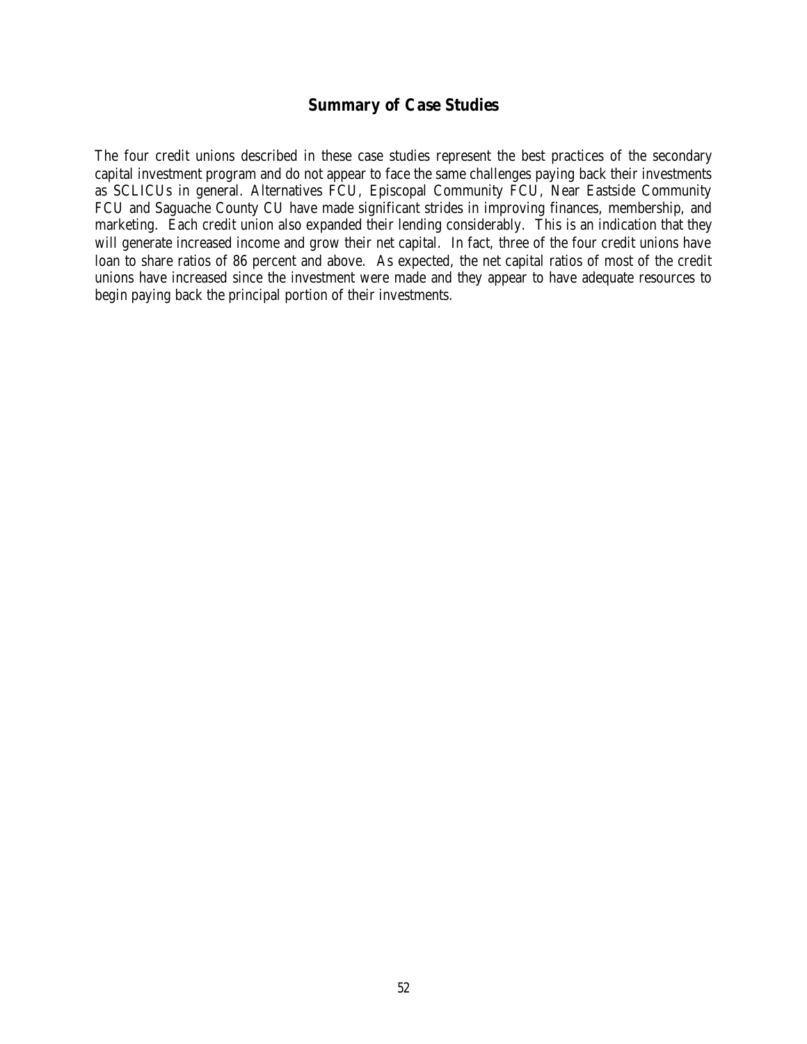## Summary of Case Studies

The four credit unions described in these case studies represent the best practices of the secondary capital investment program and do not appear to face the same challenges paying back their investments as SCLICUs in general. Alternatives FCU, Episcopal Community FCU, Near Eastside Community FCU and Saguache County CU have made significant strides in improving finances, membership, and marketing. Each credit union also expanded their lending considerably. This is an indication that they will generate increased income and grow their net capital. In fact, three of the four credit unions have loan to share ratios of 86 percent and above. As expected, the net capital ratios of most of the credit unions have increased since the investment were made and they appear to have adequate resources to begin paying back the principal portion of their investments.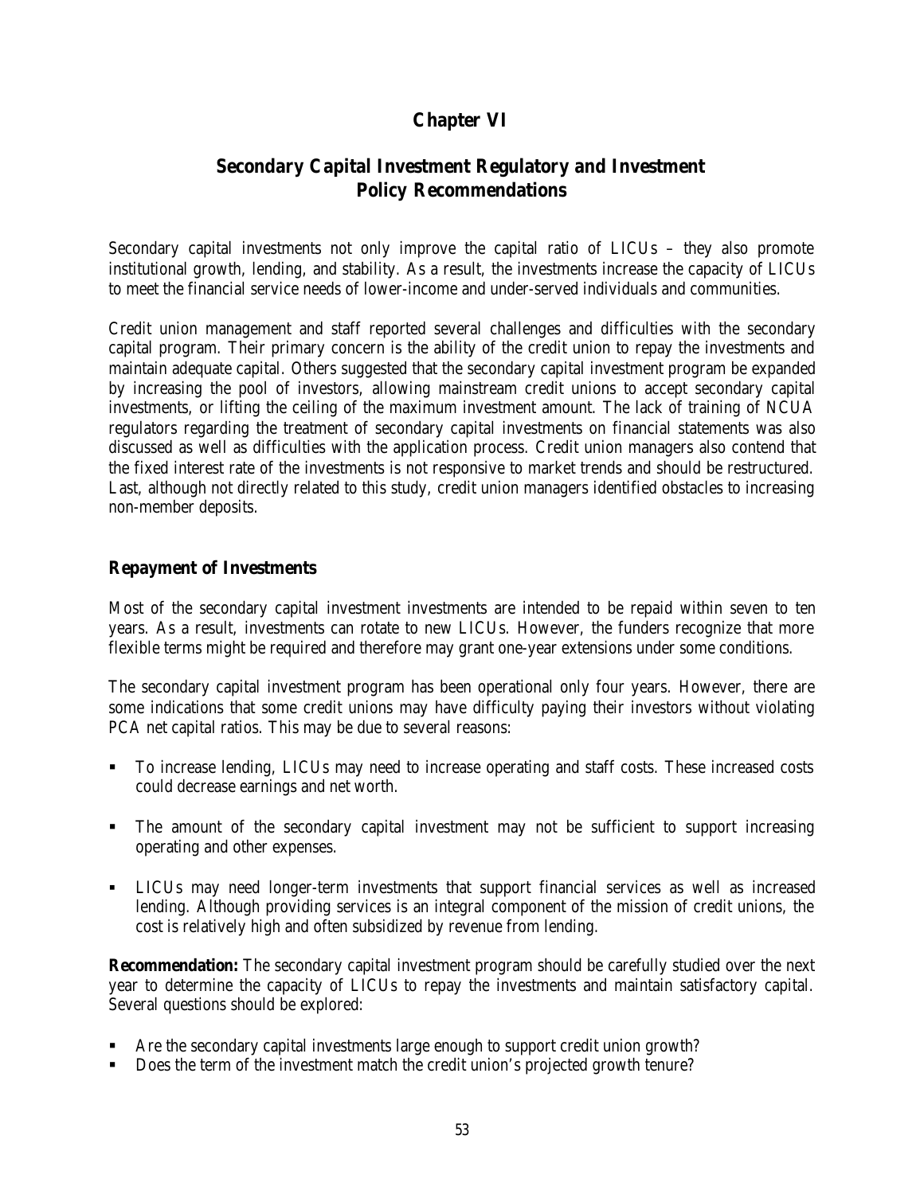# Chapter VI

## Secondary Capital Investment Regulatory and Investment Policy Recommendations

Secondary capital investments not only improve the capital ratio of LICUs – they also promote institutional growth, lending, and stability. As a result, the investments increase the capacity of LICUs to meet the financial service needs of lower-income and under-served individuals and communities.

Credit union management and staff reported several challenges and difficulties with the secondary capital program. Their primary concern is the ability of the credit union to repay the investments and maintain adequate capital. Others suggested that the secondary capital investment program be expanded by increasing the pool of investors, allowing mainstream credit unions to accept secondary capital investments, or lifting the ceiling of the maximum investment amount. The lack of training of NCUA regulators regarding the treatment of secondary capital investments on financial statements was also discussed as well as difficulties with the application process. Credit union managers also contend that the fixed interest rate of the investments is not responsive to market trends and should be restructured. Last, although not directly related to this study, credit union managers identified obstacles to increasing non-member deposits.

### Repayment of Investments

Most of the secondary capital investment investments are intended to be repaid within seven to ten years. As a result, investments can rotate to new LICUs. However, the funders recognize that more flexible terms might be required and therefore may grant one-year extensions under some conditions.

The secondary capital investment program has been operational only four years. However, there are some indications that some credit unions may have difficulty paying their investors without violating PCA net capital ratios. This may be due to several reasons:

- To increase lending, LICUs may need to increase operating and staff costs. These increased costs could decrease earnings and net worth.
- The amount of the secondary capital investment may not be sufficient to support increasing operating and other expenses.
- LICUs may need longer-term investments that support financial services as well as increased lending. Although providing services is an integral component of the mission of credit unions, the cost is relatively high and often subsidized by revenue from lending.

**Recommendation:** The secondary capital investment program should be carefully studied over the next year to determine the capacity of LICUs to repay the investments and maintain satisfactory capital. Several questions should be explored:

- Are the secondary capital investments large enough to support credit union growth?
- Does the term of the investment match the credit union's projected growth tenure?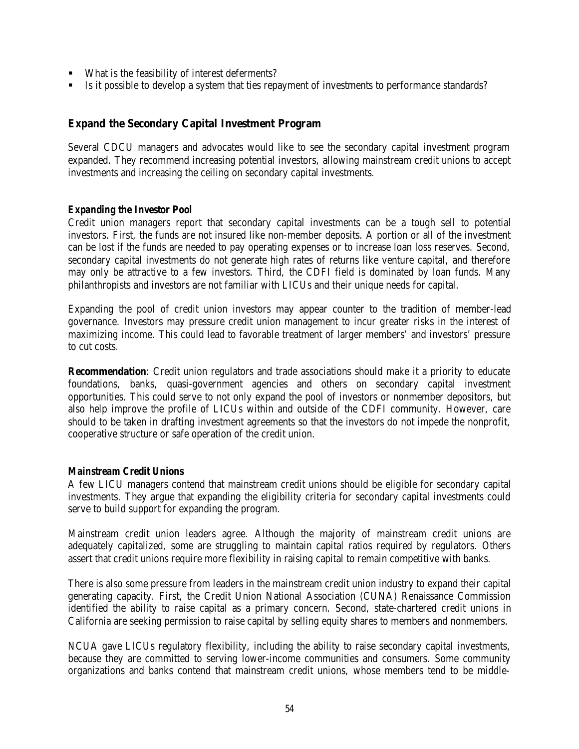- What is the feasibility of interest deferments?
- Is it possible to develop a system that ties repayment of investments to performance standards?

## Expand the Secondary Capital Investment Program

Several CDCU managers and advocates would like to see the secondary capital investment program expanded. They recommend increasing potential investors, allowing mainstream credit unions to accept investments and increasing the ceiling on secondary capital investments.

### *Expanding the Investor Pool*

Credit union managers report that secondary capital investments can be a tough sell to potential investors. First, the funds are not insured like non-member deposits. A portion or all of the investment can be lost if the funds are needed to pay operating expenses or to increase loan loss reserves. Second, secondary capital investments do not generate high rates of returns like venture capital, and therefore may only be attractive to a few investors. Third, the CDFI field is dominated by loan funds. Many philanthropists and investors are not familiar with LICUs and their unique needs for capital.

Expanding the pool of credit union investors may appear counter to the tradition of member-lead governance. Investors may pressure credit union management to incur greater risks in the interest of maximizing income. This could lead to favorable treatment of larger members' and investors' pressure to cut costs.

**Recommendation**: Credit union regulators and trade associations should make it a priority to educate foundations, banks, quasi-government agencies and others on secondary capital investment opportunities. This could serve to not only expand the pool of investors or nonmember depositors, but also help improve the profile of LICUs within and outside of the CDFI community. However, care should to be taken in drafting investment agreements so that the investors do not impede the nonprofit, cooperative structure or safe operation of the credit union.

### *Mainstream Credit Unions*

A few LICU managers contend that mainstream credit unions should be eligible for secondary capital investments. They argue that expanding the eligibility criteria for secondary capital investments could serve to build support for expanding the program.

Mainstream credit union leaders agree. Although the majority of mainstream credit unions are adequately capitalized, some are struggling to maintain capital ratios required by regulators. Others assert that credit unions require more flexibility in raising capital to remain competitive with banks.

There is also some pressure from leaders in the mainstream credit union industry to expand their capital generating capacity. First, the Credit Union National Association (CUNA) Renaissance Commission identified the ability to raise capital as a primary concern. Second, state-chartered credit unions in California are seeking permission to raise capital by selling equity shares to members and nonmembers.

NCUA gave LICUs regulatory flexibility, including the ability to raise secondary capital investments, because they are committed to serving lower-income communities and consumers. Some community organizations and banks contend that mainstream credit unions, whose members tend to be middle-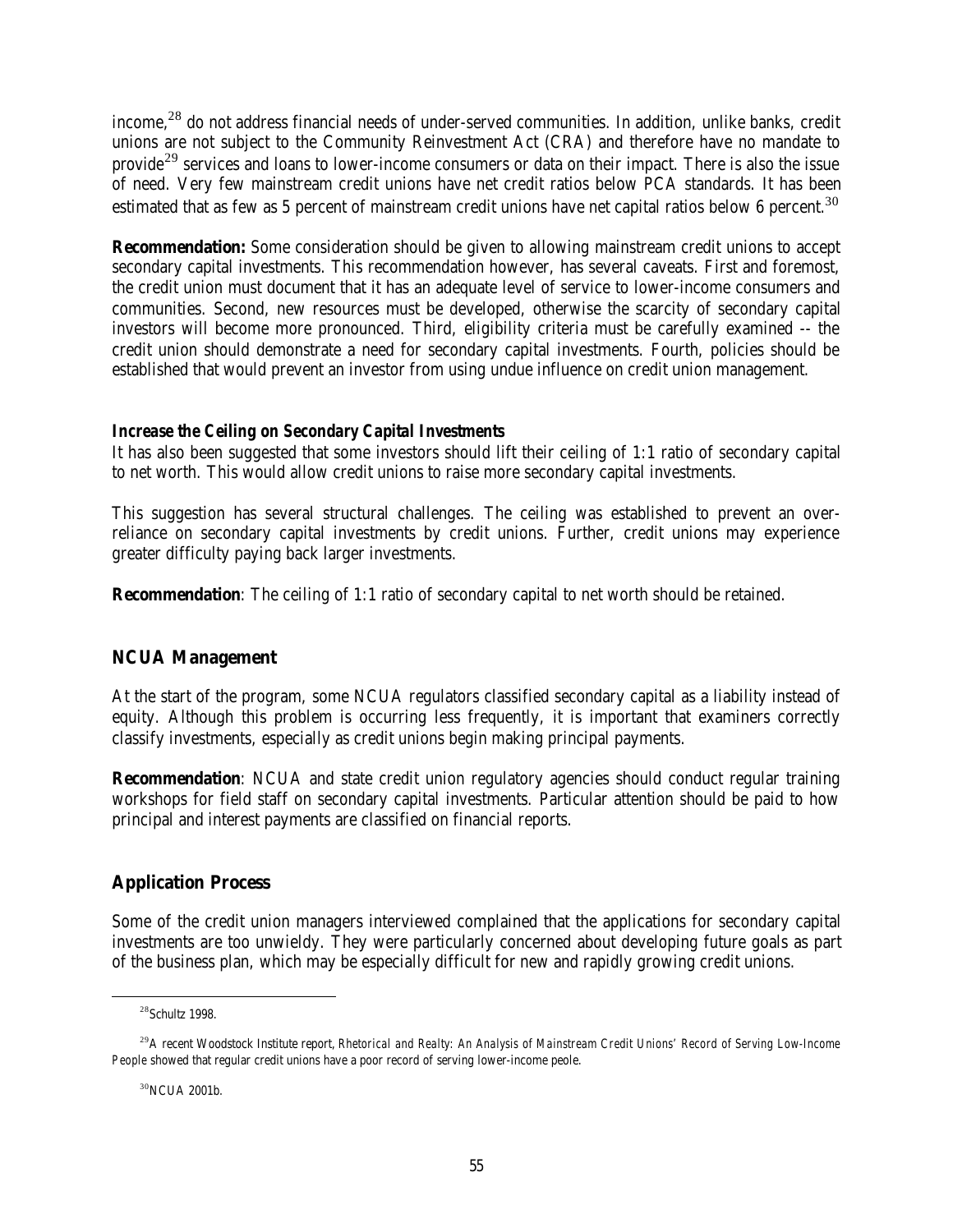income,[28] do not address financial needs of under-served communities. In addition, unlike banks, credit unions are not subject to the Community Reinvestment Act (CRA) and therefore have no mandate to provide[29] services and loans to lower-income consumers or data on their impact. There is also the issue of need. Very few mainstream credit unions have net credit ratios below PCA standards. It has been estimated that as few as 5 percent of mainstream credit unions have net capital ratios below 6 percent.[30]

**Recommendation:** Some consideration should be given to allowing mainstream credit unions to accept secondary capital investments. This recommendation however, has several caveats. First and foremost, the credit union must document that it has an adequate level of service to lower-income consumers and communities. Second, new resources must be developed, otherwise the scarcity of secondary capital investors will become more pronounced. Third, eligibility criteria must be carefully examined -- the credit union should demonstrate a need for secondary capital investments. Fourth, policies should be established that would prevent an investor from using undue influence on credit union management.

***Increase the Ceiling on Secondary Capital Investments***

It has also been suggested that some investors should lift their ceiling of 1:1 ratio of secondary capital to net worth. This would allow credit unions to raise more secondary capital investments.

This suggestion has several structural challenges. The ceiling was established to prevent an over-reliance on secondary capital investments by credit unions. Further, credit unions may experience greater difficulty paying back larger investments.

**Recommendation**: The ceiling of 1:1 ratio of secondary capital to net worth should be retained.

## NCUA Management

At the start of the program, some NCUA regulators classified secondary capital as a liability instead of equity. Although this problem is occurring less frequently, it is important that examiners correctly classify investments, especially as credit unions begin making principal payments.

**Recommendation**: NCUA and state credit union regulatory agencies should conduct regular training workshops for field staff on secondary capital investments. Particular attention should be paid to how principal and interest payments are classified on financial reports.

## Application Process

Some of the credit union managers interviewed complained that the applications for secondary capital investments are too unwieldy. They were particularly concerned about developing future goals as part of the business plan, which may be especially difficult for new and rapidly growing credit unions.

---

[28] Schultz 1998.

[29] A recent Woodstock Institute report, *Rhetorical and Realty: An Analysis of Mainstream Credit Unions' Record of Serving Low-Income People* showed that regular credit unions have a poor record of serving lower-income peole.

[30] NCUA 2001b.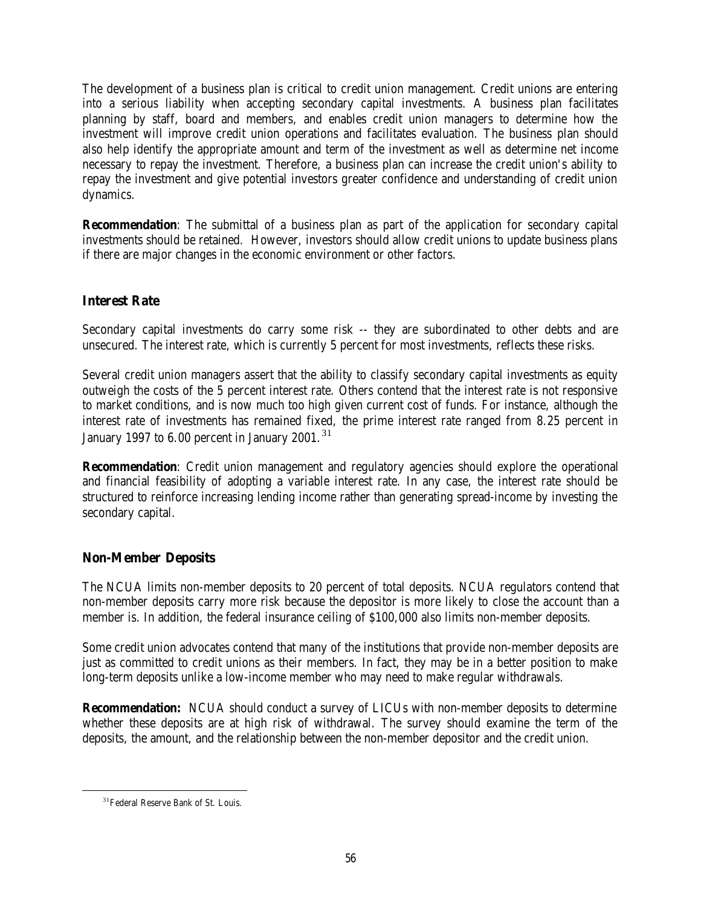The development of a business plan is critical to credit union management. Credit unions are entering into a serious liability when accepting secondary capital investments. A business plan facilitates planning by staff, board and members, and enables credit union managers to determine how the investment will improve credit union operations and facilitates evaluation. The business plan should also help identify the appropriate amount and term of the investment as well as determine net income necessary to repay the investment. Therefore, a business plan can increase the credit union's ability to repay the investment and give potential investors greater confidence and understanding of credit union dynamics.

**Recommendation**: The submittal of a business plan as part of the application for secondary capital investments should be retained. However, investors should allow credit unions to update business plans if there are major changes in the economic environment or other factors.

### Interest Rate

Secondary capital investments do carry some risk -- they are subordinated to other debts and are unsecured. The interest rate, which is currently 5 percent for most investments, reflects these risks.

Several credit union managers assert that the ability to classify secondary capital investments as equity outweigh the costs of the 5 percent interest rate. Others contend that the interest rate is not responsive to market conditions, and is now much too high given current cost of funds. For instance, although the interest rate of investments has remained fixed, the prime interest rate ranged from 8.25 percent in January 1997 to 6.00 percent in January 2001.[31]

**Recommendation**: Credit union management and regulatory agencies should explore the operational and financial feasibility of adopting a variable interest rate. In any case, the interest rate should be structured to reinforce increasing lending income rather than generating spread-income by investing the secondary capital.

### Non-Member Deposits

The NCUA limits non-member deposits to 20 percent of total deposits. NCUA regulators contend that non-member deposits carry more risk because the depositor is more likely to close the account than a member is. In addition, the federal insurance ceiling of $100,000 also limits non-member deposits.

Some credit union advocates contend that many of the institutions that provide non-member deposits are just as committed to credit unions as their members. In fact, they may be in a better position to make long-term deposits unlike a low-income member who may need to make regular withdrawals.

**Recommendation:** NCUA should conduct a survey of LICUs with non-member deposits to determine whether these deposits are at high risk of withdrawal. The survey should examine the term of the deposits, the amount, and the relationship between the non-member depositor and the credit union.

[31] Federal Reserve Bank of St. Louis.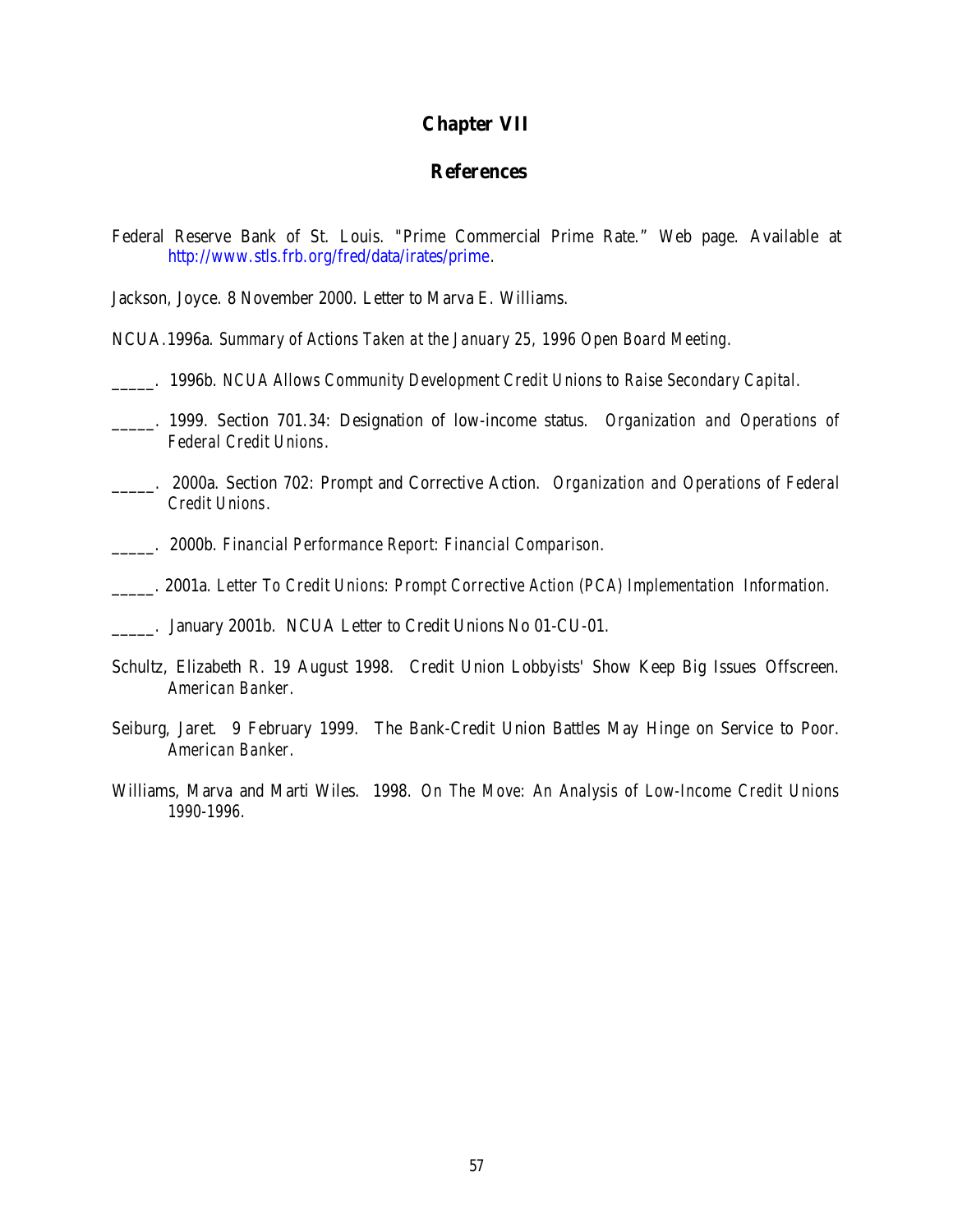# Chapter VII

## References

Federal Reserve Bank of St. Louis. "Prime Commercial Prime Rate." Web page. Available at http://www.stls.frb.org/fred/data/irates/prime.

Jackson, Joyce. 8 November 2000. Letter to Marva E. Williams.

NCUA.1996a. *Summary of Actions Taken at the January 25, 1996 Open Board Meeting.*

_____. 1996b. *NCUA Allows Community Development Credit Unions to Raise Secondary Capital.*

_____. 1999. Section 701.34: Designation of low-income status. *Organization and Operations of Federal Credit Unions.*

_____. 2000a. Section 702: Prompt and Corrective Action. *Organization and Operations of Federal Credit Unions.*

_____. 2000b. *Financial Performance Report: Financial Comparison.*

_____. 2001a. *Letter To Credit Unions: Prompt Corrective Action (PCA) Implementation Information.*

_____. January 2001b. NCUA Letter to Credit Unions No 01-CU-01.

Schultz, Elizabeth R. 19 August 1998. Credit Union Lobbyists' Show Keep Big Issues Offscreen. *American Banker.*

Seiburg, Jaret. 9 February 1999. The Bank-Credit Union Battles May Hinge on Service to Poor. *American Banker.*

Williams, Marva and Marti Wiles. 1998. *On The Move: An Analysis of Low-Income Credit Unions 1990-1996.*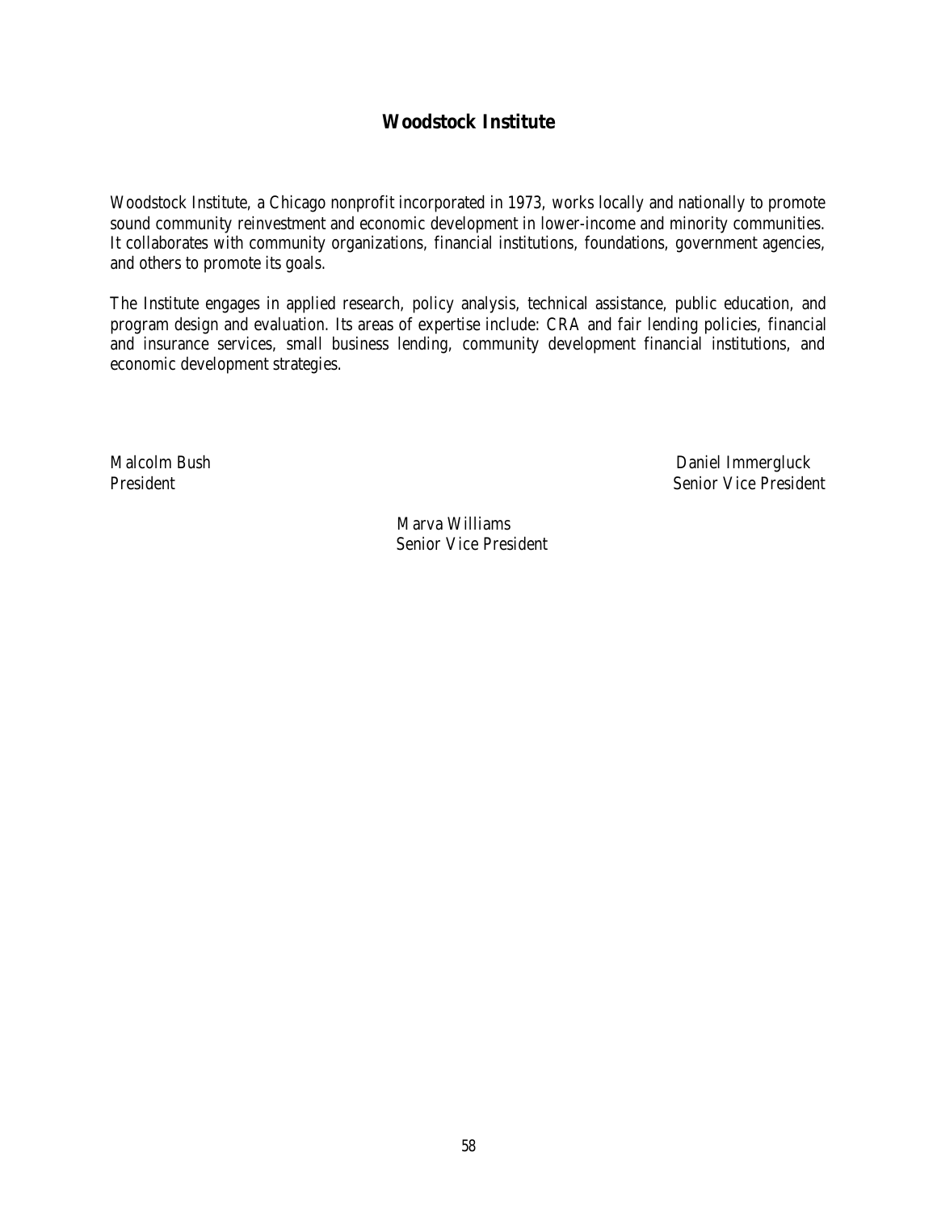## Woodstock Institute

Woodstock Institute, a Chicago nonprofit incorporated in 1973, works locally and nationally to promote sound community reinvestment and economic development in lower-income and minority communities. It collaborates with community organizations, financial institutions, foundations, government agencies, and others to promote its goals.

The Institute engages in applied research, policy analysis, technical assistance, public education, and program design and evaluation. Its areas of expertise include: CRA and fair lending policies, financial and insurance services, small business lending, community development financial institutions, and economic development strategies.

Malcolm Bush
President

Daniel Immergluck
Senior Vice President

Marva Williams
Senior Vice President